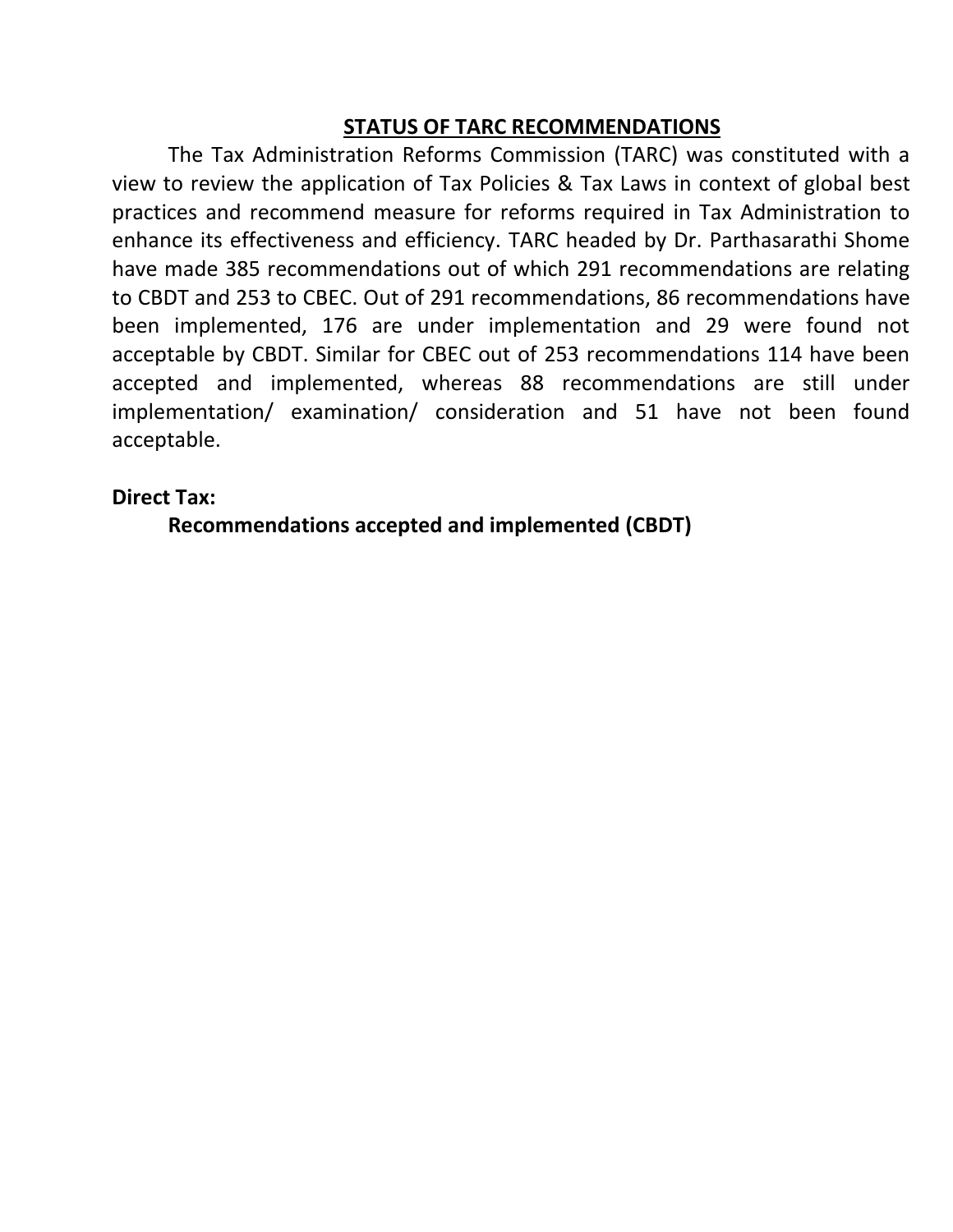## STATUS OF TARC RECOMMENDATIONS

The Tax Administration Reforms Commission (TARC) was constituted with a view to review the application of Tax Policies & Tax Laws in context of global best practices and recommend measure for reforms required in Tax Administration to enhance its effectiveness and efficiency. TARC headed by Dr. Parthasarathi Shome have made 385 recommendations out of which 291 recommendations are relating to CBDT and 253 to CBEC. Out of 291 recommendations, 86 recommendations have been implemented, 176 are under implementation and 29 were found not acceptable by CBDT. Similar for CBEC out of 253 recommendations 114 have been accepted and implemented, whereas 88 recommendations are still under implementation/ examination/ consideration and 51 have not been found acceptable.

**Direct Tax:**

**Recommendations accepted and implemented (CBDT)**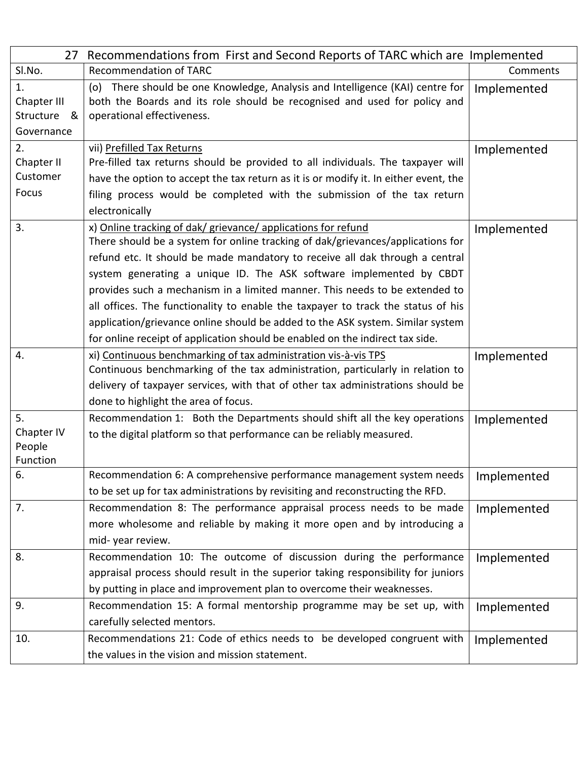| 27 Recommendations from First and Second Reports of TARC which are Implemented | | |
|---|---|---|
| Sl.No. | Recommendation of TARC | Comments |
| 1.<br>Chapter III Structure & Governance | (o) There should be one Knowledge, Analysis and Intelligence (KAI) centre for both the Boards and its role should be recognised and used for policy and operational effectiveness. | Implemented |
| 2.<br>Chapter II Customer Focus | vii) Prefilled Tax Returns<br>Pre-filled tax returns should be provided to all individuals. The taxpayer will have the option to accept the tax return as it is or modify it. In either event, the filing process would be completed with the submission of the tax return electronically | Implemented |
| 3. | x) Online tracking of dak/ grievance/ applications for refund<br>There should be a system for online tracking of dak/grievances/applications for refund etc. It should be made mandatory to receive all dak through a central system generating a unique ID. The ASK software implemented by CBDT provides such a mechanism in a limited manner. This needs to be extended to all offices. The functionality to enable the taxpayer to track the status of his application/grievance online should be added to the ASK system. Similar system for online receipt of application should be enabled on the indirect tax side. | Implemented |
| 4. | xi) Continuous benchmarking of tax administration vis-à-vis TPS<br>Continuous benchmarking of the tax administration, particularly in relation to delivery of taxpayer services, with that of other tax administrations should be done to highlight the area of focus. | Implemented |
| 5.<br>Chapter IV People Function | Recommendation 1: Both the Departments should shift all the key operations to the digital platform so that performance can be reliably measured. | Implemented |
| 6. | Recommendation 6: A comprehensive performance management system needs to be set up for tax administrations by revisiting and reconstructing the RFD. | Implemented |
| 7. | Recommendation 8: The performance appraisal process needs to be made more wholesome and reliable by making it more open and by introducing a mid- year review. | Implemented |
| 8. | Recommendation 10: The outcome of discussion during the performance appraisal process should result in the superior taking responsibility for juniors by putting in place and improvement plan to overcome their weaknesses. | Implemented |
| 9. | Recommendation 15: A formal mentorship programme may be set up, with carefully selected mentors. | Implemented |
| 10. | Recommendations 21: Code of ethics needs to be developed congruent with the values in the vision and mission statement. | Implemented |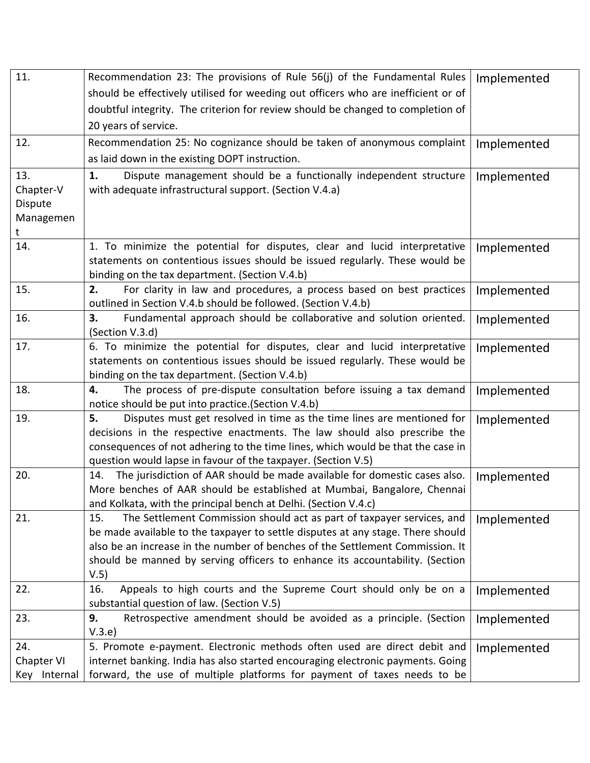| | | |
|---|---|---|
| 11. | Recommendation 23: The provisions of Rule 56(j) of the Fundamental Rules should be effectively utilised for weeding out officers who are inefficient or of doubtful integrity. The criterion for review should be changed to completion of 20 years of service. | Implemented |
| 12. | Recommendation 25: No cognizance should be taken of anonymous complaint as laid down in the existing DOPT instruction. | Implemented |
| 13. Chapter-V Dispute Management | **1.** Dispute management should be a functionally independent structure with adequate infrastructural support. (Section V.4.a) | Implemented |
| 14. | 1. To minimize the potential for disputes, clear and lucid interpretative statements on contentious issues should be issued regularly. These would be binding on the tax department. (Section V.4.b) | Implemented |
| 15. | **2.** For clarity in law and procedures, a process based on best practices outlined in Section V.4.b should be followed. (Section V.4.b) | Implemented |
| 16. | **3.** Fundamental approach should be collaborative and solution oriented. (Section V.3.d) | Implemented |
| 17. | 6. To minimize the potential for disputes, clear and lucid interpretative statements on contentious issues should be issued regularly. These would be binding on the tax department. (Section V.4.b) | Implemented |
| 18. | **4.** The process of pre-dispute consultation before issuing a tax demand notice should be put into practice.(Section V.4.b) | Implemented |
| 19. | **5.** Disputes must get resolved in time as the time lines are mentioned for decisions in the respective enactments. The law should also prescribe the consequences of not adhering to the time lines, which would be that the case in question would lapse in favour of the taxpayer. (Section V.5) | Implemented |
| 20. | 14. The jurisdiction of AAR should be made available for domestic cases also. More benches of AAR should be established at Mumbai, Bangalore, Chennai and Kolkata, with the principal bench at Delhi. (Section V.4.c) | Implemented |
| 21. | 15. The Settlement Commission should act as part of taxpayer services, and be made available to the taxpayer to settle disputes at any stage. There should also be an increase in the number of benches of the Settlement Commission. It should be manned by serving officers to enhance its accountability. (Section V.5) | Implemented |
| 22. | 16. Appeals to high courts and the Supreme Court should only be on a substantial question of law. (Section V.5) | Implemented |
| 23. | **9.** Retrospective amendment should be avoided as a principle. (Section V.3.e) | Implemented |
| 24. Chapter VI Key Internal | 5. Promote e-payment. Electronic methods often used are direct debit and internet banking. India has also started encouraging electronic payments. Going forward, the use of multiple platforms for payment of taxes needs to be | Implemented |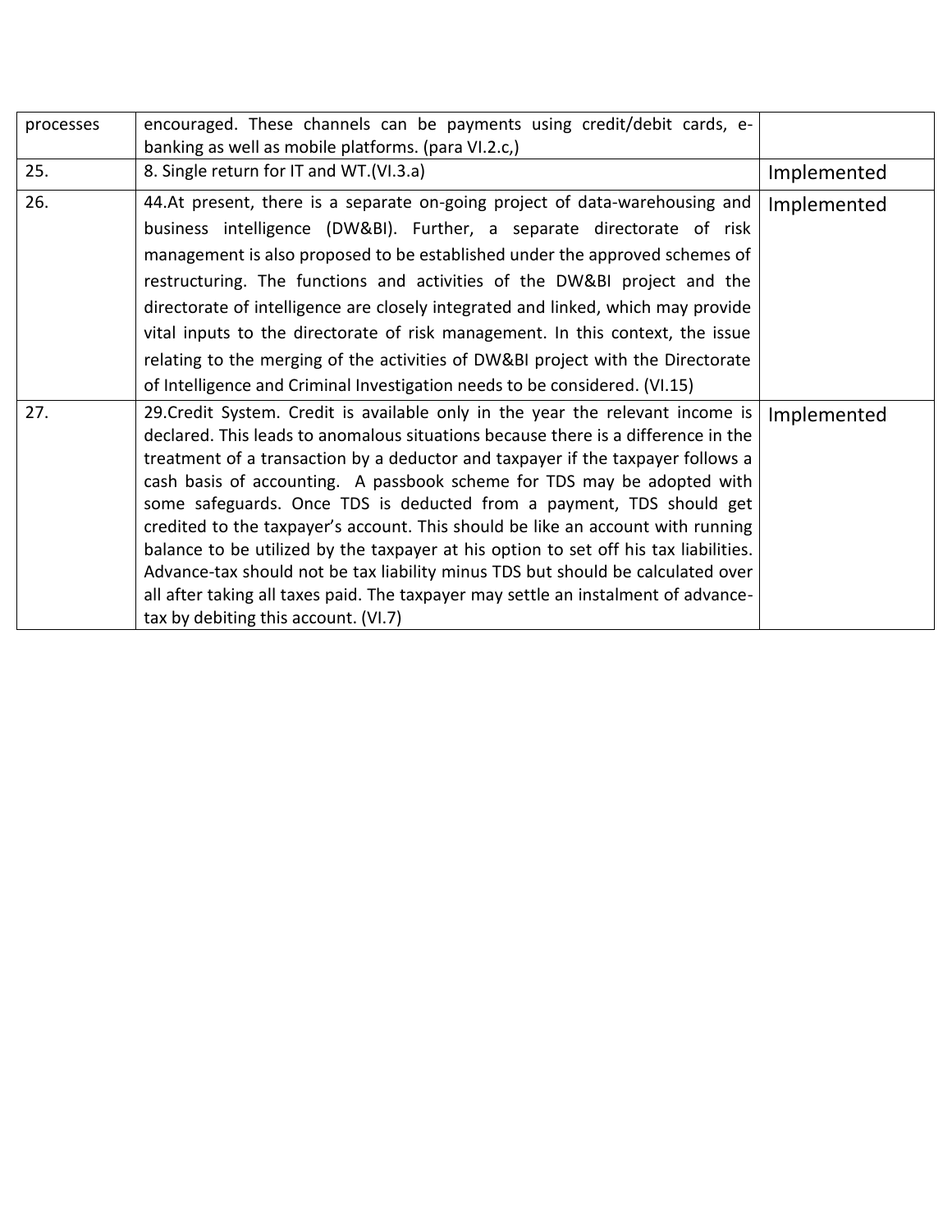| | | |
|---|---|---|
| processes | encouraged. These channels can be payments using credit/debit cards, e-banking as well as mobile platforms. (para VI.2.c,) | |
| 25. | 8. Single return for IT and WT.(VI.3.a) | Implemented |
| 26. | 44.At present, there is a separate on-going project of data-warehousing and business intelligence (DW&BI). Further, a separate directorate of risk management is also proposed to be established under the approved schemes of restructuring. The functions and activities of the DW&BI project and the directorate of intelligence are closely integrated and linked, which may provide vital inputs to the directorate of risk management. In this context, the issue relating to the merging of the activities of DW&BI project with the Directorate of Intelligence and Criminal Investigation needs to be considered. (VI.15) | Implemented |
| 27. | 29.Credit System. Credit is available only in the year the relevant income is declared. This leads to anomalous situations because there is a difference in the treatment of a transaction by a deductor and taxpayer if the taxpayer follows a cash basis of accounting. A passbook scheme for TDS may be adopted with some safeguards. Once TDS is deducted from a payment, TDS should get credited to the taxpayer's account. This should be like an account with running balance to be utilized by the taxpayer at his option to set off his tax liabilities. Advance-tax should not be tax liability minus TDS but should be calculated over all after taking all taxes paid. The taxpayer may settle an instalment of advance-tax by debiting this account. (VI.7) | Implemented |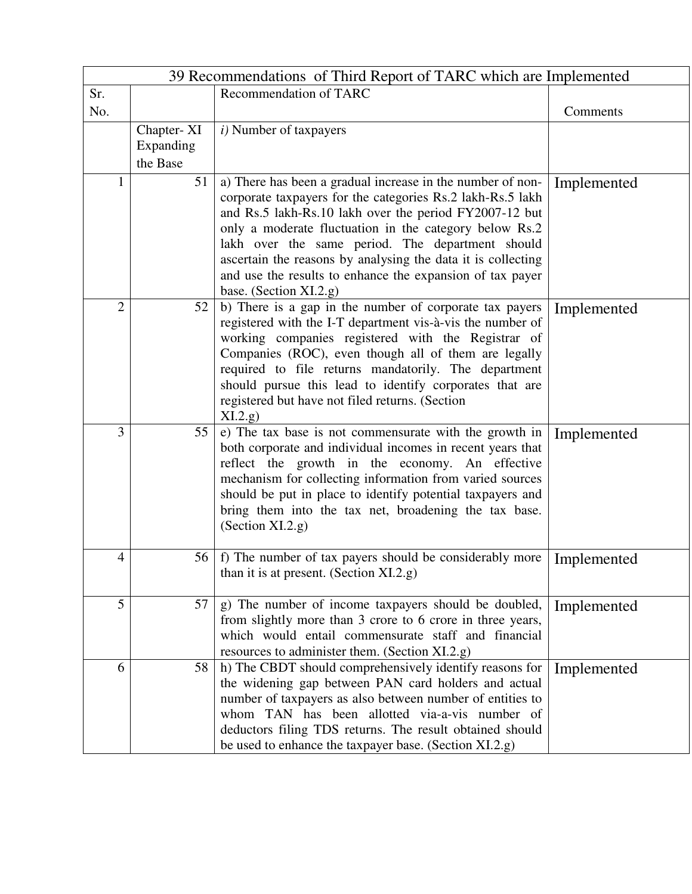| 39 Recommendations of Third Report of TARC which are Implemented | | | |
|---|---|---|---|
| Sr. No. | | Recommendation of TARC | Comments |
| | Chapter- XI Expanding the Base | *i)* Number of taxpayers | |
| 1 | 51 | a) There has been a gradual increase in the number of non-corporate taxpayers for the categories Rs.2 lakh-Rs.5 lakh and Rs.5 lakh-Rs.10 lakh over the period FY2007-12 but only a moderate fluctuation in the category below Rs.2 lakh over the same period. The department should ascertain the reasons by analysing the data it is collecting and use the results to enhance the expansion of tax payer base. (Section XI.2.g) | Implemented |
| 2 | 52 | b) There is a gap in the number of corporate tax payers registered with the I-T department vis-à-vis the number of working companies registered with the Registrar of Companies (ROC), even though all of them are legally required to file returns mandatorily. The department should pursue this lead to identify corporates that are registered but have not filed returns. (Section XI.2.g) | Implemented |
| 3 | 55 | e) The tax base is not commensurate with the growth in both corporate and individual incomes in recent years that reflect the growth in the economy. An effective mechanism for collecting information from varied sources should be put in place to identify potential taxpayers and bring them into the tax net, broadening the tax base. (Section XI.2.g) | Implemented |
| 4 | 56 | f) The number of tax payers should be considerably more than it is at present. (Section XI.2.g) | Implemented |
| 5 | 57 | g) The number of income taxpayers should be doubled, from slightly more than 3 crore to 6 crore in three years, which would entail commensurate staff and financial resources to administer them. (Section XI.2.g) | Implemented |
| 6 | 58 | h) The CBDT should comprehensively identify reasons for the widening gap between PAN card holders and actual number of taxpayers as also between number of entities to whom TAN has been allotted via-a-vis number of deductors filing TDS returns. The result obtained should be used to enhance the taxpayer base. (Section XI.2.g) | Implemented |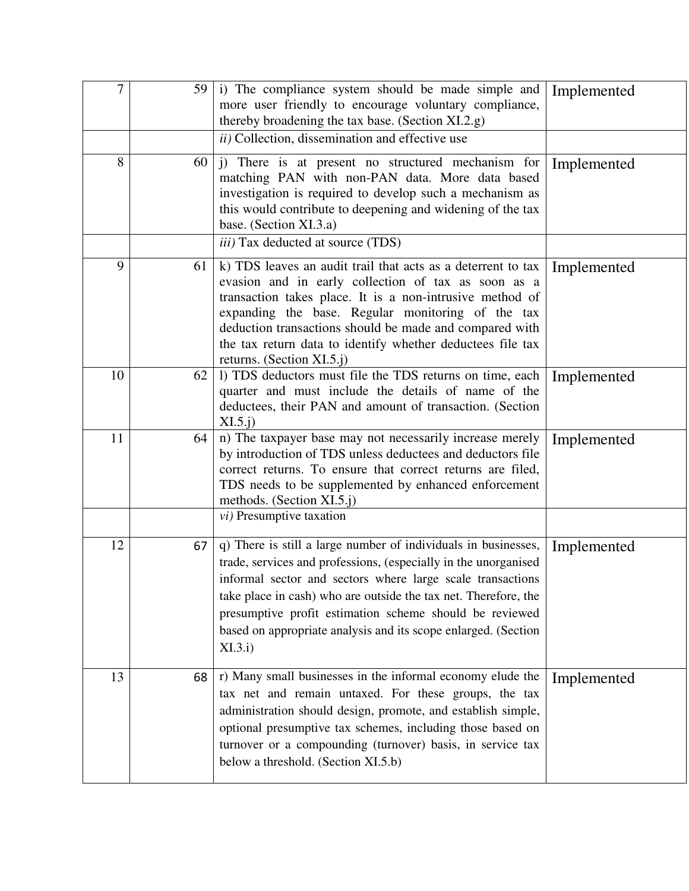| | | | |
|---|---|---|---|
| 7 | 59 | i) The compliance system should be made simple and more user friendly to encourage voluntary compliance, thereby broadening the tax base. (Section XI.2.g) | Implemented |
| | | *ii)* Collection, dissemination and effective use | |
| 8 | 60 | j) There is at present no structured mechanism for matching PAN with non-PAN data. More data based investigation is required to develop such a mechanism as this would contribute to deepening and widening of the tax base. (Section XI.3.a) | Implemented |
| | | *iii)* Tax deducted at source (TDS) | |
| 9 | 61 | k) TDS leaves an audit trail that acts as a deterrent to tax evasion and in early collection of tax as soon as a transaction takes place. It is a non-intrusive method of expanding the base. Regular monitoring of the tax deduction transactions should be made and compared with the tax return data to identify whether deductees file tax returns. (Section XI.5.j) | Implemented |
| 10 | 62 | l) TDS deductors must file the TDS returns on time, each quarter and must include the details of name of the deductees, their PAN and amount of transaction. (Section XI.5.j) | Implemented |
| 11 | 64 | n) The taxpayer base may not necessarily increase merely by introduction of TDS unless deductees and deductors file correct returns. To ensure that correct returns are filed, TDS needs to be supplemented by enhanced enforcement methods. (Section XI.5.j) | Implemented |
| | | *vi)* Presumptive taxation | |
| 12 | 67 | q) There is still a large number of individuals in businesses, trade, services and professions, (especially in the unorganised informal sector and sectors where large scale transactions take place in cash) who are outside the tax net. Therefore, the presumptive profit estimation scheme should be reviewed based on appropriate analysis and its scope enlarged. (Section XI.3.i) | Implemented |
| 13 | 68 | r) Many small businesses in the informal economy elude the tax net and remain untaxed. For these groups, the tax administration should design, promote, and establish simple, optional presumptive tax schemes, including those based on turnover or a compounding (turnover) basis, in service tax below a threshold. (Section XI.5.b) | Implemented |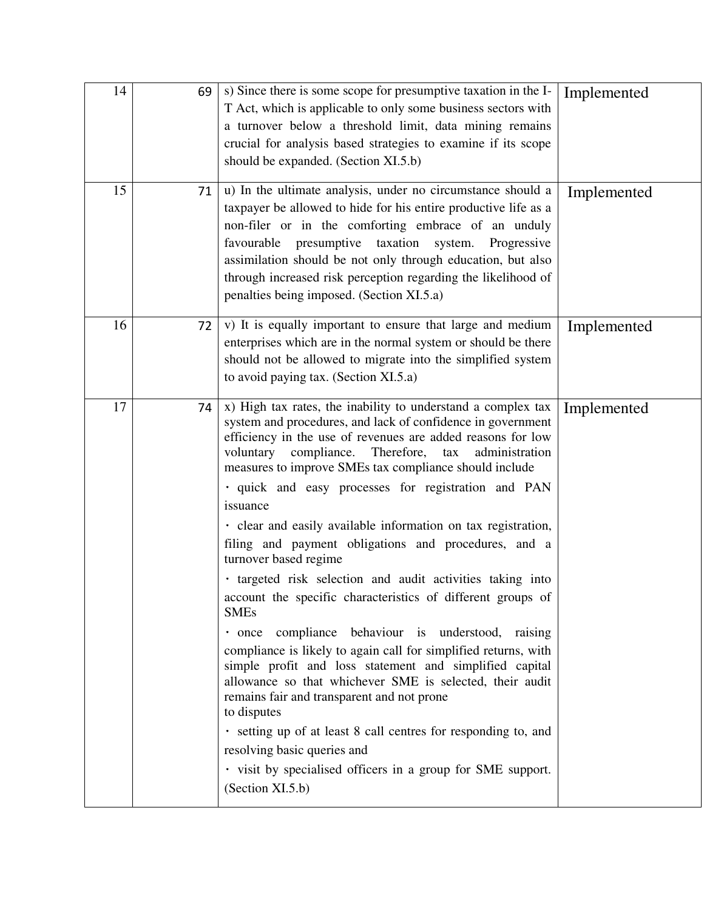| | | | |
|---|---|---|---|
| 14 | 69 | s) Since there is some scope for presumptive taxation in the I-T Act, which is applicable to only some business sectors with a turnover below a threshold limit, data mining remains crucial for analysis based strategies to examine if its scope should be expanded. (Section XI.5.b) | Implemented |
| 15 | 71 | u) In the ultimate analysis, under no circumstance should a taxpayer be allowed to hide for his entire productive life as a non-filer or in the comforting embrace of an unduly favourable presumptive taxation system. Progressive assimilation should be not only through education, but also through increased risk perception regarding the likelihood of penalties being imposed. (Section XI.5.a) | Implemented |
| 16 | 72 | v) It is equally important to ensure that large and medium enterprises which are in the normal system or should be there should not be allowed to migrate into the simplified system to avoid paying tax. (Section XI.5.a) | Implemented |
| 17 | 74 | x) High tax rates, the inability to understand a complex tax system and procedures, and lack of confidence in government efficiency in the use of revenues are added reasons for low voluntary compliance. Therefore, tax administration measures to improve SMEs tax compliance should include<br>· quick and easy processes for registration and PAN issuance<br>· clear and easily available information on tax registration, filing and payment obligations and procedures, and a turnover based regime<br>· targeted risk selection and audit activities taking into account the specific characteristics of different groups of SMEs<br>· once compliance behaviour is understood, raising compliance is likely to again call for simplified returns, with simple profit and loss statement and simplified capital allowance so that whichever SME is selected, their audit remains fair and transparent and not prone to disputes<br>· setting up of at least 8 call centres for responding to, and resolving basic queries and<br>· visit by specialised officers in a group for SME support. (Section XI.5.b) | Implemented |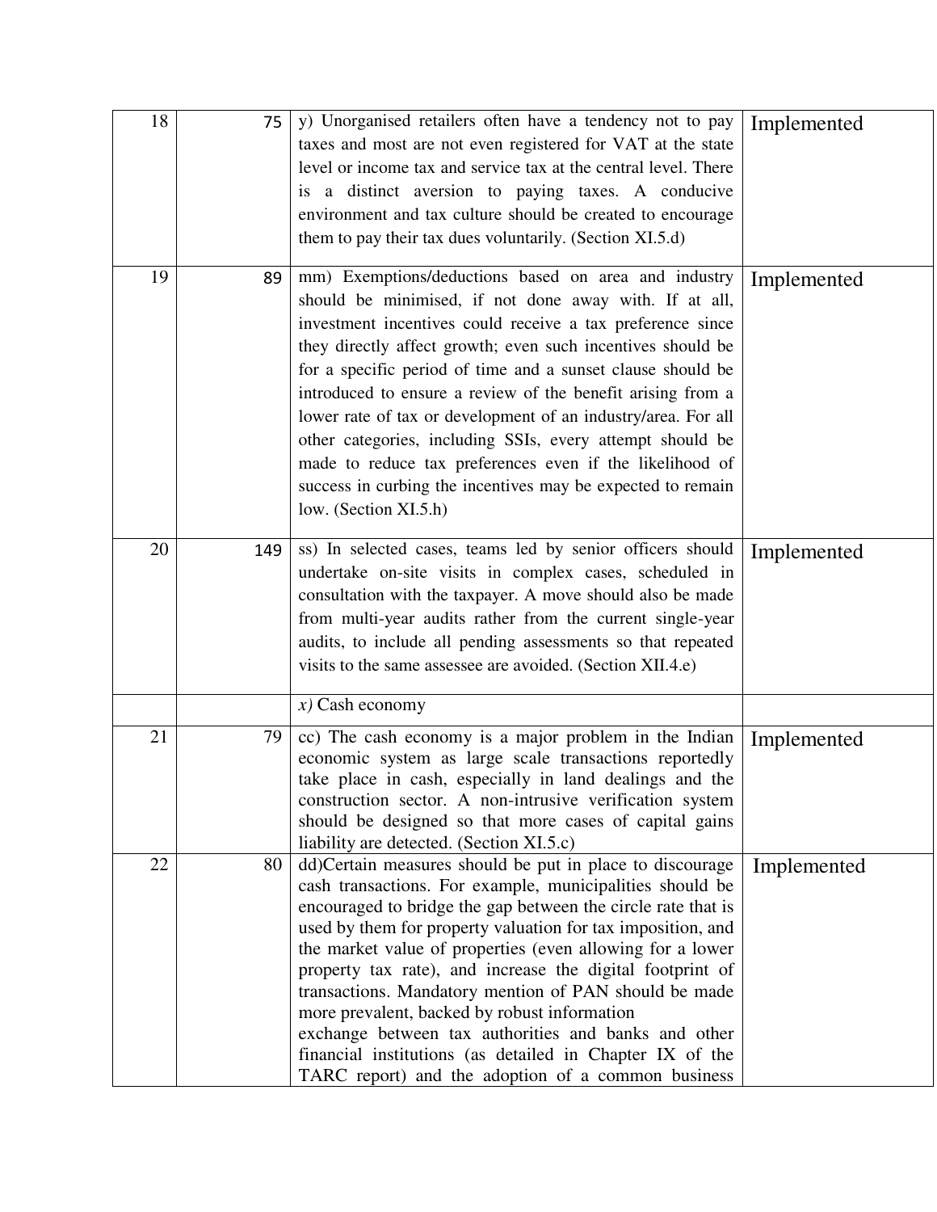| | | | |
|---|---|---|---|
| 18 | 75 | y) Unorganised retailers often have a tendency not to pay taxes and most are not even registered for VAT at the state level or income tax and service tax at the central level. There is a distinct aversion to paying taxes. A conducive environment and tax culture should be created to encourage them to pay their tax dues voluntarily. (Section XI.5.d) | Implemented |
| 19 | 89 | mm) Exemptions/deductions based on area and industry should be minimised, if not done away with. If at all, investment incentives could receive a tax preference since they directly affect growth; even such incentives should be for a specific period of time and a sunset clause should be introduced to ensure a review of the benefit arising from a lower rate of tax or development of an industry/area. For all other categories, including SSIs, every attempt should be made to reduce tax preferences even if the likelihood of success in curbing the incentives may be expected to remain low. (Section XI.5.h) | Implemented |
| 20 | 149 | ss) In selected cases, teams led by senior officers should undertake on-site visits in complex cases, scheduled in consultation with the taxpayer. A move should also be made from multi-year audits rather from the current single-year audits, to include all pending assessments so that repeated visits to the same assessee are avoided. (Section XII.4.e) | Implemented |
| | | *x)* Cash economy | |
| 21 | 79 | cc) The cash economy is a major problem in the Indian economic system as large scale transactions reportedly take place in cash, especially in land dealings and the construction sector. A non-intrusive verification system should be designed so that more cases of capital gains liability are detected. (Section XI.5.c) | Implemented |
| 22 | 80 | dd)Certain measures should be put in place to discourage cash transactions. For example, municipalities should be encouraged to bridge the gap between the circle rate that is used by them for property valuation for tax imposition, and the market value of properties (even allowing for a lower property tax rate), and increase the digital footprint of transactions. Mandatory mention of PAN should be made more prevalent, backed by robust information exchange between tax authorities and banks and other financial institutions (as detailed in Chapter IX of the TARC report) and the adoption of a common business | Implemented |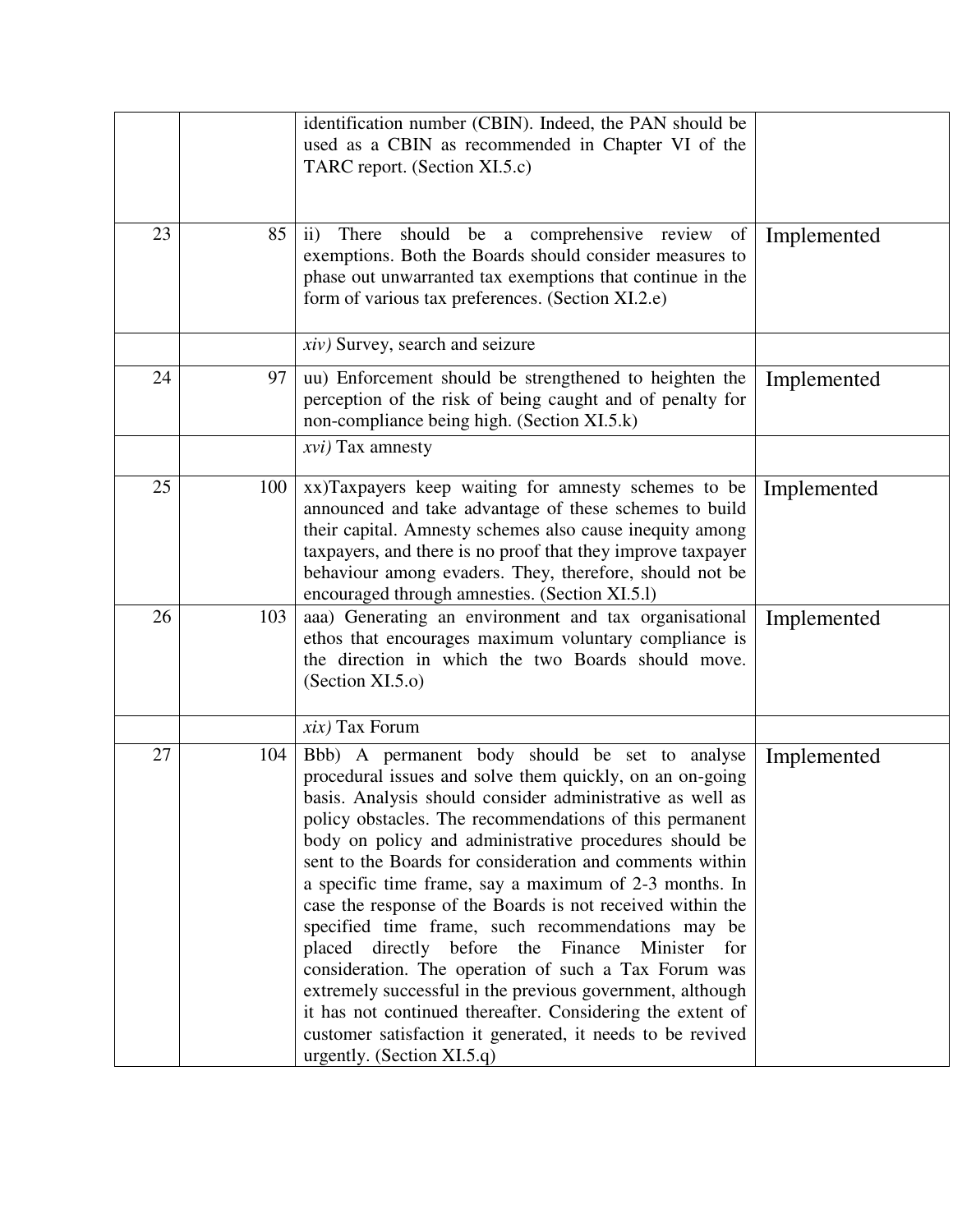| | | | |
|---|---|---|---|
| | | identification number (CBIN). Indeed, the PAN should be used as a CBIN as recommended in Chapter VI of the TARC report. (Section XI.5.c) | |
| 23 | 85 | ii) There should be a comprehensive review of exemptions. Both the Boards should consider measures to phase out unwarranted tax exemptions that continue in the form of various tax preferences. (Section XI.2.e) | Implemented |
| | | *xiv)* Survey, search and seizure | |
| 24 | 97 | uu) Enforcement should be strengthened to heighten the perception of the risk of being caught and of penalty for non-compliance being high. (Section XI.5.k) | Implemented |
| | | *xvi)* Tax amnesty | |
| 25 | 100 | xx)Taxpayers keep waiting for amnesty schemes to be announced and take advantage of these schemes to build their capital. Amnesty schemes also cause inequity among taxpayers, and there is no proof that they improve taxpayer behaviour among evaders. They, therefore, should not be encouraged through amnesties. (Section XI.5.l) | Implemented |
| 26 | 103 | aaa) Generating an environment and tax organisational ethos that encourages maximum voluntary compliance is the direction in which the two Boards should move. (Section XI.5.o) | Implemented |
| | | *xix)* Tax Forum | |
| 27 | 104 | Bbb) A permanent body should be set to analyse procedural issues and solve them quickly, on an on-going basis. Analysis should consider administrative as well as policy obstacles. The recommendations of this permanent body on policy and administrative procedures should be sent to the Boards for consideration and comments within a specific time frame, say a maximum of 2-3 months. In case the response of the Boards is not received within the specified time frame, such recommendations may be placed directly before the Finance Minister for consideration. The operation of such a Tax Forum was extremely successful in the previous government, although it has not continued thereafter. Considering the extent of customer satisfaction it generated, it needs to be revived urgently. (Section XI.5.q) | Implemented |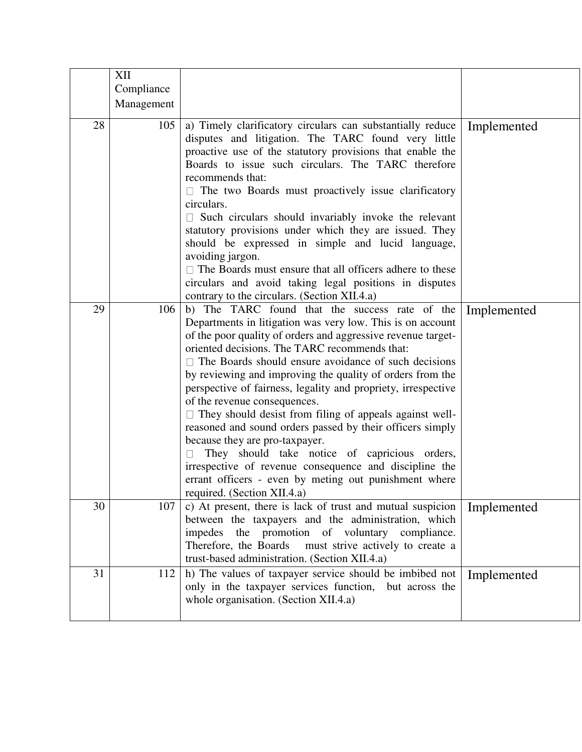| | XII Compliance Management | | |
|---|---|---|---|
| 28 | 105 | a) Timely clarificatory circulars can substantially reduce disputes and litigation. The TARC found very little proactive use of the statutory provisions that enable the Boards to issue such circulars. The TARC therefore recommends that:<br>• The two Boards must proactively issue clarificatory circulars.<br>• Such circulars should invariably invoke the relevant statutory provisions under which they are issued. They should be expressed in simple and lucid language, avoiding jargon.<br>• The Boards must ensure that all officers adhere to these circulars and avoid taking legal positions in disputes contrary to the circulars. (Section XII.4.a) | Implemented |
| 29 | 106 | b) The TARC found that the success rate of the Departments in litigation was very low. This is on account of the poor quality of orders and aggressive revenue target-oriented decisions. The TARC recommends that:<br>• The Boards should ensure avoidance of such decisions by reviewing and improving the quality of orders from the perspective of fairness, legality and propriety, irrespective of the revenue consequences.<br>• They should desist from filing of appeals against well-reasoned and sound orders passed by their officers simply because they are pro-taxpayer.<br>• They should take notice of capricious orders, irrespective of revenue consequence and discipline the errant officers - even by meting out punishment where required. (Section XII.4.a) | Implemented |
| 30 | 107 | c) At present, there is lack of trust and mutual suspicion between the taxpayers and the administration, which impedes the promotion of voluntary compliance. Therefore, the Boards must strive actively to create a trust-based administration. (Section XII.4.a) | Implemented |
| 31 | 112 | h) The values of taxpayer service should be imbibed not only in the taxpayer services function, but across the whole organisation. (Section XII.4.a) | Implemented |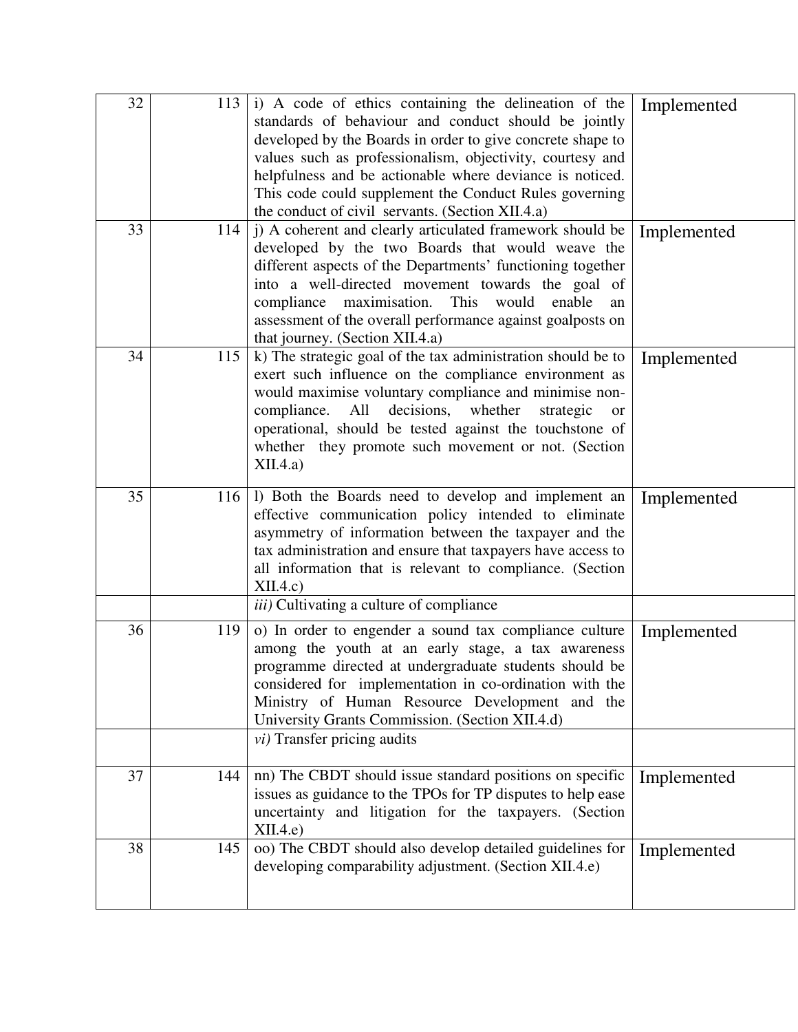| | | | |
|---|---|---|---|
| 32 | 113 | i) A code of ethics containing the delineation of the standards of behaviour and conduct should be jointly developed by the Boards in order to give concrete shape to values such as professionalism, objectivity, courtesy and helpfulness and be actionable where deviance is noticed. This code could supplement the Conduct Rules governing the conduct of civil servants. (Section XII.4.a) | Implemented |
| 33 | 114 | j) A coherent and clearly articulated framework should be developed by the two Boards that would weave the different aspects of the Departments' functioning together into a well-directed movement towards the goal of compliance maximisation. This would enable an assessment of the overall performance against goalposts on that journey. (Section XII.4.a) | Implemented |
| 34 | 115 | k) The strategic goal of the tax administration should be to exert such influence on the compliance environment as would maximise voluntary compliance and minimise non-compliance. All decisions, whether strategic or operational, should be tested against the touchstone of whether they promote such movement or not. (Section XII.4.a) | Implemented |
| 35 | 116 | l) Both the Boards need to develop and implement an effective communication policy intended to eliminate asymmetry of information between the taxpayer and the tax administration and ensure that taxpayers have access to all information that is relevant to compliance. (Section XII.4.c) | Implemented |
| | | *iii)* Cultivating a culture of compliance | |
| 36 | 119 | o) In order to engender a sound tax compliance culture among the youth at an early stage, a tax awareness programme directed at undergraduate students should be considered for implementation in co-ordination with the Ministry of Human Resource Development and the University Grants Commission. (Section XII.4.d) | Implemented |
| | | *vi)* Transfer pricing audits | |
| 37 | 144 | nn) The CBDT should issue standard positions on specific issues as guidance to the TPOs for TP disputes to help ease uncertainty and litigation for the taxpayers. (Section XII.4.e) | Implemented |
| 38 | 145 | oo) The CBDT should also develop detailed guidelines for developing comparability adjustment. (Section XII.4.e) | Implemented |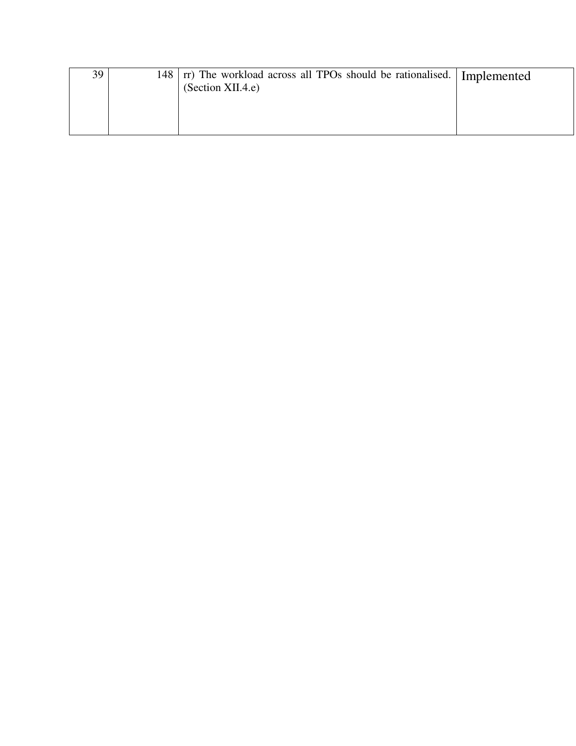| 39 | 148 | rr) The workload across all TPOs should be rationalised. (Section XII.4.e) | Implemented |
|---|---|---|---|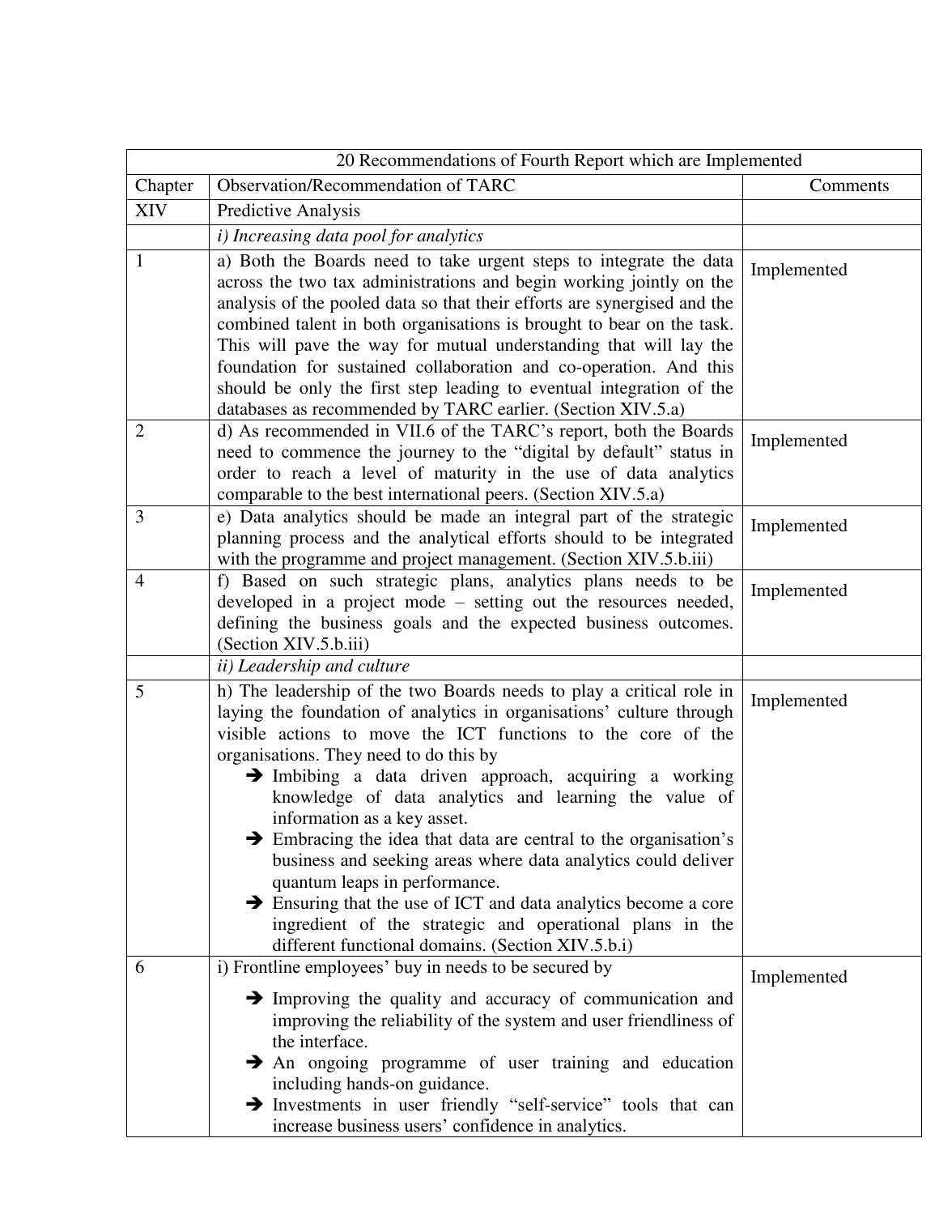| 20 Recommendations of Fourth Report which are Implemented | | |
|---|---|---|
| Chapter | Observation/Recommendation of TARC | Comments |
| XIV | Predictive Analysis | |
| | *i) Increasing data pool for analytics* | |
| 1 | a) Both the Boards need to take urgent steps to integrate the data across the two tax administrations and begin working jointly on the analysis of the pooled data so that their efforts are synergised and the combined talent in both organisations is brought to bear on the task. This will pave the way for mutual understanding that will lay the foundation for sustained collaboration and co-operation. And this should be only the first step leading to eventual integration of the databases as recommended by TARC earlier. (Section XIV.5.a) | Implemented |
| 2 | d) As recommended in VII.6 of the TARC's report, both the Boards need to commence the journey to the "digital by default" status in order to reach a level of maturity in the use of data analytics comparable to the best international peers. (Section XIV.5.a) | Implemented |
| 3 | e) Data analytics should be made an integral part of the strategic planning process and the analytical efforts should to be integrated with the programme and project management. (Section XIV.5.b.iii) | Implemented |
| 4 | f) Based on such strategic plans, analytics plans needs to be developed in a project mode – setting out the resources needed, defining the business goals and the expected business outcomes. (Section XIV.5.b.iii) | Implemented |
| | *ii) Leadership and culture* | |
| 5 | h) The leadership of the two Boards needs to play a critical role in laying the foundation of analytics in organisations' culture through visible actions to move the ICT functions to the core of the organisations. They need to do this by<br>➔ Imbibing a data driven approach, acquiring a working knowledge of data analytics and learning the value of information as a key asset.<br>➔ Embracing the idea that data are central to the organisation's business and seeking areas where data analytics could deliver quantum leaps in performance.<br>➔ Ensuring that the use of ICT and data analytics become a core ingredient of the strategic and operational plans in the different functional domains. (Section XIV.5.b.i) | Implemented |
| 6 | i) Frontline employees' buy in needs to be secured by<br>➔ Improving the quality and accuracy of communication and improving the reliability of the system and user friendliness of the interface.<br>➔ An ongoing programme of user training and education including hands-on guidance.<br>➔ Investments in user friendly "self-service" tools that can increase business users' confidence in analytics. | Implemented |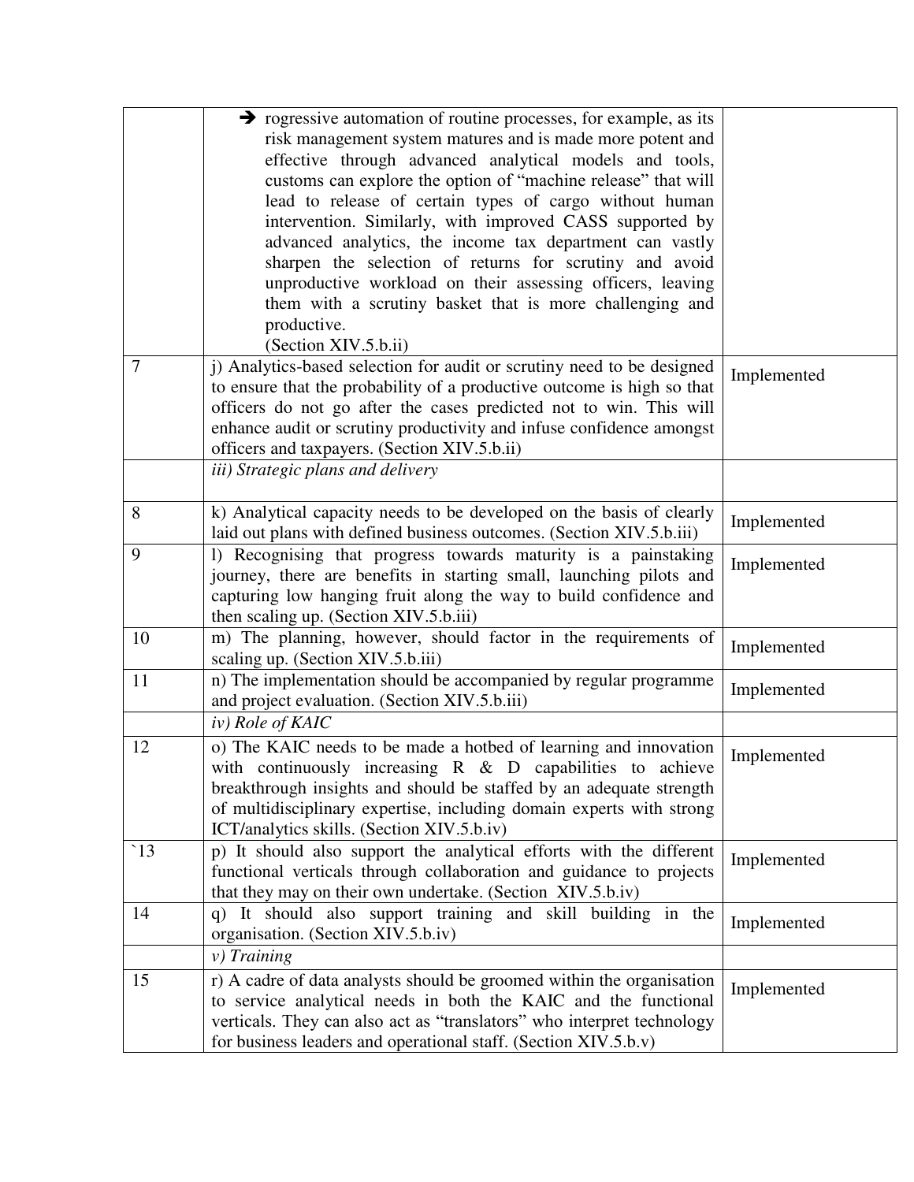| | | |
|---|---|---|
| | ➔ rogressive automation of routine processes, for example, as its risk management system matures and is made more potent and effective through advanced analytical models and tools, customs can explore the option of "machine release" that will lead to release of certain types of cargo without human intervention. Similarly, with improved CASS supported by advanced analytics, the income tax department can vastly sharpen the selection of returns for scrutiny and avoid unproductive workload on their assessing officers, leaving them with a scrutiny basket that is more challenging and productive. (Section XIV.5.b.ii) | |
| 7 | j) Analytics-based selection for audit or scrutiny need to be designed to ensure that the probability of a productive outcome is high so that officers do not go after the cases predicted not to win. This will enhance audit or scrutiny productivity and infuse confidence amongst officers and taxpayers. (Section XIV.5.b.ii) | Implemented |
| | *iii) Strategic plans and delivery* | |
| 8 | k) Analytical capacity needs to be developed on the basis of clearly laid out plans with defined business outcomes. (Section XIV.5.b.iii) | Implemented |
| 9 | l) Recognising that progress towards maturity is a painstaking journey, there are benefits in starting small, launching pilots and capturing low hanging fruit along the way to build confidence and then scaling up. (Section XIV.5.b.iii) | Implemented |
| 10 | m) The planning, however, should factor in the requirements of scaling up. (Section XIV.5.b.iii) | Implemented |
| 11 | n) The implementation should be accompanied by regular programme and project evaluation. (Section XIV.5.b.iii) | Implemented |
| | *iv) Role of KAIC* | |
| 12 | o) The KAIC needs to be made a hotbed of learning and innovation with continuously increasing R & D capabilities to achieve breakthrough insights and should be staffed by an adequate strength of multidisciplinary expertise, including domain experts with strong ICT/analytics skills. (Section XIV.5.b.iv) | Implemented |
| `13 | p) It should also support the analytical efforts with the different functional verticals through collaboration and guidance to projects that they may on their own undertake. (Section XIV.5.b.iv) | Implemented |
| 14 | q) It should also support training and skill building in the organisation. (Section XIV.5.b.iv) | Implemented |
| | *v) Training* | |
| 15 | r) A cadre of data analysts should be groomed within the organisation to service analytical needs in both the KAIC and the functional verticals. They can also act as "translators" who interpret technology for business leaders and operational staff. (Section XIV.5.b.v) | Implemented |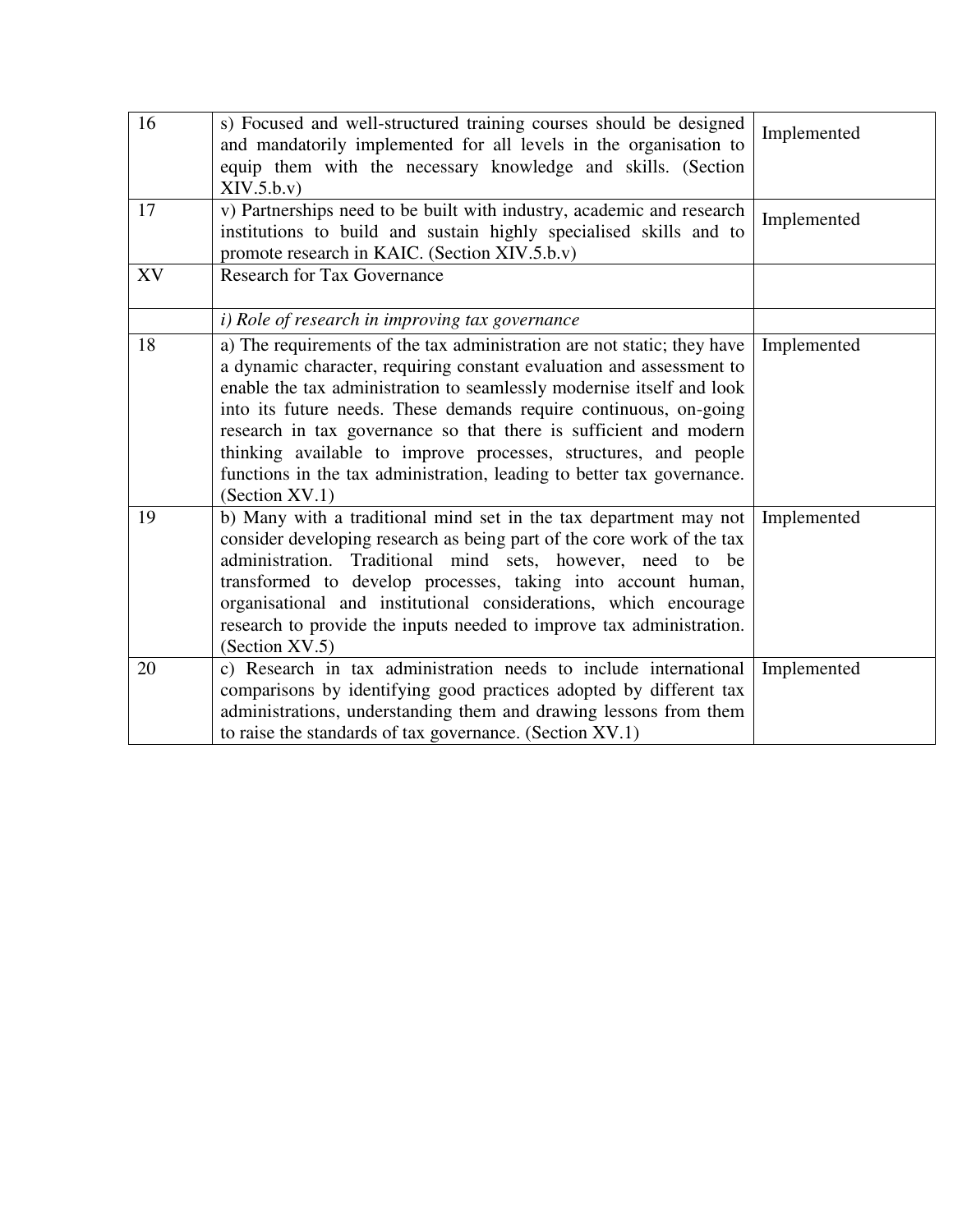| | | |
|---|---|---|
| 16 | s) Focused and well-structured training courses should be designed and mandatorily implemented for all levels in the organisation to equip them with the necessary knowledge and skills. (Section XIV.5.b.v) | Implemented |
| 17 | v) Partnerships need to be built with industry, academic and research institutions to build and sustain highly specialised skills and to promote research in KAIC. (Section XIV.5.b.v) | Implemented |
| XV | Research for Tax Governance | |
| | *i) Role of research in improving tax governance* | |
| 18 | a) The requirements of the tax administration are not static; they have a dynamic character, requiring constant evaluation and assessment to enable the tax administration to seamlessly modernise itself and look into its future needs. These demands require continuous, on-going research in tax governance so that there is sufficient and modern thinking available to improve processes, structures, and people functions in the tax administration, leading to better tax governance. (Section XV.1) | Implemented |
| 19 | b) Many with a traditional mind set in the tax department may not consider developing research as being part of the core work of the tax administration. Traditional mind sets, however, need to be transformed to develop processes, taking into account human, organisational and institutional considerations, which encourage research to provide the inputs needed to improve tax administration. (Section XV.5) | Implemented |
| 20 | c) Research in tax administration needs to include international comparisons by identifying good practices adopted by different tax administrations, understanding them and drawing lessons from them to raise the standards of tax governance. (Section XV.1) | Implemented |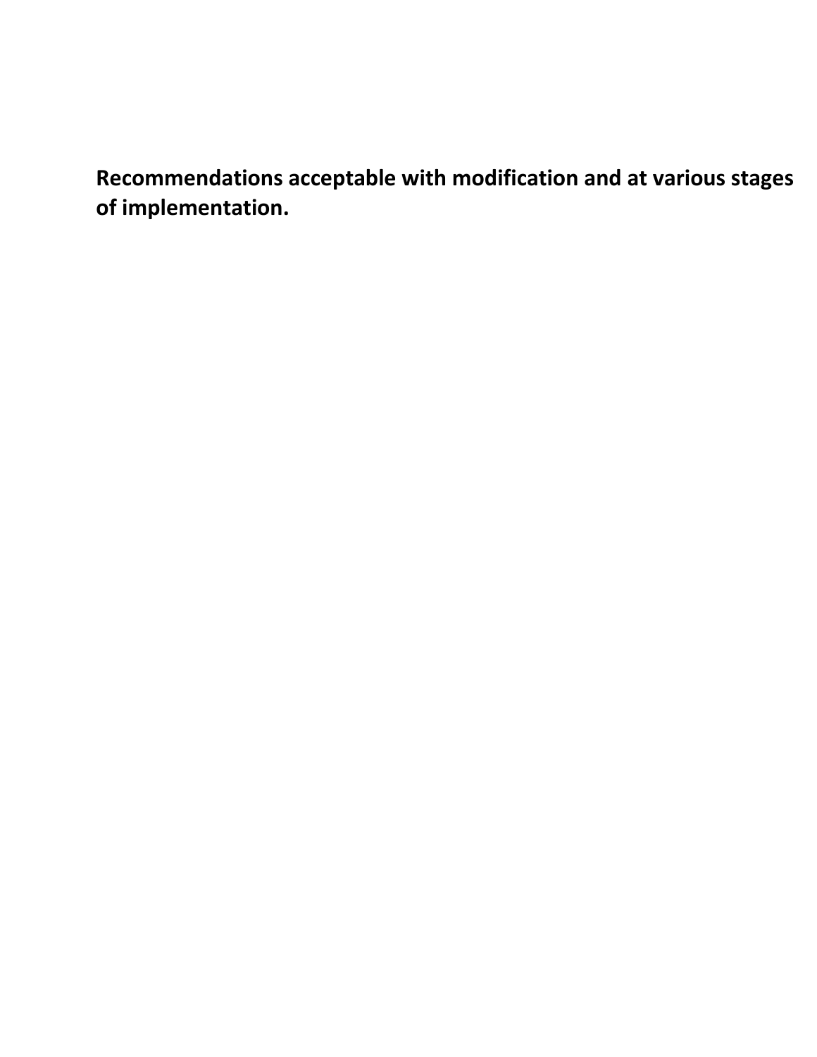**Recommendations acceptable with modification and at various stages of implementation.**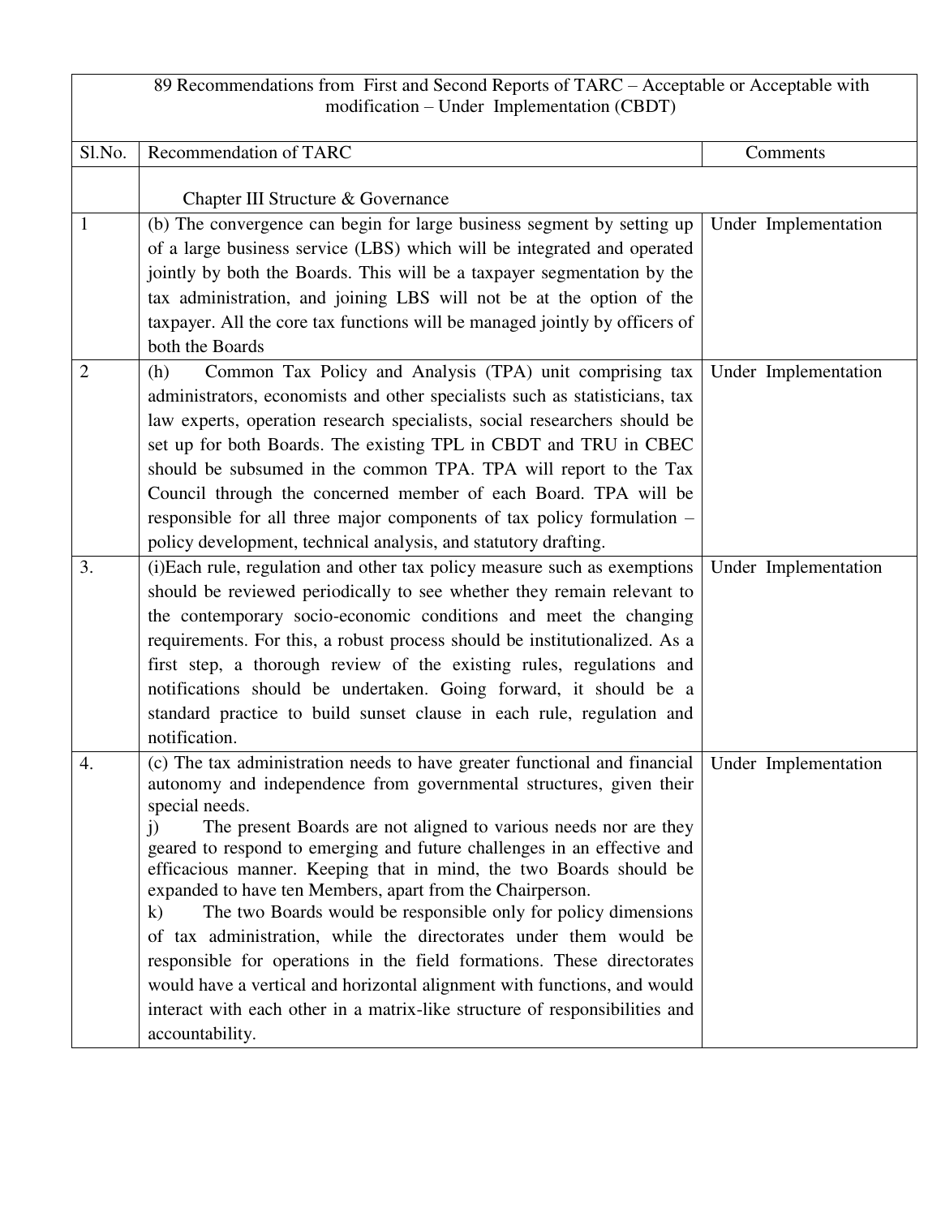| 89 Recommendations from First and Second Reports of TARC – Acceptable or Acceptable with modification – Under Implementation (CBDT) | | |
|---|---|---|
| Sl.No. | Recommendation of TARC | Comments |
| | Chapter III Structure & Governance | |
| 1 | (b) The convergence can begin for large business segment by setting up of a large business service (LBS) which will be integrated and operated jointly by both the Boards. This will be a taxpayer segmentation by the tax administration, and joining LBS will not be at the option of the taxpayer. All the core tax functions will be managed jointly by officers of both the Boards | Under Implementation |
| 2 | (h) Common Tax Policy and Analysis (TPA) unit comprising tax administrators, economists and other specialists such as statisticians, tax law experts, operation research specialists, social researchers should be set up for both Boards. The existing TPL in CBDT and TRU in CBEC should be subsumed in the common TPA. TPA will report to the Tax Council through the concerned member of each Board. TPA will be responsible for all three major components of tax policy formulation – policy development, technical analysis, and statutory drafting. | Under Implementation |
| 3. | (i)Each rule, regulation and other tax policy measure such as exemptions should be reviewed periodically to see whether they remain relevant to the contemporary socio-economic conditions and meet the changing requirements. For this, a robust process should be institutionalized. As a first step, a thorough review of the existing rules, regulations and notifications should be undertaken. Going forward, it should be a standard practice to build sunset clause in each rule, regulation and notification. | Under Implementation |
| 4. | (c) The tax administration needs to have greater functional and financial autonomy and independence from governmental structures, given their special needs.<br>j) The present Boards are not aligned to various needs nor are they geared to respond to emerging and future challenges in an effective and efficacious manner. Keeping that in mind, the two Boards should be expanded to have ten Members, apart from the Chairperson.<br>k) The two Boards would be responsible only for policy dimensions of tax administration, while the directorates under them would be responsible for operations in the field formations. These directorates would have a vertical and horizontal alignment with functions, and would interact with each other in a matrix-like structure of responsibilities and accountability. | Under Implementation |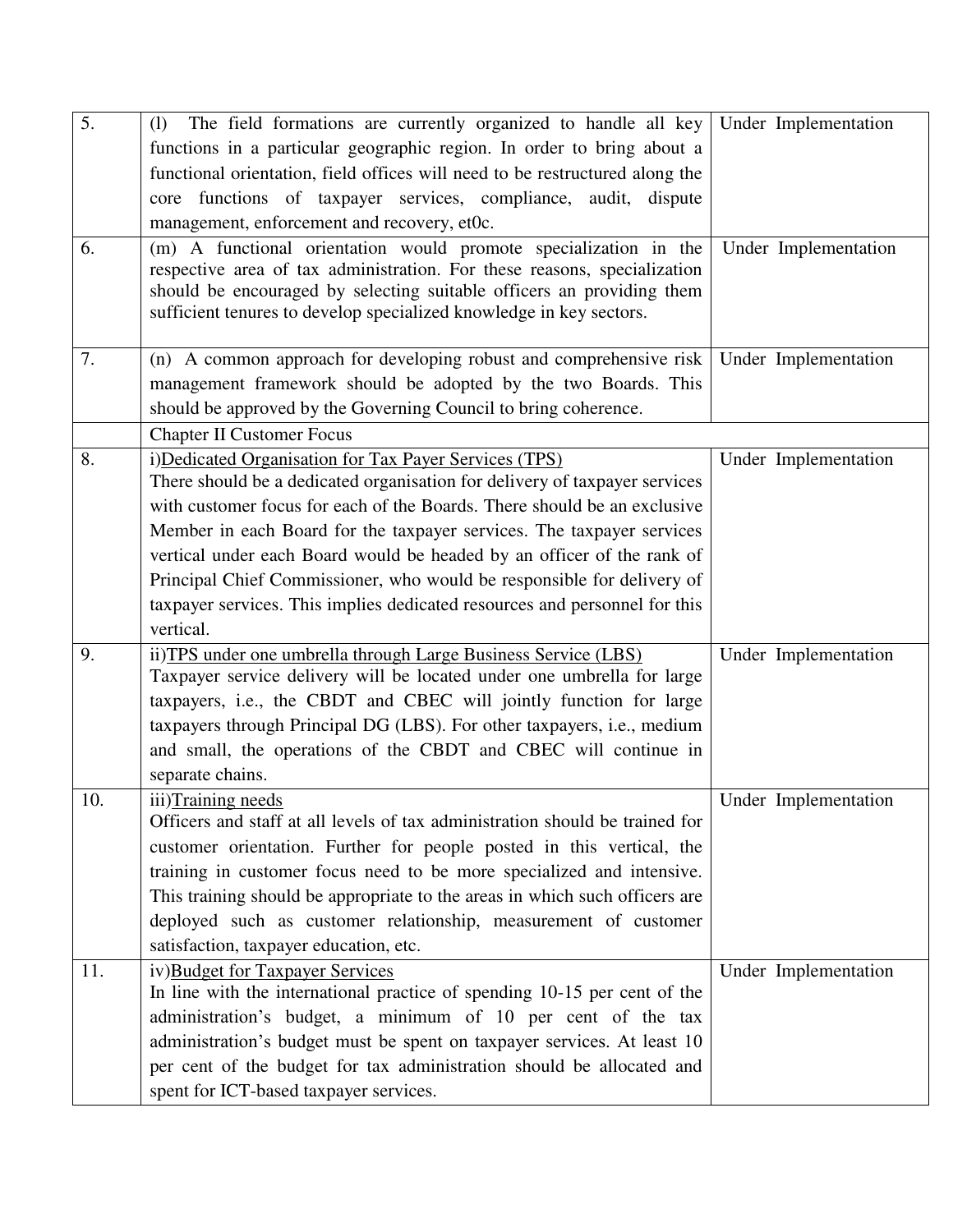| | | |
|---|---|---|
| 5. | (l) The field formations are currently organized to handle all key functions in a particular geographic region. In order to bring about a functional orientation, field offices will need to be restructured along the core functions of taxpayer services, compliance, audit, dispute management, enforcement and recovery, et0c. | Under Implementation |
| 6. | (m) A functional orientation would promote specialization in the respective area of tax administration. For these reasons, specialization should be encouraged by selecting suitable officers an providing them sufficient tenures to develop specialized knowledge in key sectors. | Under Implementation |
| 7. | (n) A common approach for developing robust and comprehensive risk management framework should be adopted by the two Boards. This should be approved by the Governing Council to bring coherence. | Under Implementation |
| | Chapter II Customer Focus | |
| 8. | i)Dedicated Organisation for Tax Payer Services (TPS)<br>There should be a dedicated organisation for delivery of taxpayer services with customer focus for each of the Boards. There should be an exclusive Member in each Board for the taxpayer services. The taxpayer services vertical under each Board would be headed by an officer of the rank of Principal Chief Commissioner, who would be responsible for delivery of taxpayer services. This implies dedicated resources and personnel for this vertical. | Under Implementation |
| 9. | ii)TPS under one umbrella through Large Business Service (LBS)<br>Taxpayer service delivery will be located under one umbrella for large taxpayers, i.e., the CBDT and CBEC will jointly function for large taxpayers through Principal DG (LBS). For other taxpayers, i.e., medium and small, the operations of the CBDT and CBEC will continue in separate chains. | Under Implementation |
| 10. | iii)Training needs<br>Officers and staff at all levels of tax administration should be trained for customer orientation. Further for people posted in this vertical, the training in customer focus need to be more specialized and intensive. This training should be appropriate to the areas in which such officers are deployed such as customer relationship, measurement of customer satisfaction, taxpayer education, etc. | Under Implementation |
| 11. | iv)Budget for Taxpayer Services<br>In line with the international practice of spending 10-15 per cent of the administration's budget, a minimum of 10 per cent of the tax administration's budget must be spent on taxpayer services. At least 10 per cent of the budget for tax administration should be allocated and spent for ICT-based taxpayer services. | Under Implementation |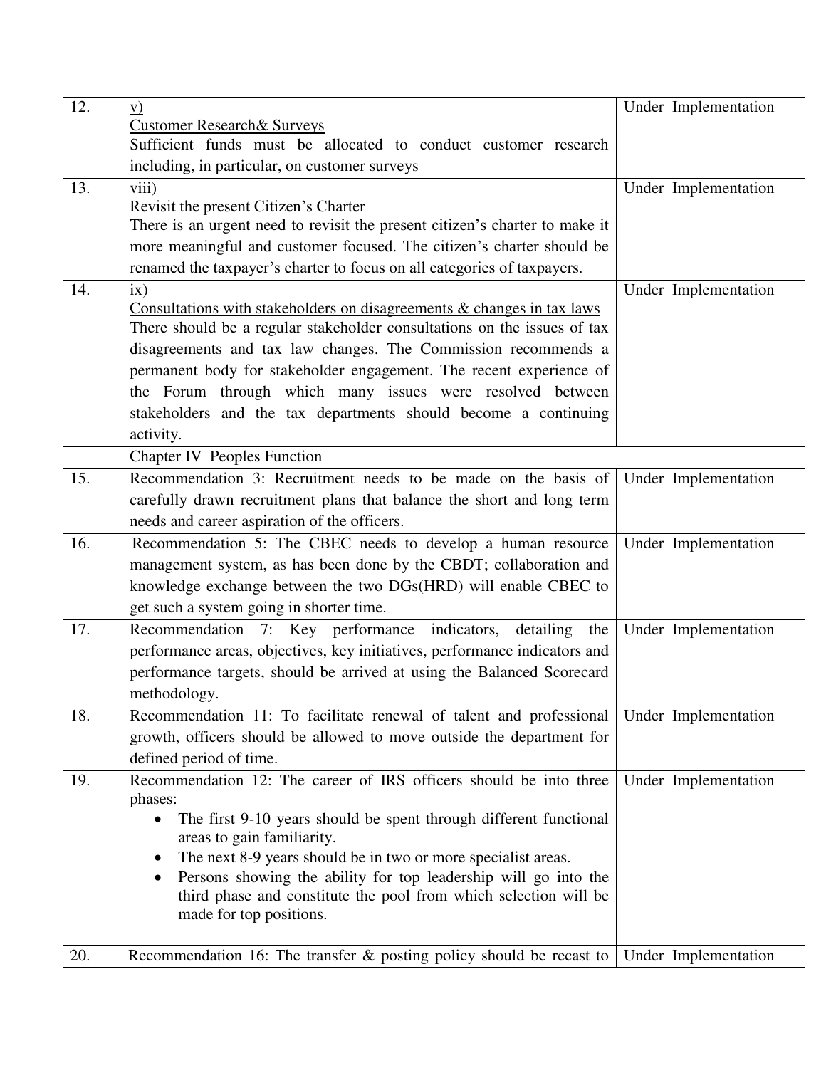| | | |
|---|---|---|
| 12. | v) <u>Customer Research& Surveys</u> Sufficient funds must be allocated to conduct customer research including, in particular, on customer surveys | Under Implementation |
| 13. | viii) <u>Revisit the present Citizen's Charter</u> There is an urgent need to revisit the present citizen's charter to make it more meaningful and customer focused. The citizen's charter should be renamed the taxpayer's charter to focus on all categories of taxpayers. | Under Implementation |
| 14. | ix) <u>Consultations with stakeholders on disagreements & changes in tax laws</u> There should be a regular stakeholder consultations on the issues of tax disagreements and tax law changes. The Commission recommends a permanent body for stakeholder engagement. The recent experience of the Forum through which many issues were resolved between stakeholders and the tax departments should become a continuing activity. | Under Implementation |
| | Chapter IV Peoples Function | |
| 15. | Recommendation 3: Recruitment needs to be made on the basis of carefully drawn recruitment plans that balance the short and long term needs and career aspiration of the officers. | Under Implementation |
| 16. | Recommendation 5: The CBEC needs to develop a human resource management system, as has been done by the CBDT; collaboration and knowledge exchange between the two DGs(HRD) will enable CBEC to get such a system going in shorter time. | Under Implementation |
| 17. | Recommendation 7: Key performance indicators, detailing the performance areas, objectives, key initiatives, performance indicators and performance targets, should be arrived at using the Balanced Scorecard methodology. | Under Implementation |
| 18. | Recommendation 11: To facilitate renewal of talent and professional growth, officers should be allowed to move outside the department for defined period of time. | Under Implementation |
| 19. | Recommendation 12: The career of IRS officers should be into three phases: <br>• The first 9-10 years should be spent through different functional areas to gain familiarity. <br>• The next 8-9 years should be in two or more specialist areas. <br>• Persons showing the ability for top leadership will go into the third phase and constitute the pool from which selection will be made for top positions. | Under Implementation |
| 20. | Recommendation 16: The transfer & posting policy should be recast to | Under Implementation |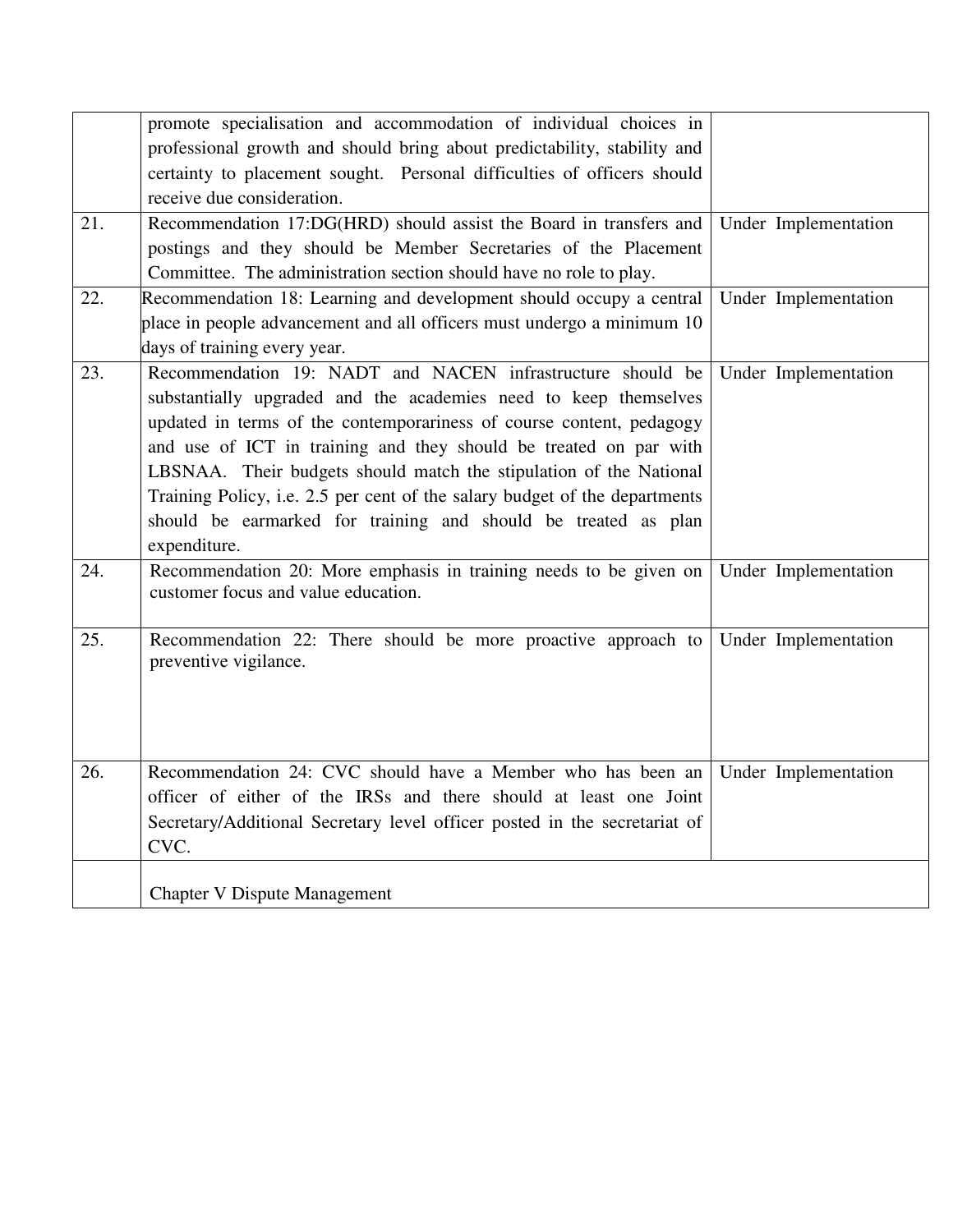| | | |
|---|---|---|
| | promote specialisation and accommodation of individual choices in professional growth and should bring about predictability, stability and certainty to placement sought. Personal difficulties of officers should receive due consideration. | |
| 21. | Recommendation 17:DG(HRD) should assist the Board in transfers and postings and they should be Member Secretaries of the Placement Committee. The administration section should have no role to play. | Under Implementation |
| 22. | Recommendation 18: Learning and development should occupy a central place in people advancement and all officers must undergo a minimum 10 days of training every year. | Under Implementation |
| 23. | Recommendation 19: NADT and NACEN infrastructure should be substantially upgraded and the academies need to keep themselves updated in terms of the contemporariness of course content, pedagogy and use of ICT in training and they should be treated on par with LBSNAA. Their budgets should match the stipulation of the National Training Policy, i.e. 2.5 per cent of the salary budget of the departments should be earmarked for training and should be treated as plan expenditure. | Under Implementation |
| 24. | Recommendation 20: More emphasis in training needs to be given on customer focus and value education. | Under Implementation |
| 25. | Recommendation 22: There should be more proactive approach to preventive vigilance. | Under Implementation |
| 26. | Recommendation 24: CVC should have a Member who has been an officer of either of the IRSs and there should at least one Joint Secretary/Additional Secretary level officer posted in the secretariat of CVC. | Under Implementation |
| | Chapter V Dispute Management | |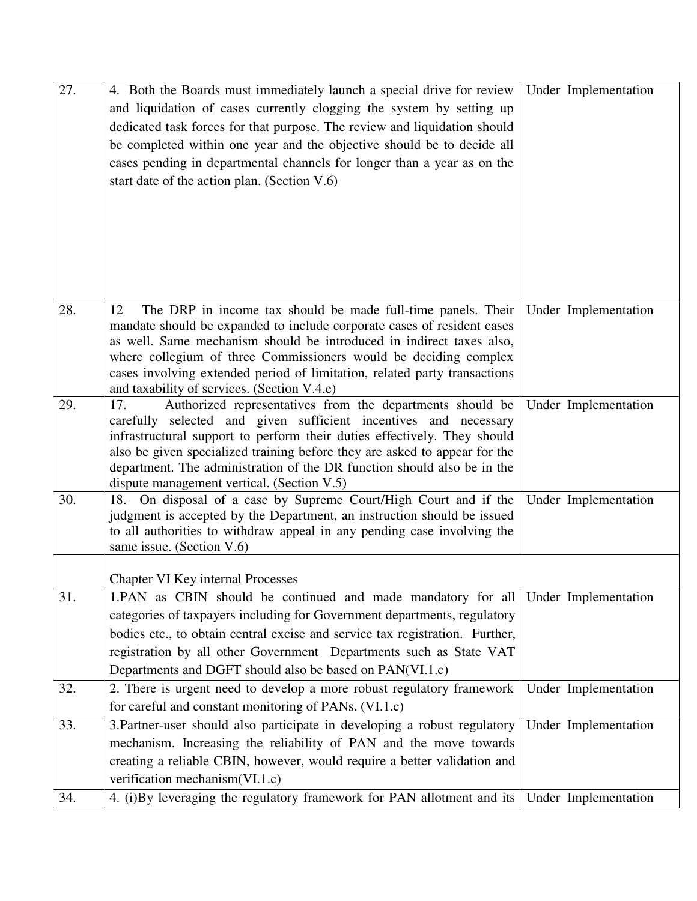| | | |
|---|---|---|
| 27. | 4. Both the Boards must immediately launch a special drive for review and liquidation of cases currently clogging the system by setting up dedicated task forces for that purpose. The review and liquidation should be completed within one year and the objective should be to decide all cases pending in departmental channels for longer than a year as on the start date of the action plan. (Section V.6) | Under Implementation |
| 28. | 12 The DRP in income tax should be made full-time panels. Their mandate should be expanded to include corporate cases of resident cases as well. Same mechanism should be introduced in indirect taxes also, where collegium of three Commissioners would be deciding complex cases involving extended period of limitation, related party transactions and taxability of services. (Section V.4.e) | Under Implementation |
| 29. | 17. Authorized representatives from the departments should be carefully selected and given sufficient incentives and necessary infrastructural support to perform their duties effectively. They should also be given specialized training before they are asked to appear for the department. The administration of the DR function should also be in the dispute management vertical. (Section V.5) | Under Implementation |
| 30. | 18. On disposal of a case by Supreme Court/High Court and if the judgment is accepted by the Department, an instruction should be issued to all authorities to withdraw appeal in any pending case involving the same issue. (Section V.6) | Under Implementation |
| | Chapter VI Key internal Processes | |
| 31. | 1.PAN as CBIN should be continued and made mandatory for all categories of taxpayers including for Government departments, regulatory bodies etc., to obtain central excise and service tax registration. Further, registration by all other Government Departments such as State VAT Departments and DGFT should also be based on PAN(VI.1.c) | Under Implementation |
| 32. | 2. There is urgent need to develop a more robust regulatory framework for careful and constant monitoring of PANs. (VI.1.c) | Under Implementation |
| 33. | 3.Partner-user should also participate in developing a robust regulatory mechanism. Increasing the reliability of PAN and the move towards creating a reliable CBIN, however, would require a better validation and verification mechanism(VI.1.c) | Under Implementation |
| 34. | 4. (i)By leveraging the regulatory framework for PAN allotment and its | Under Implementation |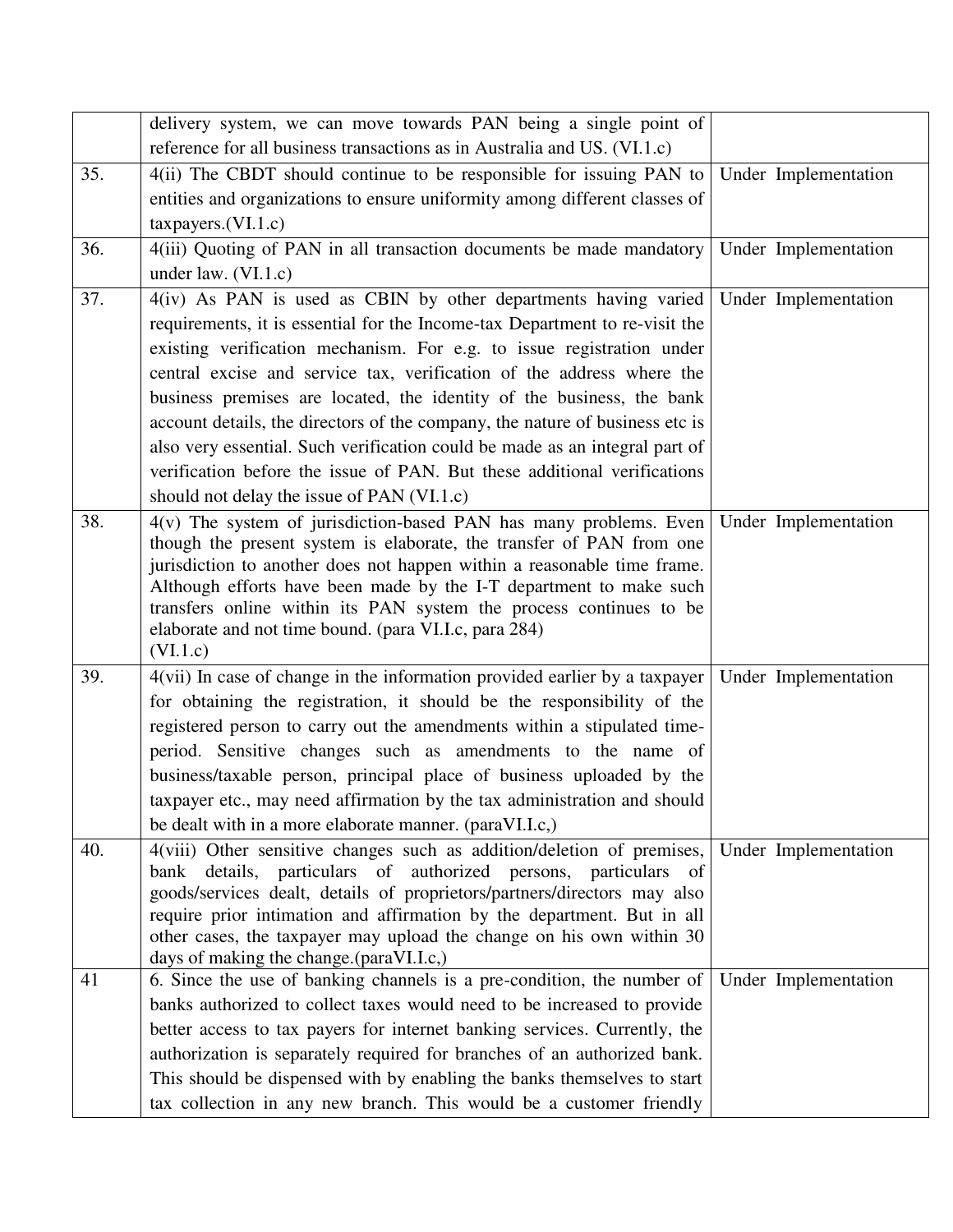| | | |
|---|---|---|
| | delivery system, we can move towards PAN being a single point of reference for all business transactions as in Australia and US. (VI.1.c) | |
| 35. | 4(ii) The CBDT should continue to be responsible for issuing PAN to entities and organizations to ensure uniformity among different classes of taxpayers.(VI.1.c) | Under Implementation |
| 36. | 4(iii) Quoting of PAN in all transaction documents be made mandatory under law. (VI.1.c) | Under Implementation |
| 37. | 4(iv) As PAN is used as CBIN by other departments having varied requirements, it is essential for the Income-tax Department to re-visit the existing verification mechanism. For e.g. to issue registration under central excise and service tax, verification of the address where the business premises are located, the identity of the business, the bank account details, the directors of the company, the nature of business etc is also very essential. Such verification could be made as an integral part of verification before the issue of PAN. But these additional verifications should not delay the issue of PAN (VI.1.c) | Under Implementation |
| 38. | 4(v) The system of jurisdiction-based PAN has many problems. Even though the present system is elaborate, the transfer of PAN from one jurisdiction to another does not happen within a reasonable time frame. Although efforts have been made by the I-T department to make such transfers online within its PAN system the process continues to be elaborate and not time bound. (para VI.I.c, para 284) (VI.1.c) | Under Implementation |
| 39. | 4(vii) In case of change in the information provided earlier by a taxpayer for obtaining the registration, it should be the responsibility of the registered person to carry out the amendments within a stipulated time-period. Sensitive changes such as amendments to the name of business/taxable person, principal place of business uploaded by the taxpayer etc., may need affirmation by the tax administration and should be dealt with in a more elaborate manner. (paraVI.I.c,) | Under Implementation |
| 40. | 4(viii) Other sensitive changes such as addition/deletion of premises, bank details, particulars of authorized persons, particulars of goods/services dealt, details of proprietors/partners/directors may also require prior intimation and affirmation by the department. But in all other cases, the taxpayer may upload the change on his own within 30 days of making the change.(paraVI.I.c,) | Under Implementation |
| 41 | 6. Since the use of banking channels is a pre-condition, the number of banks authorized to collect taxes would need to be increased to provide better access to tax payers for internet banking services. Currently, the authorization is separately required for branches of an authorized bank. This should be dispensed with by enabling the banks themselves to start tax collection in any new branch. This would be a customer friendly | Under Implementation |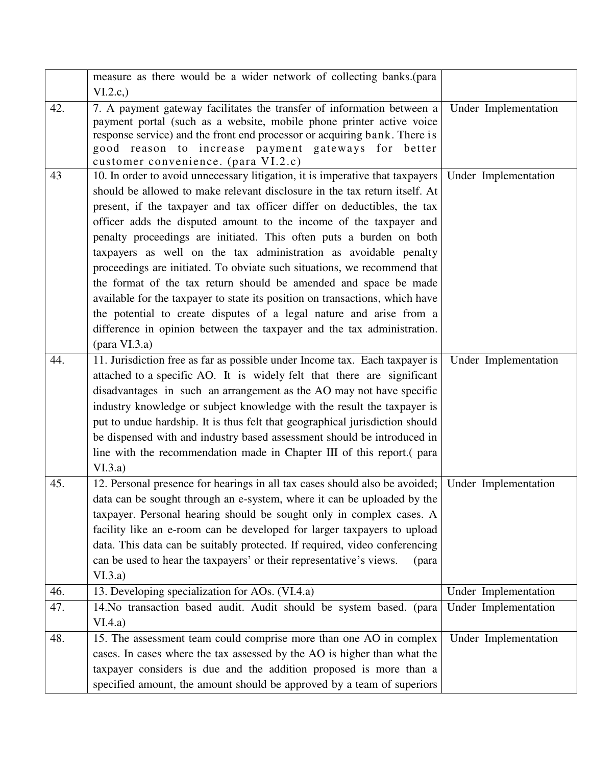| | | |
|---|---|---|
| | measure as there would be a wider network of collecting banks.(para VI.2.c,) | |
| 42. | 7. A payment gateway facilitates the transfer of information between a payment portal (such as a website, mobile phone printer active voice response service) and the front end processor or acquiring bank. There is good reason to increase payment gateways for better customer convenience. (para VI.2.c) | Under Implementation |
| 43 | 10. In order to avoid unnecessary litigation, it is imperative that taxpayers should be allowed to make relevant disclosure in the tax return itself. At present, if the taxpayer and tax officer differ on deductibles, the tax officer adds the disputed amount to the income of the taxpayer and penalty proceedings are initiated. This often puts a burden on both taxpayers as well on the tax administration as avoidable penalty proceedings are initiated. To obviate such situations, we recommend that the format of the tax return should be amended and space be made available for the taxpayer to state its position on transactions, which have the potential to create disputes of a legal nature and arise from a difference in opinion between the taxpayer and the tax administration. (para VI.3.a) | Under Implementation |
| 44. | 11. Jurisdiction free as far as possible under Income tax. Each taxpayer is attached to a specific AO. It is widely felt that there are significant disadvantages in such an arrangement as the AO may not have specific industry knowledge or subject knowledge with the result the taxpayer is put to undue hardship. It is thus felt that geographical jurisdiction should be dispensed with and industry based assessment should be introduced in line with the recommendation made in Chapter III of this report.( para VI.3.a) | Under Implementation |
| 45. | 12. Personal presence for hearings in all tax cases should also be avoided; data can be sought through an e-system, where it can be uploaded by the taxpayer. Personal hearing should be sought only in complex cases. A facility like an e-room can be developed for larger taxpayers to upload data. This data can be suitably protected. If required, video conferencing can be used to hear the taxpayers' or their representative's views. (para VI.3.a) | Under Implementation |
| 46. | 13. Developing specialization for AOs. (VI.4.a) | Under Implementation |
| 47. | 14.No transaction based audit. Audit should be system based. (para VI.4.a) | Under Implementation |
| 48. | 15. The assessment team could comprise more than one AO in complex cases. In cases where the tax assessed by the AO is higher than what the taxpayer considers is due and the addition proposed is more than a specified amount, the amount should be approved by a team of superiors | Under Implementation |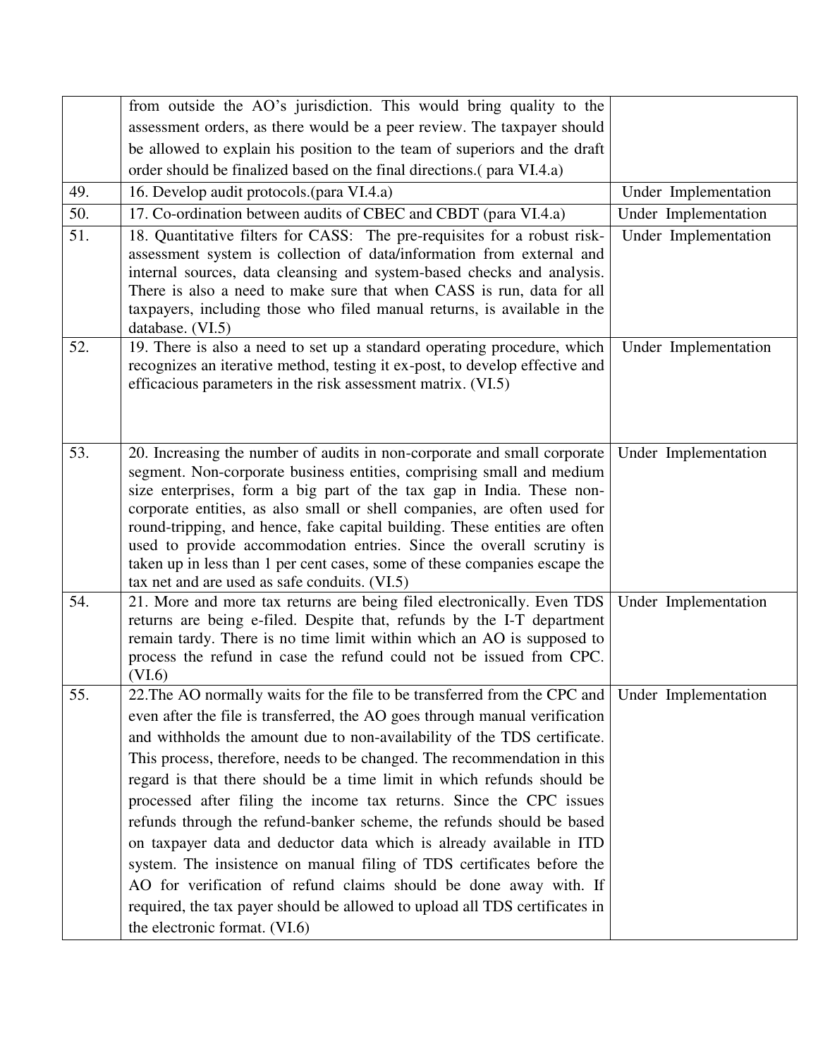| | | |
|---|---|---|
| | from outside the AO's jurisdiction. This would bring quality to the assessment orders, as there would be a peer review. The taxpayer should be allowed to explain his position to the team of superiors and the draft order should be finalized based on the final directions.( para VI.4.a) | |
| 49. | 16. Develop audit protocols.(para VI.4.a) | Under Implementation |
| 50. | 17. Co-ordination between audits of CBEC and CBDT (para VI.4.a) | Under Implementation |
| 51. | 18. Quantitative filters for CASS: The pre-requisites for a robust risk-assessment system is collection of data/information from external and internal sources, data cleansing and system-based checks and analysis. There is also a need to make sure that when CASS is run, data for all taxpayers, including those who filed manual returns, is available in the database. (VI.5) | Under Implementation |
| 52. | 19. There is also a need to set up a standard operating procedure, which recognizes an iterative method, testing it ex-post, to develop effective and efficacious parameters in the risk assessment matrix. (VI.5) | Under Implementation |
| 53. | 20. Increasing the number of audits in non-corporate and small corporate segment. Non-corporate business entities, comprising small and medium size enterprises, form a big part of the tax gap in India. These non-corporate entities, as also small or shell companies, are often used for round-tripping, and hence, fake capital building. These entities are often used to provide accommodation entries. Since the overall scrutiny is taken up in less than 1 per cent cases, some of these companies escape the tax net and are used as safe conduits. (VI.5) | Under Implementation |
| 54. | 21. More and more tax returns are being filed electronically. Even TDS returns are being e-filed. Despite that, refunds by the I-T department remain tardy. There is no time limit within which an AO is supposed to process the refund in case the refund could not be issued from CPC. (VI.6) | Under Implementation |
| 55. | 22.The AO normally waits for the file to be transferred from the CPC and even after the file is transferred, the AO goes through manual verification and withholds the amount due to non-availability of the TDS certificate. This process, therefore, needs to be changed. The recommendation in this regard is that there should be a time limit in which refunds should be processed after filing the income tax returns. Since the CPC issues refunds through the refund-banker scheme, the refunds should be based on taxpayer data and deductor data which is already available in ITD system. The insistence on manual filing of TDS certificates before the AO for verification of refund claims should be done away with. If required, the tax payer should be allowed to upload all TDS certificates in the electronic format. (VI.6) | Under Implementation |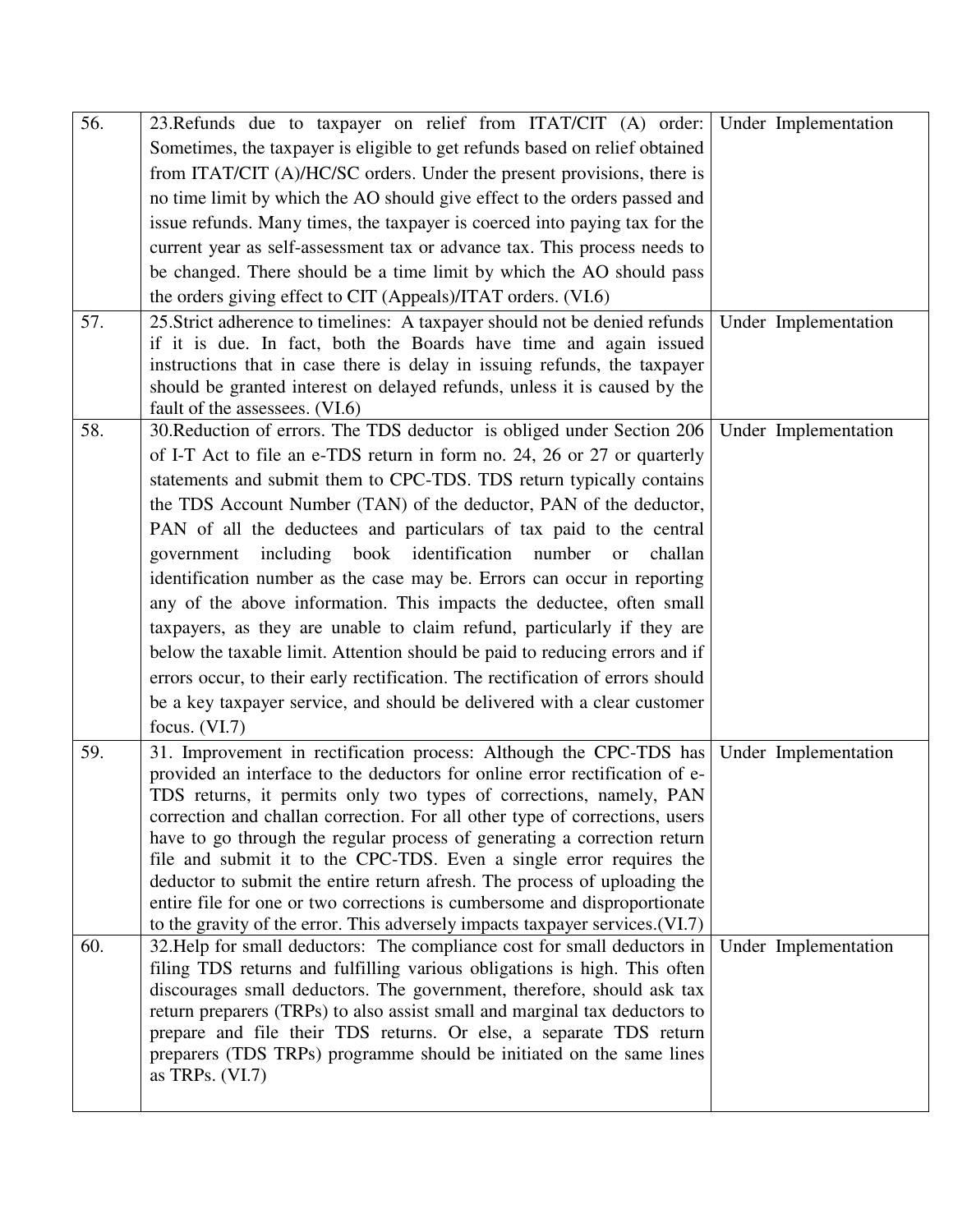| | | |
|---|---|---|
| 56. | 23.Refunds due to taxpayer on relief from ITAT/CIT (A) order: Sometimes, the taxpayer is eligible to get refunds based on relief obtained from ITAT/CIT (A)/HC/SC orders. Under the present provisions, there is no time limit by which the AO should give effect to the orders passed and issue refunds. Many times, the taxpayer is coerced into paying tax for the current year as self-assessment tax or advance tax. This process needs to be changed. There should be a time limit by which the AO should pass the orders giving effect to CIT (Appeals)/ITAT orders. (VI.6) | Under Implementation |
| 57. | 25.Strict adherence to timelines: A taxpayer should not be denied refunds if it is due. In fact, both the Boards have time and again issued instructions that in case there is delay in issuing refunds, the taxpayer should be granted interest on delayed refunds, unless it is caused by the fault of the assessees. (VI.6) | Under Implementation |
| 58. | 30.Reduction of errors. The TDS deductor is obliged under Section 206 of I-T Act to file an e-TDS return in form no. 24, 26 or 27 or quarterly statements and submit them to CPC-TDS. TDS return typically contains the TDS Account Number (TAN) of the deductor, PAN of the deductor, PAN of all the deductees and particulars of tax paid to the central government including book identification number or challan identification number as the case may be. Errors can occur in reporting any of the above information. This impacts the deductee, often small taxpayers, as they are unable to claim refund, particularly if they are below the taxable limit. Attention should be paid to reducing errors and if errors occur, to their early rectification. The rectification of errors should be a key taxpayer service, and should be delivered with a clear customer focus. (VI.7) | Under Implementation |
| 59. | 31. Improvement in rectification process: Although the CPC-TDS has provided an interface to the deductors for online error rectification of e-TDS returns, it permits only two types of corrections, namely, PAN correction and challan correction. For all other type of corrections, users have to go through the regular process of generating a correction return file and submit it to the CPC-TDS. Even a single error requires the deductor to submit the entire return afresh. The process of uploading the entire file for one or two corrections is cumbersome and disproportionate to the gravity of the error. This adversely impacts taxpayer services.(VI.7) | Under Implementation |
| 60. | 32.Help for small deductors: The compliance cost for small deductors in filing TDS returns and fulfilling various obligations is high. This often discourages small deductors. The government, therefore, should ask tax return preparers (TRPs) to also assist small and marginal tax deductors to prepare and file their TDS returns. Or else, a separate TDS return preparers (TDS TRPs) programme should be initiated on the same lines as TRPs. (VI.7) | Under Implementation |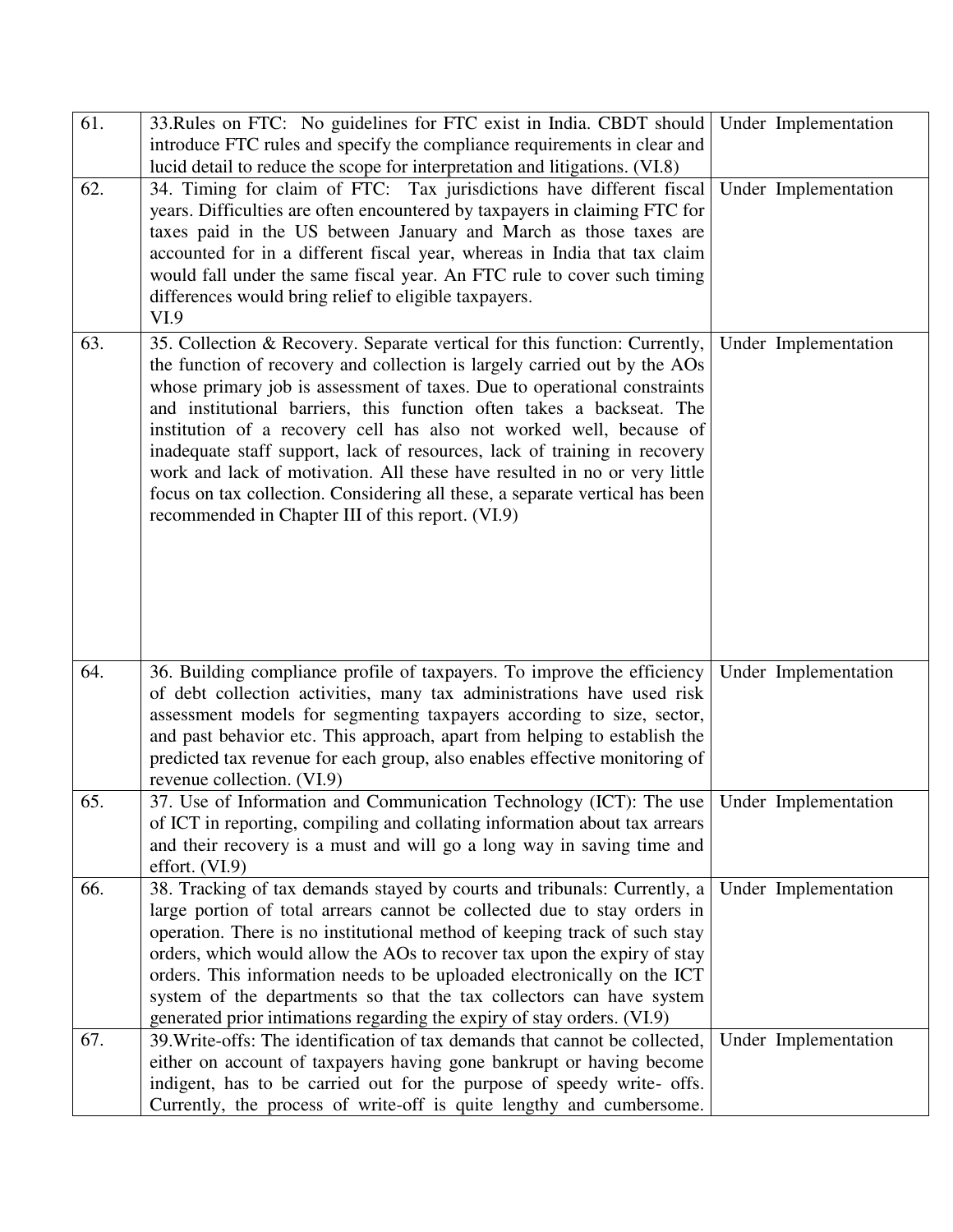| | | |
|---|---|---|
| 61. | 33.Rules on FTC: No guidelines for FTC exist in India. CBDT should introduce FTC rules and specify the compliance requirements in clear and lucid detail to reduce the scope for interpretation and litigations. (VI.8) | Under Implementation |
| 62. | 34. Timing for claim of FTC: Tax jurisdictions have different fiscal years. Difficulties are often encountered by taxpayers in claiming FTC for taxes paid in the US between January and March as those taxes are accounted for in a different fiscal year, whereas in India that tax claim would fall under the same fiscal year. An FTC rule to cover such timing differences would bring relief to eligible taxpayers. VI.9 | Under Implementation |
| 63. | 35. Collection & Recovery. Separate vertical for this function: Currently, the function of recovery and collection is largely carried out by the AOs whose primary job is assessment of taxes. Due to operational constraints and institutional barriers, this function often takes a backseat. The institution of a recovery cell has also not worked well, because of inadequate staff support, lack of resources, lack of training in recovery work and lack of motivation. All these have resulted in no or very little focus on tax collection. Considering all these, a separate vertical has been recommended in Chapter III of this report. (VI.9) | Under Implementation |
| 64. | 36. Building compliance profile of taxpayers. To improve the efficiency of debt collection activities, many tax administrations have used risk assessment models for segmenting taxpayers according to size, sector, and past behavior etc. This approach, apart from helping to establish the predicted tax revenue for each group, also enables effective monitoring of revenue collection. (VI.9) | Under Implementation |
| 65. | 37. Use of Information and Communication Technology (ICT): The use of ICT in reporting, compiling and collating information about tax arrears and their recovery is a must and will go a long way in saving time and effort. (VI.9) | Under Implementation |
| 66. | 38. Tracking of tax demands stayed by courts and tribunals: Currently, a large portion of total arrears cannot be collected due to stay orders in operation. There is no institutional method of keeping track of such stay orders, which would allow the AOs to recover tax upon the expiry of stay orders. This information needs to be uploaded electronically on the ICT system of the departments so that the tax collectors can have system generated prior intimations regarding the expiry of stay orders. (VI.9) | Under Implementation |
| 67. | 39.Write-offs: The identification of tax demands that cannot be collected, either on account of taxpayers having gone bankrupt or having become indigent, has to be carried out for the purpose of speedy write- offs. Currently, the process of write-off is quite lengthy and cumbersome. | Under Implementation |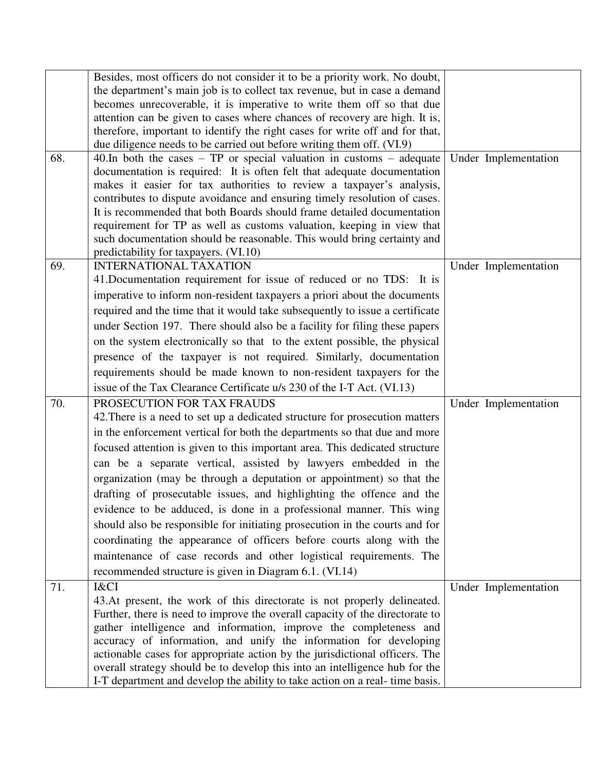| | | |
|---|---|---|
| | Besides, most officers do not consider it to be a priority work. No doubt, the department's main job is to collect tax revenue, but in case a demand becomes unrecoverable, it is imperative to write them off so that due attention can be given to cases where chances of recovery are high. It is, therefore, important to identify the right cases for write off and for that, due diligence needs to be carried out before writing them off. (VI.9) | |
| 68. | 40.In both the cases – TP or special valuation in customs – adequate documentation is required: It is often felt that adequate documentation makes it easier for tax authorities to review a taxpayer's analysis, contributes to dispute avoidance and ensuring timely resolution of cases. It is recommended that both Boards should frame detailed documentation requirement for TP as well as customs valuation, keeping in view that such documentation should be reasonable. This would bring certainty and predictability for taxpayers. (VI.10) | Under Implementation |
| 69. | INTERNATIONAL TAXATION<br>41.Documentation requirement for issue of reduced or no TDS: It is imperative to inform non-resident taxpayers a priori about the documents required and the time that it would take subsequently to issue a certificate under Section 197. There should also be a facility for filing these papers on the system electronically so that to the extent possible, the physical presence of the taxpayer is not required. Similarly, documentation requirements should be made known to non-resident taxpayers for the issue of the Tax Clearance Certificate u/s 230 of the I-T Act. (VI.13) | Under Implementation |
| 70. | PROSECUTION FOR TAX FRAUDS<br>42.There is a need to set up a dedicated structure for prosecution matters in the enforcement vertical for both the departments so that due and more focused attention is given to this important area. This dedicated structure can be a separate vertical, assisted by lawyers embedded in the organization (may be through a deputation or appointment) so that the drafting of prosecutable issues, and highlighting the offence and the evidence to be adduced, is done in a professional manner. This wing should also be responsible for initiating prosecution in the courts and for coordinating the appearance of officers before courts along with the maintenance of case records and other logistical requirements. The recommended structure is given in Diagram 6.1. (VI.14) | Under Implementation |
| 71. | I&CI<br>43.At present, the work of this directorate is not properly delineated. Further, there is need to improve the overall capacity of the directorate to gather intelligence and information, improve the completeness and accuracy of information, and unify the information for developing actionable cases for appropriate action by the jurisdictional officers. The overall strategy should be to develop this into an intelligence hub for the I-T department and develop the ability to take action on a real- time basis. | Under Implementation |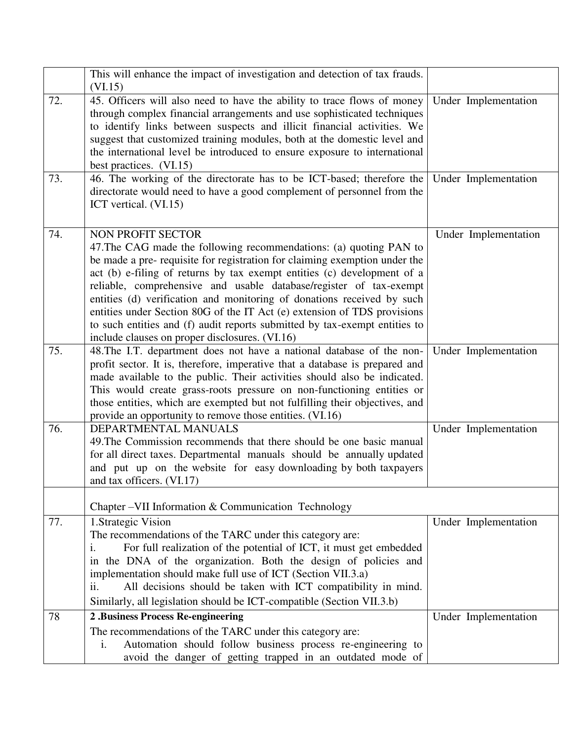| | | |
|---|---|---|
| | This will enhance the impact of investigation and detection of tax frauds. (VI.15) | |
| 72. | 45. Officers will also need to have the ability to trace flows of money through complex financial arrangements and use sophisticated techniques to identify links between suspects and illicit financial activities. We suggest that customized training modules, both at the domestic level and the international level be introduced to ensure exposure to international best practices. (VI.15) | Under Implementation |
| 73. | 46. The working of the directorate has to be ICT-based; therefore the directorate would need to have a good complement of personnel from the ICT vertical. (VI.15) | Under Implementation |
| 74. | NON PROFIT SECTOR<br>47.The CAG made the following recommendations: (a) quoting PAN to be made a pre- requisite for registration for claiming exemption under the act (b) e-filing of returns by tax exempt entities (c) development of a reliable, comprehensive and usable database/register of tax-exempt entities (d) verification and monitoring of donations received by such entities under Section 80G of the IT Act (e) extension of TDS provisions to such entities and (f) audit reports submitted by tax-exempt entities to include clauses on proper disclosures. (VI.16) | Under Implementation |
| 75. | 48.The I.T. department does not have a national database of the non-profit sector. It is, therefore, imperative that a database is prepared and made available to the public. Their activities should also be indicated. This would create grass-roots pressure on non-functioning entities or those entities, which are exempted but not fulfilling their objectives, and provide an opportunity to remove those entities. (VI.16) | Under Implementation |
| 76. | DEPARTMENTAL MANUALS<br>49.The Commission recommends that there should be one basic manual for all direct taxes. Departmental manuals should be annually updated and put up on the website for easy downloading by both taxpayers and tax officers. (VI.17) | Under Implementation |
| | Chapter –VII Information & Communication Technology | |
| 77. | 1.Strategic Vision<br>The recommendations of the TARC under this category are:<br>i. For full realization of the potential of ICT, it must get embedded in the DNA of the organization. Both the design of policies and implementation should make full use of ICT (Section VII.3.a)<br>ii. All decisions should be taken with ICT compatibility in mind. Similarly, all legislation should be ICT-compatible (Section VII.3.b) | Under Implementation |
| 78 | **2 .Business Process Re-engineering**<br>The recommendations of the TARC under this category are:<br>i. Automation should follow business process re-engineering to avoid the danger of getting trapped in an outdated mode of | Under Implementation |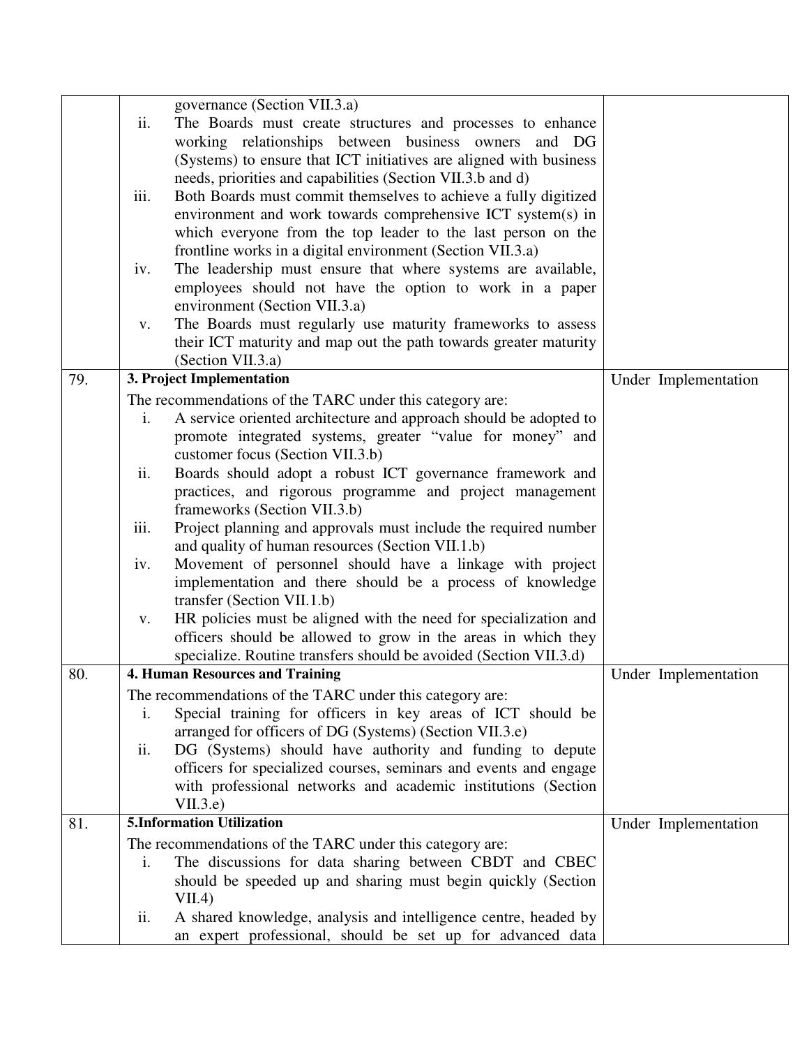| | | |
|---|---|---|
| | governance (Section VII.3.a)<br>ii. The Boards must create structures and processes to enhance working relationships between business owners and DG (Systems) to ensure that ICT initiatives are aligned with business needs, priorities and capabilities (Section VII.3.b and d)<br>iii. Both Boards must commit themselves to achieve a fully digitized environment and work towards comprehensive ICT system(s) in which everyone from the top leader to the last person on the frontline works in a digital environment (Section VII.3.a)<br>iv. The leadership must ensure that where systems are available, employees should not have the option to work in a paper environment (Section VII.3.a)<br>v. The Boards must regularly use maturity frameworks to assess their ICT maturity and map out the path towards greater maturity (Section VII.3.a) | |
| 79. | **3. Project Implementation**<br>The recommendations of the TARC under this category are:<br>i. A service oriented architecture and approach should be adopted to promote integrated systems, greater "value for money" and customer focus (Section VII.3.b)<br>ii. Boards should adopt a robust ICT governance framework and practices, and rigorous programme and project management frameworks (Section VII.3.b)<br>iii. Project planning and approvals must include the required number and quality of human resources (Section VII.1.b)<br>iv. Movement of personnel should have a linkage with project implementation and there should be a process of knowledge transfer (Section VII.1.b)<br>v. HR policies must be aligned with the need for specialization and officers should be allowed to grow in the areas in which they specialize. Routine transfers should be avoided (Section VII.3.d) | Under Implementation |
| 80. | **4. Human Resources and Training**<br>The recommendations of the TARC under this category are:<br>i. Special training for officers in key areas of ICT should be arranged for officers of DG (Systems) (Section VII.3.e)<br>ii. DG (Systems) should have authority and funding to depute officers for specialized courses, seminars and events and engage with professional networks and academic institutions (Section VII.3.e) | Under Implementation |
| 81. | **5.Information Utilization**<br>The recommendations of the TARC under this category are:<br>i. The discussions for data sharing between CBDT and CBEC should be speeded up and sharing must begin quickly (Section VII.4)<br>ii. A shared knowledge, analysis and intelligence centre, headed by an expert professional, should be set up for advanced data | Under Implementation |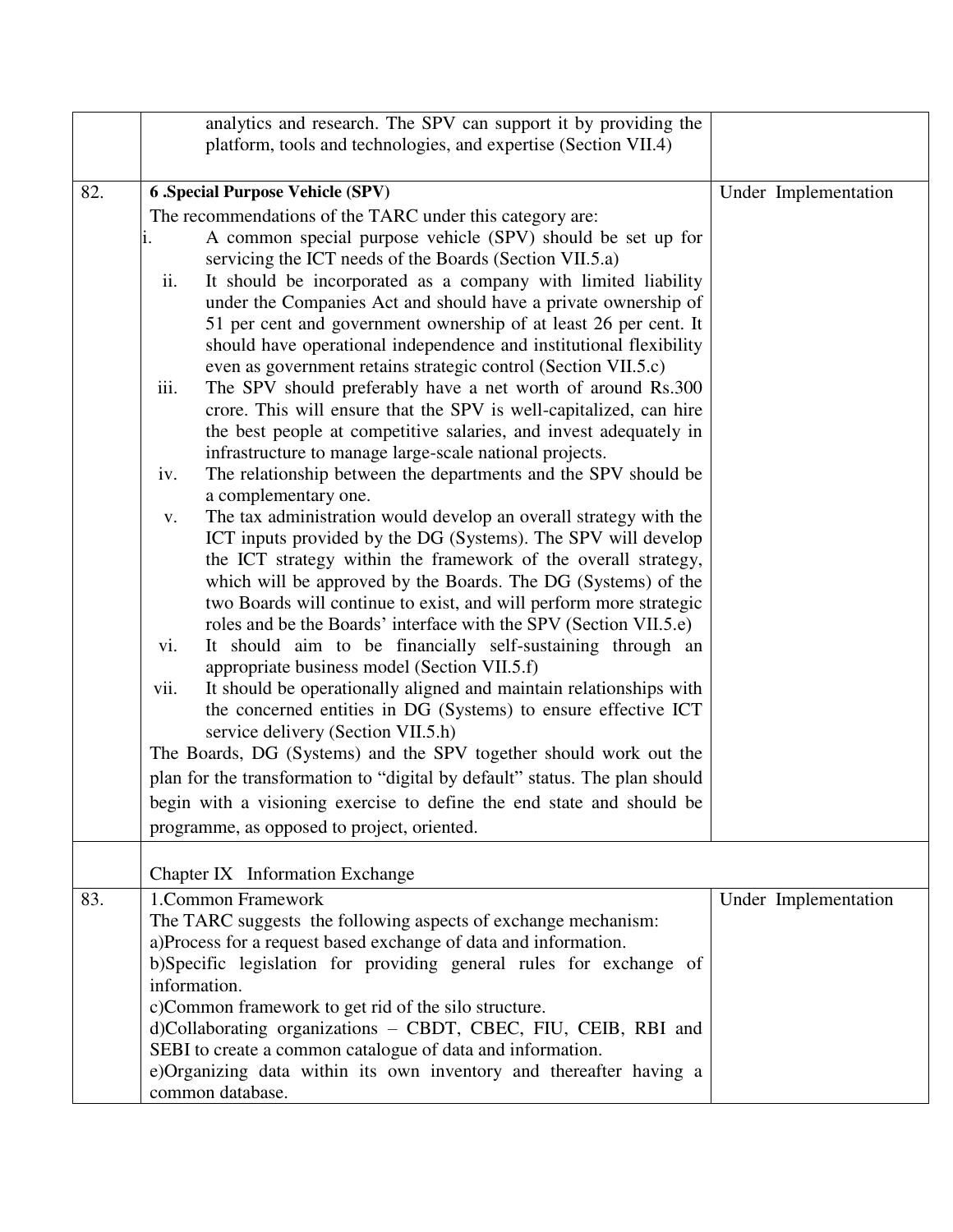| | | |
|---|---|---|
| | analytics and research. The SPV can support it by providing the platform, tools and technologies, and expertise (Section VII.4) | |
| 82. | **6 .Special Purpose Vehicle (SPV)**<br>The recommendations of the TARC under this category are:<br>i. A common special purpose vehicle (SPV) should be set up for servicing the ICT needs of the Boards (Section VII.5.a)<br>ii. It should be incorporated as a company with limited liability under the Companies Act and should have a private ownership of 51 per cent and government ownership of at least 26 per cent. It should have operational independence and institutional flexibility even as government retains strategic control (Section VII.5.c)<br>iii. The SPV should preferably have a net worth of around Rs.300 crore. This will ensure that the SPV is well-capitalized, can hire the best people at competitive salaries, and invest adequately in infrastructure to manage large-scale national projects.<br>iv. The relationship between the departments and the SPV should be a complementary one.<br>v. The tax administration would develop an overall strategy with the ICT inputs provided by the DG (Systems). The SPV will develop the ICT strategy within the framework of the overall strategy, which will be approved by the Boards. The DG (Systems) of the two Boards will continue to exist, and will perform more strategic roles and be the Boards' interface with the SPV (Section VII.5.e)<br>vi. It should aim to be financially self-sustaining through an appropriate business model (Section VII.5.f)<br>vii. It should be operationally aligned and maintain relationships with the concerned entities in DG (Systems) to ensure effective ICT service delivery (Section VII.5.h)<br>The Boards, DG (Systems) and the SPV together should work out the plan for the transformation to "digital by default" status. The plan should begin with a visioning exercise to define the end state and should be programme, as opposed to project, oriented. | Under Implementation |
| | Chapter IX Information Exchange | |
| 83. | 1.Common Framework<br>The TARC suggests the following aspects of exchange mechanism:<br>a)Process for a request based exchange of data and information.<br>b)Specific legislation for providing general rules for exchange of information.<br>c)Common framework to get rid of the silo structure.<br>d)Collaborating organizations – CBDT, CBEC, FIU, CEIB, RBI and SEBI to create a common catalogue of data and information.<br>e)Organizing data within its own inventory and thereafter having a common database. | Under Implementation |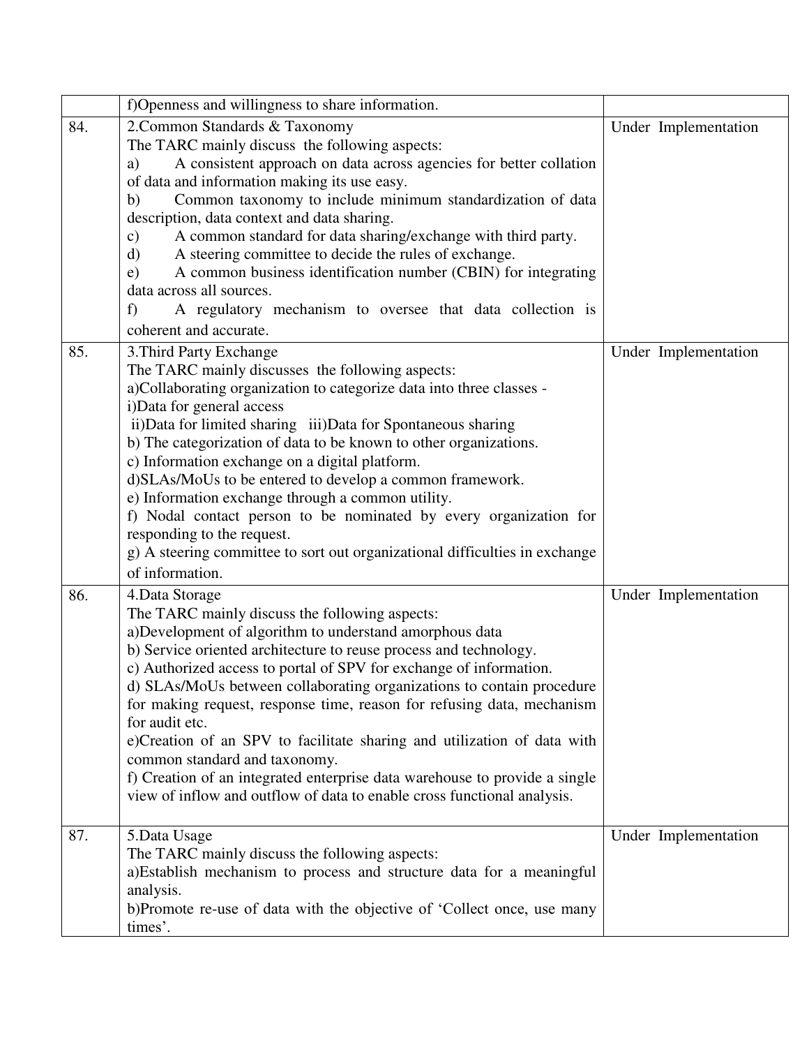| | | |
|---|---|---|
| | f)Openness and willingness to share information. | |
| 84. | 2.Common Standards & Taxonomy<br>The TARC mainly discuss the following aspects:<br>a) A consistent approach on data across agencies for better collation of data and information making its use easy.<br>b) Common taxonomy to include minimum standardization of data description, data context and data sharing.<br>c) A common standard for data sharing/exchange with third party.<br>d) A steering committee to decide the rules of exchange.<br>e) A common business identification number (CBIN) for integrating data across all sources.<br>f) A regulatory mechanism to oversee that data collection is coherent and accurate. | Under Implementation |
| 85. | 3.Third Party Exchange<br>The TARC mainly discusses the following aspects:<br>a)Collaborating organization to categorize data into three classes -<br>i)Data for general access<br>ii)Data for limited sharing iii)Data for Spontaneous sharing<br>b) The categorization of data to be known to other organizations.<br>c) Information exchange on a digital platform.<br>d)SLAs/MoUs to be entered to develop a common framework.<br>e) Information exchange through a common utility.<br>f) Nodal contact person to be nominated by every organization for responding to the request.<br>g) A steering committee to sort out organizational difficulties in exchange of information. | Under Implementation |
| 86. | 4.Data Storage<br>The TARC mainly discuss the following aspects:<br>a)Development of algorithm to understand amorphous data<br>b) Service oriented architecture to reuse process and technology.<br>c) Authorized access to portal of SPV for exchange of information.<br>d) SLAs/MoUs between collaborating organizations to contain procedure for making request, response time, reason for refusing data, mechanism for audit etc.<br>e)Creation of an SPV to facilitate sharing and utilization of data with common standard and taxonomy.<br>f) Creation of an integrated enterprise data warehouse to provide a single view of inflow and outflow of data to enable cross functional analysis. | Under Implementation |
| 87. | 5.Data Usage<br>The TARC mainly discuss the following aspects:<br>a)Establish mechanism to process and structure data for a meaningful analysis.<br>b)Promote re-use of data with the objective of 'Collect once, use many times'. | Under Implementation |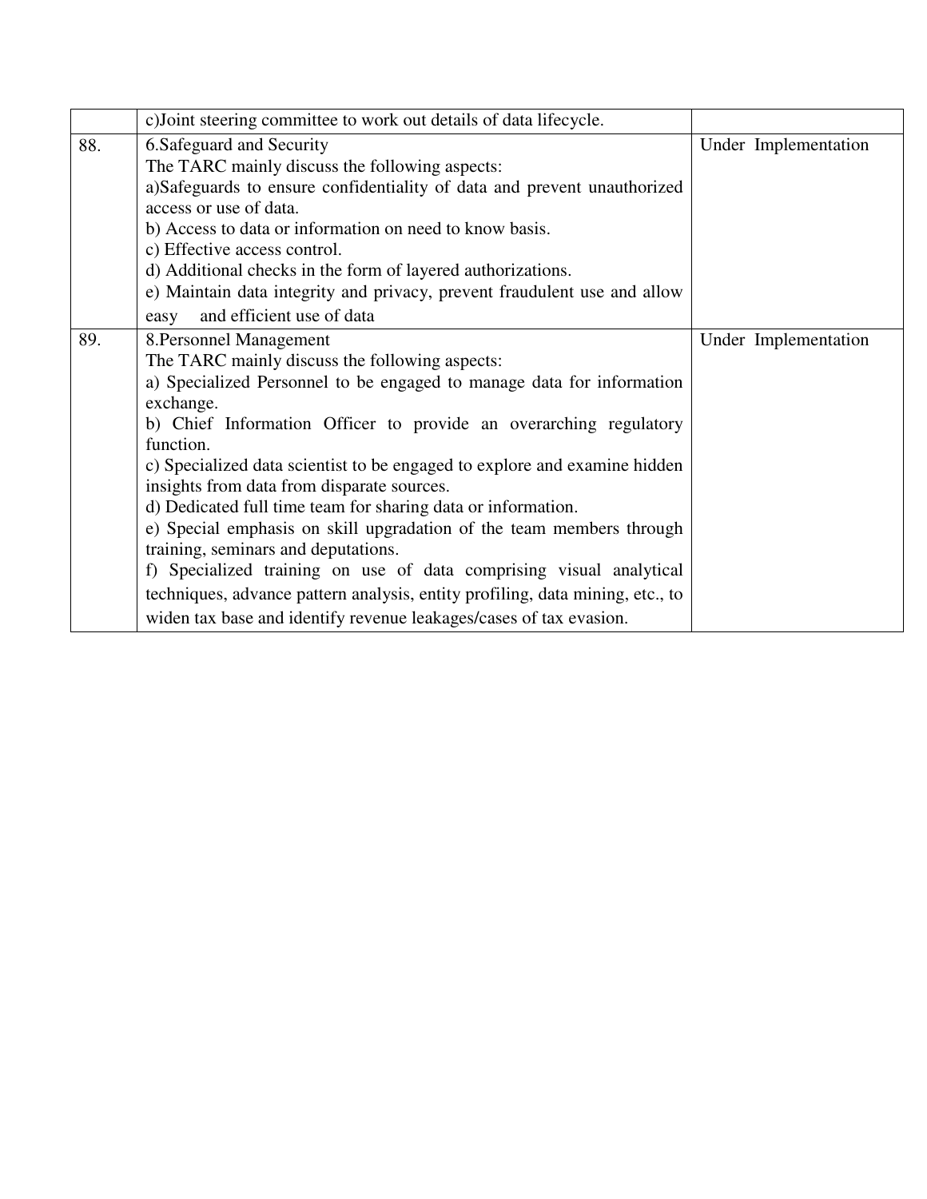| | | |
|---|---|---|
| | c)Joint steering committee to work out details of data lifecycle. | |
| 88. | 6.Safeguard and Security<br>The TARC mainly discuss the following aspects:<br>a)Safeguards to ensure confidentiality of data and prevent unauthorized access or use of data.<br>b) Access to data or information on need to know basis.<br>c) Effective access control.<br>d) Additional checks in the form of layered authorizations.<br>e) Maintain data integrity and privacy, prevent fraudulent use and allow easy and efficient use of data | Under Implementation |
| 89. | 8.Personnel Management<br>The TARC mainly discuss the following aspects:<br>a) Specialized Personnel to be engaged to manage data for information exchange.<br>b) Chief Information Officer to provide an overarching regulatory function.<br>c) Specialized data scientist to be engaged to explore and examine hidden insights from data from disparate sources.<br>d) Dedicated full time team for sharing data or information.<br>e) Special emphasis on skill upgradation of the team members through training, seminars and deputations.<br>f) Specialized training on use of data comprising visual analytical techniques, advance pattern analysis, entity profiling, data mining, etc., to widen tax base and identify revenue leakages/cases of tax evasion. | Under Implementation |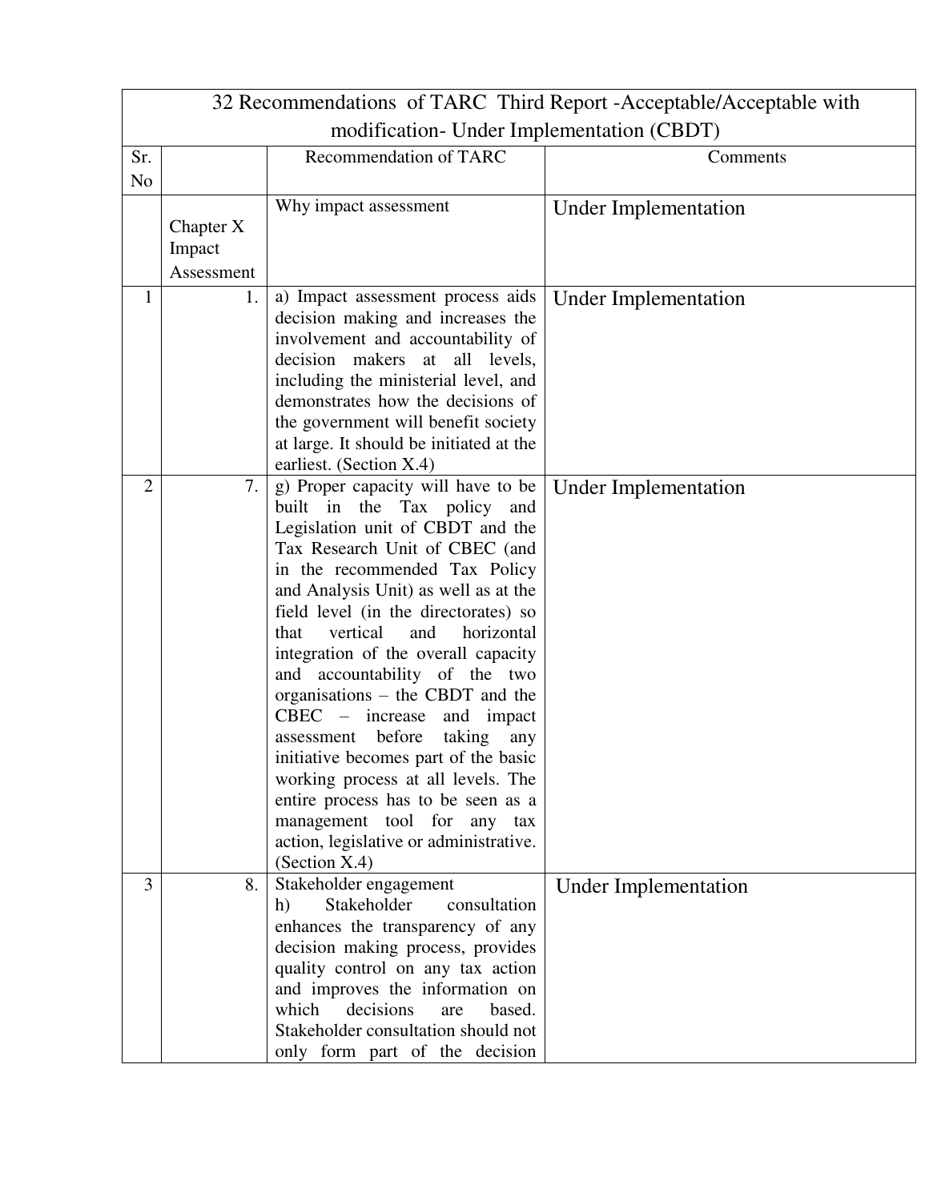| 32 Recommendations of TARC Third Report -Acceptable/Acceptable with modification- Under Implementation (CBDT) | | | |
|---|---|---|---|
| Sr. No | | Recommendation of TARC | Comments |
| | Chapter X Impact Assessment | Why impact assessment | Under Implementation |
| 1 | 1. | a) Impact assessment process aids decision making and increases the involvement and accountability of decision makers at all levels, including the ministerial level, and demonstrates how the decisions of the government will benefit society at large. It should be initiated at the earliest. (Section X.4) | Under Implementation |
| 2 | 7. | g) Proper capacity will have to be built in the Tax policy and Legislation unit of CBDT and the Tax Research Unit of CBEC (and in the recommended Tax Policy and Analysis Unit) as well as at the field level (in the directorates) so that vertical and horizontal integration of the overall capacity and accountability of the two organisations – the CBDT and the CBEC – increase and impact assessment before taking any initiative becomes part of the basic working process at all levels. The entire process has to be seen as a management tool for any tax action, legislative or administrative. (Section X.4) | Under Implementation |
| 3 | 8. | Stakeholder engagement<br>h) Stakeholder consultation enhances the transparency of any decision making process, provides quality control on any tax action and improves the information on which decisions are based. Stakeholder consultation should not only form part of the decision | Under Implementation |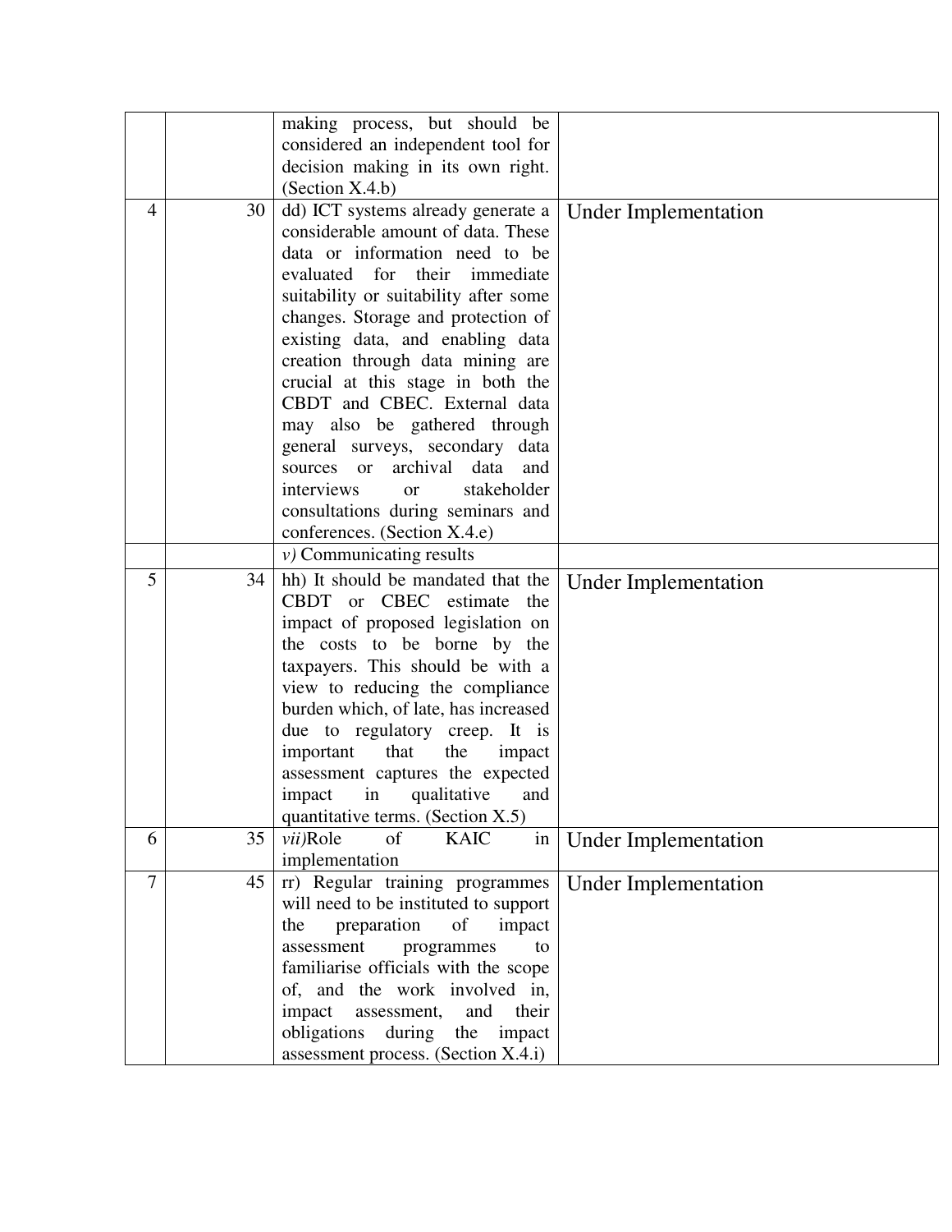| | | | |
|---|---|---|---|
| | | making process, but should be considered an independent tool for decision making in its own right. (Section X.4.b) | |
| 4 | 30 | dd) ICT systems already generate a considerable amount of data. These data or information need to be evaluated for their immediate suitability or suitability after some changes. Storage and protection of existing data, and enabling data creation through data mining are crucial at this stage in both the CBDT and CBEC. External data may also be gathered through general surveys, secondary data sources or archival data and interviews or stakeholder consultations during seminars and conferences. (Section X.4.e) | Under Implementation |
| | | *v)* Communicating results | |
| 5 | 34 | hh) It should be mandated that the CBDT or CBEC estimate the impact of proposed legislation on the costs to be borne by the taxpayers. This should be with a view to reducing the compliance burden which, of late, has increased due to regulatory creep. It is important that the impact assessment captures the expected impact in qualitative and quantitative terms. (Section X.5) | Under Implementation |
| 6 | 35 | *vii)*Role of KAIC in implementation | Under Implementation |
| 7 | 45 | rr) Regular training programmes will need to be instituted to support the preparation of impact assessment programmes to familiarise officials with the scope of, and the work involved in, impact assessment, and their obligations during the impact assessment process. (Section X.4.i) | Under Implementation |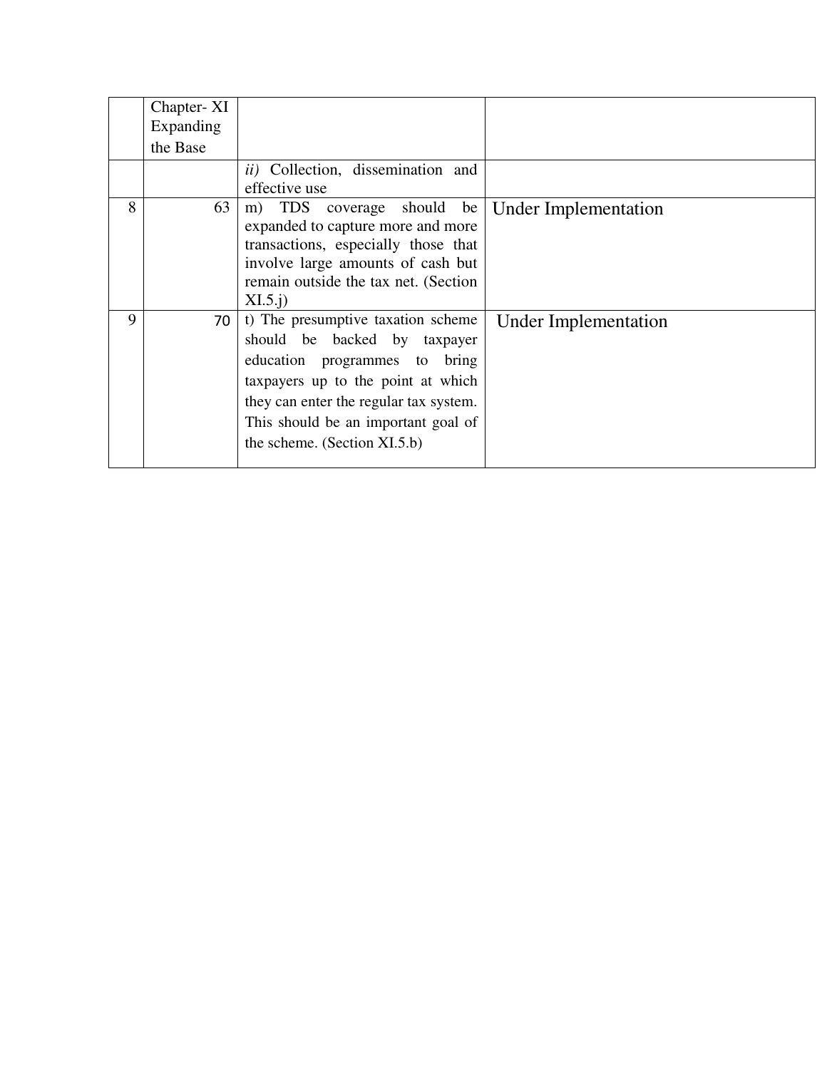| | | | |
|---|---|---|---|
| | Chapter- XI Expanding the Base | | |
| | | *ii)* Collection, dissemination and effective use | |
| 8 | 63 | m) TDS coverage should be expanded to capture more and more transactions, especially those that involve large amounts of cash but remain outside the tax net. (Section XI.5.j) | Under Implementation |
| 9 | 70 | t) The presumptive taxation scheme should be backed by taxpayer education programmes to bring taxpayers up to the point at which they can enter the regular tax system. This should be an important goal of the scheme. (Section XI.5.b) | Under Implementation |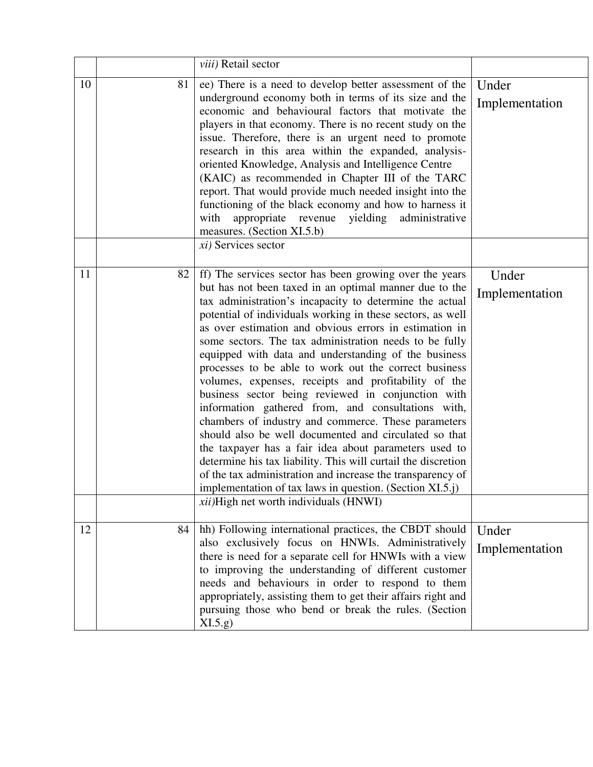| | | | |
|---|---|---|---|
| | | *viii)* Retail sector | |
| 10 | 81 | ee) There is a need to develop better assessment of the underground economy both in terms of its size and the economic and behavioural factors that motivate the players in that economy. There is no recent study on the issue. Therefore, there is an urgent need to promote research in this area within the expanded, analysis-oriented Knowledge, Analysis and Intelligence Centre (KAIC) as recommended in Chapter III of the TARC report. That would provide much needed insight into the functioning of the black economy and how to harness it with appropriate revenue yielding administrative measures. (Section XI.5.b) | Under Implementation |
| | | *xi)* Services sector | |
| 11 | 82 | ff) The services sector has been growing over the years but has not been taxed in an optimal manner due to the tax administration's incapacity to determine the actual potential of individuals working in these sectors, as well as over estimation and obvious errors in estimation in some sectors. The tax administration needs to be fully equipped with data and understanding of the business processes to be able to work out the correct business volumes, expenses, receipts and profitability of the business sector being reviewed in conjunction with information gathered from, and consultations with, chambers of industry and commerce. These parameters should also be well documented and circulated so that the taxpayer has a fair idea about parameters used to determine his tax liability. This will curtail the discretion of the tax administration and increase the transparency of implementation of tax laws in question. (Section XI.5.j) | Under Implementation |
| | | *xii)*High net worth individuals (HNWI) | |
| 12 | 84 | hh) Following international practices, the CBDT should also exclusively focus on HNWIs. Administratively there is need for a separate cell for HNWIs with a view to improving the understanding of different customer needs and behaviours in order to respond to them appropriately, assisting them to get their affairs right and pursuing those who bend or break the rules. (Section XI.5.g) | Under Implementation |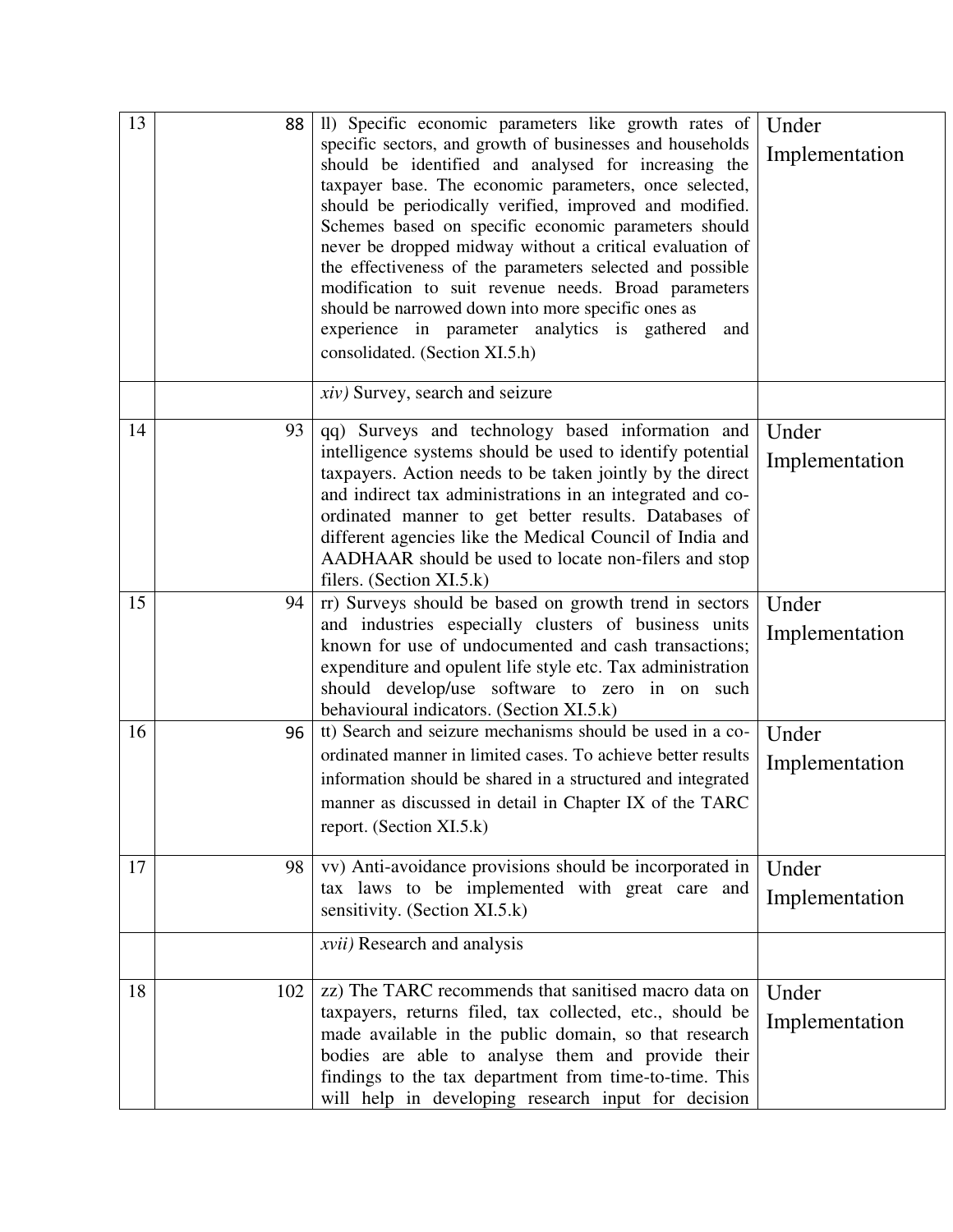| | | | |
|---|---|---|---|
| 13 | 88 | ll) Specific economic parameters like growth rates of specific sectors, and growth of businesses and households should be identified and analysed for increasing the taxpayer base. The economic parameters, once selected, should be periodically verified, improved and modified. Schemes based on specific economic parameters should never be dropped midway without a critical evaluation of the effectiveness of the parameters selected and possible modification to suit revenue needs. Broad parameters should be narrowed down into more specific ones as experience in parameter analytics is gathered and consolidated. (Section XI.5.h) | Under Implementation |
| | | *xiv)* Survey, search and seizure | |
| 14 | 93 | qq) Surveys and technology based information and intelligence systems should be used to identify potential taxpayers. Action needs to be taken jointly by the direct and indirect tax administrations in an integrated and co-ordinated manner to get better results. Databases of different agencies like the Medical Council of India and AADHAAR should be used to locate non-filers and stop filers. (Section XI.5.k) | Under Implementation |
| 15 | 94 | rr) Surveys should be based on growth trend in sectors and industries especially clusters of business units known for use of undocumented and cash transactions; expenditure and opulent life style etc. Tax administration should develop/use software to zero in on such behavioural indicators. (Section XI.5.k) | Under Implementation |
| 16 | 96 | tt) Search and seizure mechanisms should be used in a co-ordinated manner in limited cases. To achieve better results information should be shared in a structured and integrated manner as discussed in detail in Chapter IX of the TARC report. (Section XI.5.k) | Under Implementation |
| 17 | 98 | vv) Anti-avoidance provisions should be incorporated in tax laws to be implemented with great care and sensitivity. (Section XI.5.k) | Under Implementation |
| | | *xvii)* Research and analysis | |
| 18 | 102 | zz) The TARC recommends that sanitised macro data on taxpayers, returns filed, tax collected, etc., should be made available in the public domain, so that research bodies are able to analyse them and provide their findings to the tax department from time-to-time. This will help in developing research input for decision | Under Implementation |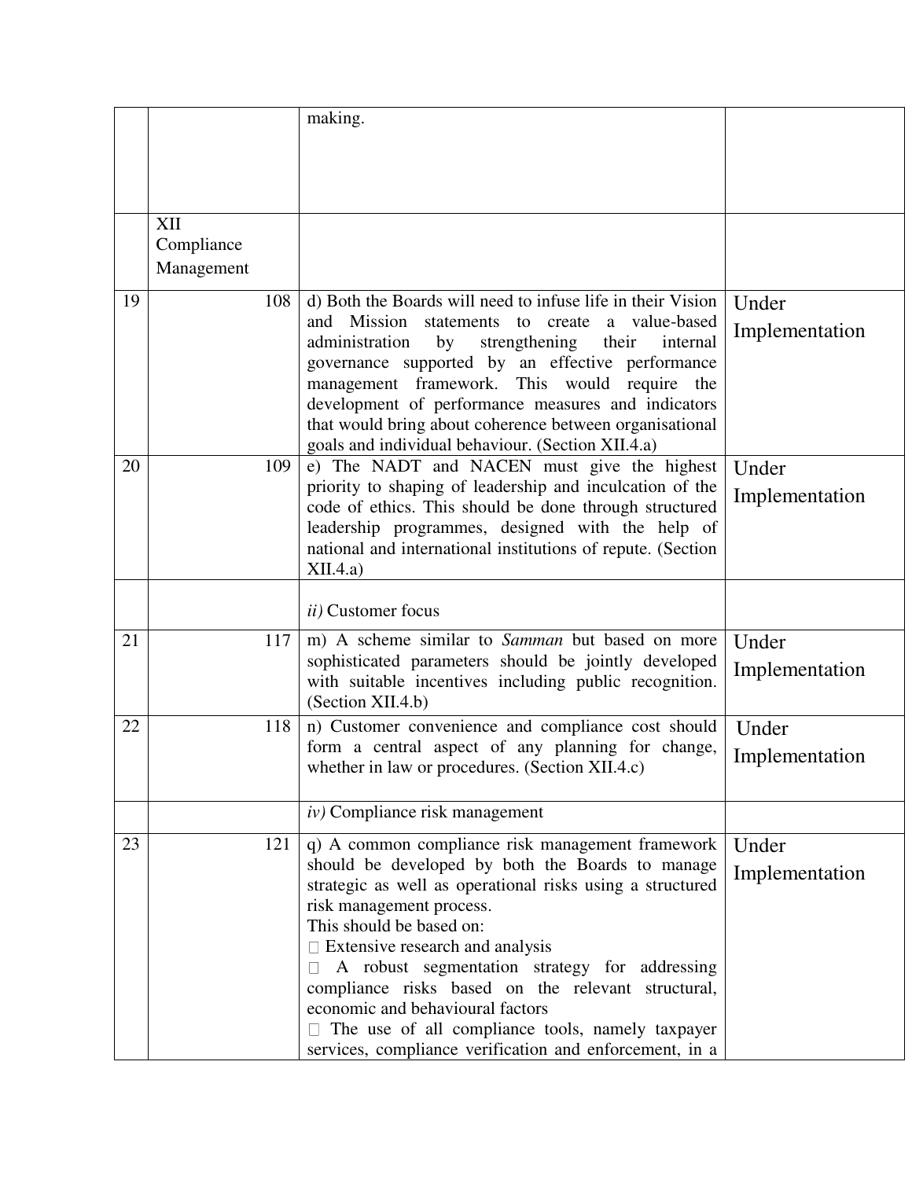|  |  |  |  |
|---|---|---|---|
|  |  | making. |  |
|  | XII Compliance Management |  |  |
| 19 | 108 | d) Both the Boards will need to infuse life in their Vision and Mission statements to create a value-based administration by strengthening their internal governance supported by an effective performance management framework. This would require the development of performance measures and indicators that would bring about coherence between organisational goals and individual behaviour. (Section XII.4.a) | Under Implementation |
| 20 | 109 | e) The NADT and NACEN must give the highest priority to shaping of leadership and inculcation of the code of ethics. This should be done through structured leadership programmes, designed with the help of national and international institutions of repute. (Section XII.4.a) | Under Implementation |
|  |  | *ii)* Customer focus |  |
| 21 | 117 | m) A scheme similar to *Samman* but based on more sophisticated parameters should be jointly developed with suitable incentives including public recognition. (Section XII.4.b) | Under Implementation |
| 22 | 118 | n) Customer convenience and compliance cost should form a central aspect of any planning for change, whether in law or procedures. (Section XII.4.c) | Under Implementation |
|  |  | *iv)* Compliance risk management |  |
| 23 | 121 | q) A common compliance risk management framework should be developed by both the Boards to manage strategic as well as operational risks using a structured risk management process.<br>This should be based on:<br>• Extensive research and analysis<br>• A robust segmentation strategy for addressing compliance risks based on the relevant structural, economic and behavioural factors<br>• The use of all compliance tools, namely taxpayer services, compliance verification and enforcement, in a | Under Implementation |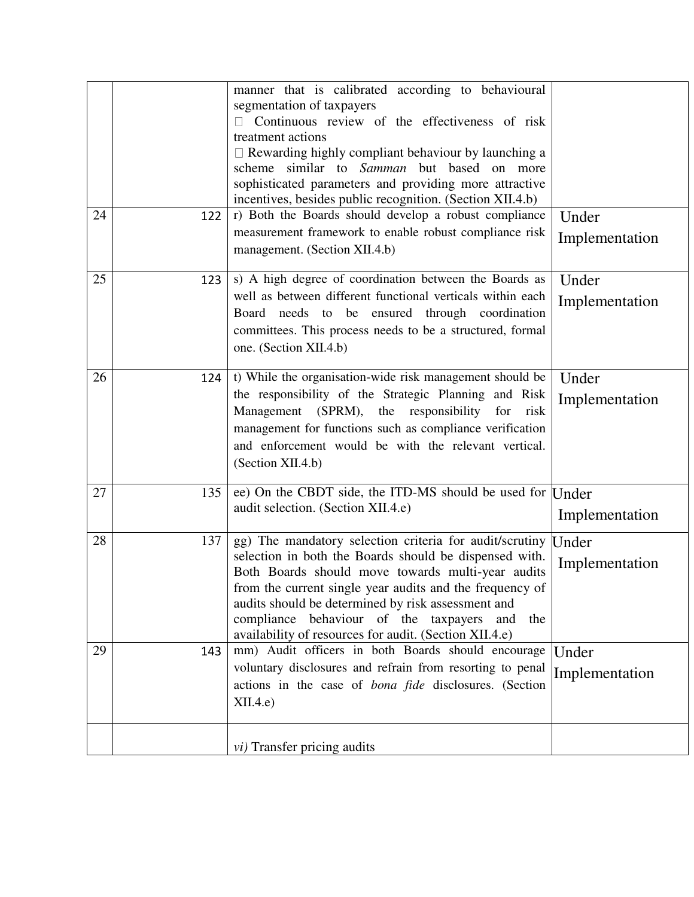| | | | |
|---|---|---|---|
| | | manner that is calibrated according to behavioural segmentation of taxpayers<br> Continuous review of the effectiveness of risk treatment actions<br> Rewarding highly compliant behaviour by launching a scheme similar to *Samman* but based on more sophisticated parameters and providing more attractive incentives, besides public recognition. (Section XII.4.b) | |
| 24 | 122 | r) Both the Boards should develop a robust compliance measurement framework to enable robust compliance risk management. (Section XII.4.b) | Under Implementation |
| 25 | 123 | s) A high degree of coordination between the Boards as well as between different functional verticals within each Board needs to be ensured through coordination committees. This process needs to be a structured, formal one. (Section XII.4.b) | Under Implementation |
| 26 | 124 | t) While the organisation-wide risk management should be the responsibility of the Strategic Planning and Risk Management (SPRM), the responsibility for risk management for functions such as compliance verification and enforcement would be with the relevant vertical. (Section XII.4.b) | Under Implementation |
| 27 | 135 | ee) On the CBDT side, the ITD-MS should be used for audit selection. (Section XII.4.e) | Under Implementation |
| 28 | 137 | gg) The mandatory selection criteria for audit/scrutiny selection in both the Boards should be dispensed with. Both Boards should move towards multi-year audits from the current single year audits and the frequency of audits should be determined by risk assessment and compliance behaviour of the taxpayers and the availability of resources for audit. (Section XII.4.e) | Under Implementation |
| 29 | 143 | mm) Audit officers in both Boards should encourage voluntary disclosures and refrain from resorting to penal actions in the case of *bona fide* disclosures. (Section XII.4.e) | Under Implementation |
| | | *vi)* Transfer pricing audits | |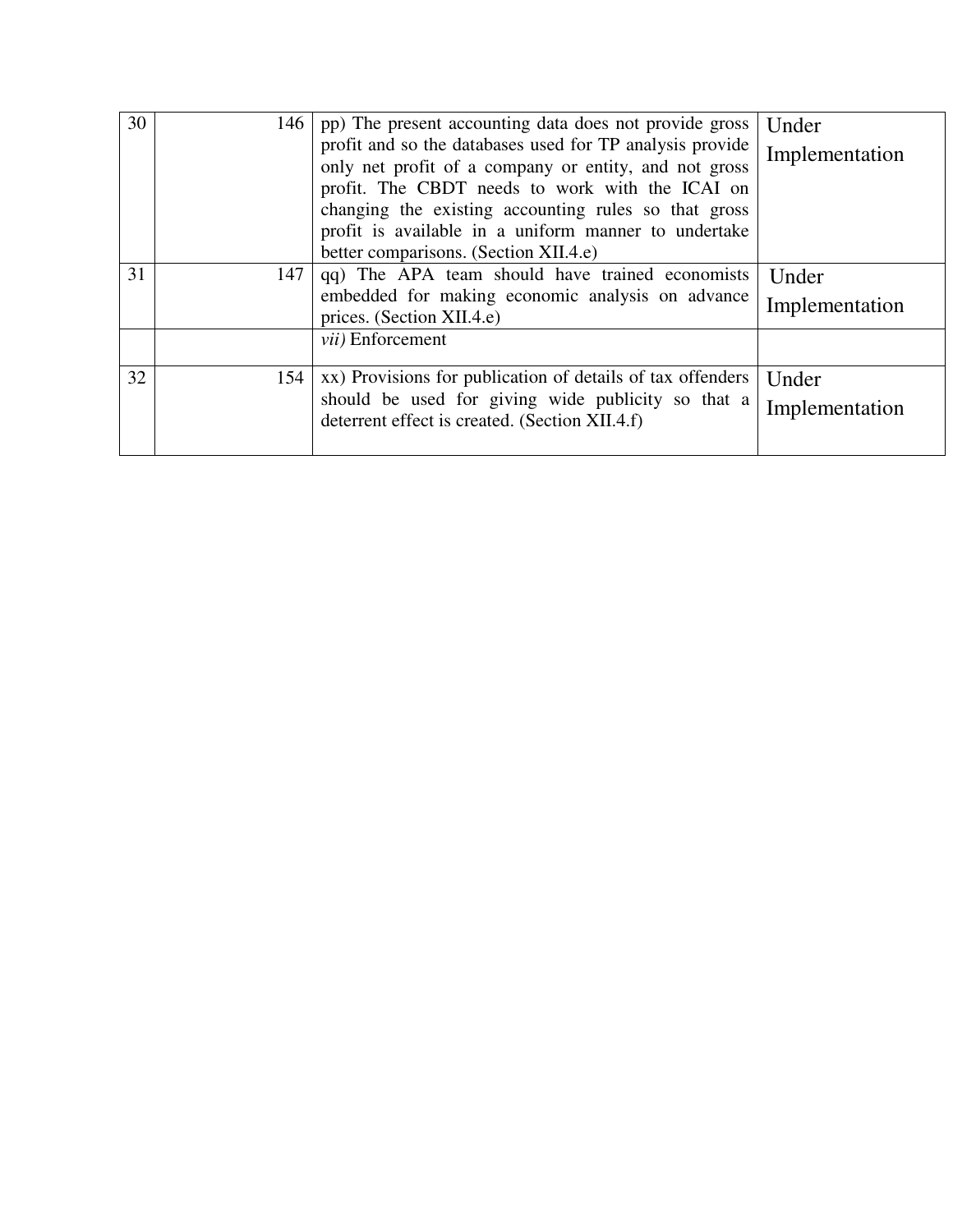| | | | |
|---|---|---|---|
| 30 | 146 | pp) The present accounting data does not provide gross profit and so the databases used for TP analysis provide only net profit of a company or entity, and not gross profit. The CBDT needs to work with the ICAI on changing the existing accounting rules so that gross profit is available in a uniform manner to undertake better comparisons. (Section XII.4.e) | Under Implementation |
| 31 | 147 | qq) The APA team should have trained economists embedded for making economic analysis on advance prices. (Section XII.4.e) | Under Implementation |
| | | *vii)* Enforcement | |
| 32 | 154 | xx) Provisions for publication of details of tax offenders should be used for giving wide publicity so that a deterrent effect is created. (Section XII.4.f) | Under Implementation |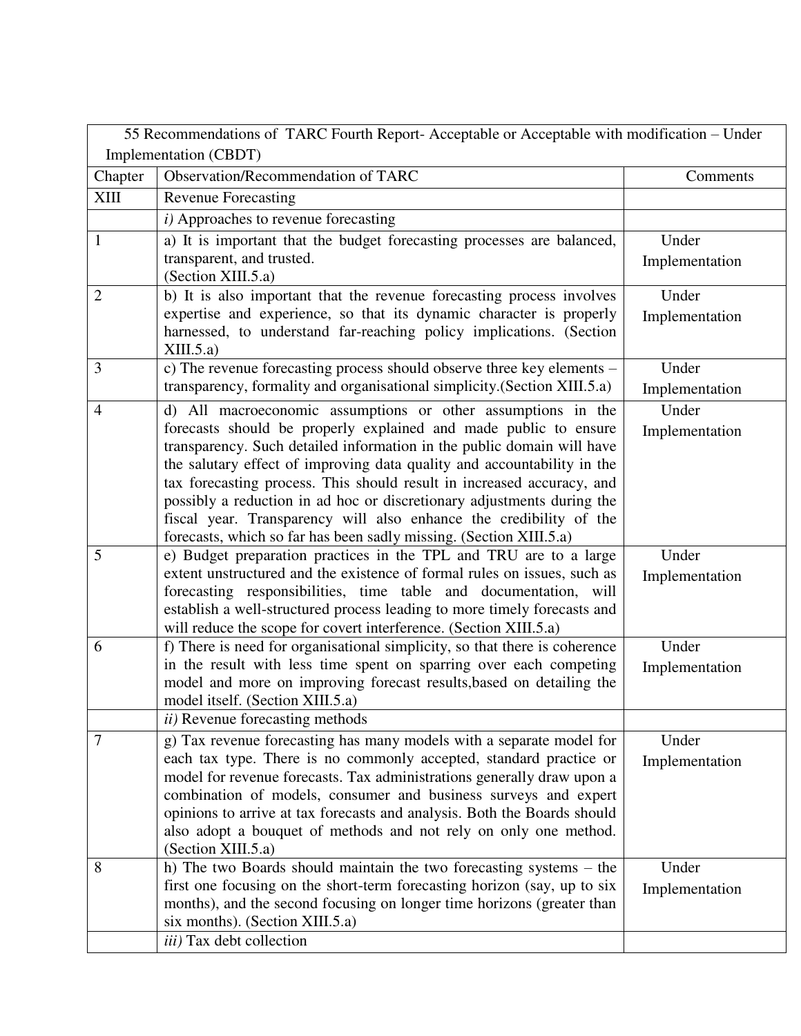| 55 Recommendations of TARC Fourth Report- Acceptable or Acceptable with modification – Under Implementation (CBDT) | | |
|---|---|---|
| Chapter | Observation/Recommendation of TARC | Comments |
| XIII | Revenue Forecasting | |
| | *i)* Approaches to revenue forecasting | |
| 1 | a) It is important that the budget forecasting processes are balanced, transparent, and trusted. (Section XIII.5.a) | Under Implementation |
| 2 | b) It is also important that the revenue forecasting process involves expertise and experience, so that its dynamic character is properly harnessed, to understand far-reaching policy implications. (Section XIII.5.a) | Under Implementation |
| 3 | c) The revenue forecasting process should observe three key elements – transparency, formality and organisational simplicity.(Section XIII.5.a) | Under Implementation |
| 4 | d) All macroeconomic assumptions or other assumptions in the forecasts should be properly explained and made public to ensure transparency. Such detailed information in the public domain will have the salutary effect of improving data quality and accountability in the tax forecasting process. This should result in increased accuracy, and possibly a reduction in ad hoc or discretionary adjustments during the fiscal year. Transparency will also enhance the credibility of the forecasts, which so far has been sadly missing. (Section XIII.5.a) | Under Implementation |
| 5 | e) Budget preparation practices in the TPL and TRU are to a large extent unstructured and the existence of formal rules on issues, such as forecasting responsibilities, time table and documentation, will establish a well-structured process leading to more timely forecasts and will reduce the scope for covert interference. (Section XIII.5.a) | Under Implementation |
| 6 | f) There is need for organisational simplicity, so that there is coherence in the result with less time spent on sparring over each competing model and more on improving forecast results,based on detailing the model itself. (Section XIII.5.a) | Under Implementation |
| | *ii)* Revenue forecasting methods | |
| 7 | g) Tax revenue forecasting has many models with a separate model for each tax type. There is no commonly accepted, standard practice or model for revenue forecasts. Tax administrations generally draw upon a combination of models, consumer and business surveys and expert opinions to arrive at tax forecasts and analysis. Both the Boards should also adopt a bouquet of methods and not rely on only one method. (Section XIII.5.a) | Under Implementation |
| 8 | h) The two Boards should maintain the two forecasting systems – the first one focusing on the short-term forecasting horizon (say, up to six months), and the second focusing on longer time horizons (greater than six months). (Section XIII.5.a) | Under Implementation |
| | *iii)* Tax debt collection | |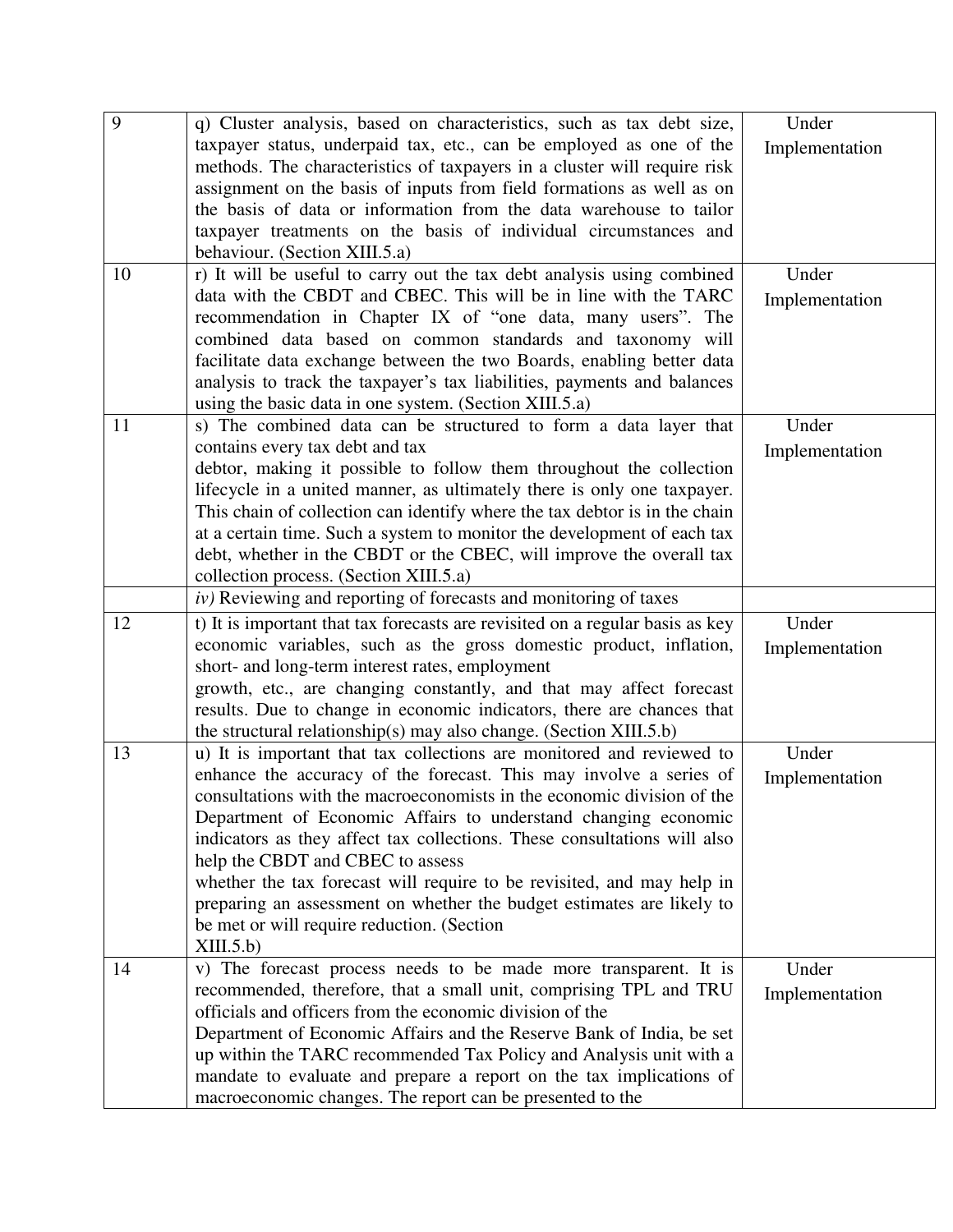| | | |
|---|---|---|
| 9 | q) Cluster analysis, based on characteristics, such as tax debt size, taxpayer status, underpaid tax, etc., can be employed as one of the methods. The characteristics of taxpayers in a cluster will require risk assignment on the basis of inputs from field formations as well as on the basis of data or information from the data warehouse to tailor taxpayer treatments on the basis of individual circumstances and behaviour. (Section XIII.5.a) | Under Implementation |
| 10 | r) It will be useful to carry out the tax debt analysis using combined data with the CBDT and CBEC. This will be in line with the TARC recommendation in Chapter IX of "one data, many users". The combined data based on common standards and taxonomy will facilitate data exchange between the two Boards, enabling better data analysis to track the taxpayer's tax liabilities, payments and balances using the basic data in one system. (Section XIII.5.a) | Under Implementation |
| 11 | s) The combined data can be structured to form a data layer that contains every tax debt and tax debtor, making it possible to follow them throughout the collection lifecycle in a united manner, as ultimately there is only one taxpayer. This chain of collection can identify where the tax debtor is in the chain at a certain time. Such a system to monitor the development of each tax debt, whether in the CBDT or the CBEC, will improve the overall tax collection process. (Section XIII.5.a) | Under Implementation |
| | *iv)* Reviewing and reporting of forecasts and monitoring of taxes | |
| 12 | t) It is important that tax forecasts are revisited on a regular basis as key economic variables, such as the gross domestic product, inflation, short- and long-term interest rates, employment growth, etc., are changing constantly, and that may affect forecast results. Due to change in economic indicators, there are chances that the structural relationship(s) may also change. (Section XIII.5.b) | Under Implementation |
| 13 | u) It is important that tax collections are monitored and reviewed to enhance the accuracy of the forecast. This may involve a series of consultations with the macroeconomists in the economic division of the Department of Economic Affairs to understand changing economic indicators as they affect tax collections. These consultations will also help the CBDT and CBEC to assess whether the tax forecast will require to be revisited, and may help in preparing an assessment on whether the budget estimates are likely to be met or will require reduction. (Section XIII.5.b) | Under Implementation |
| 14 | v) The forecast process needs to be made more transparent. It is recommended, therefore, that a small unit, comprising TPL and TRU officials and officers from the economic division of the Department of Economic Affairs and the Reserve Bank of India, be set up within the TARC recommended Tax Policy and Analysis unit with a mandate to evaluate and prepare a report on the tax implications of macroeconomic changes. The report can be presented to the | Under Implementation |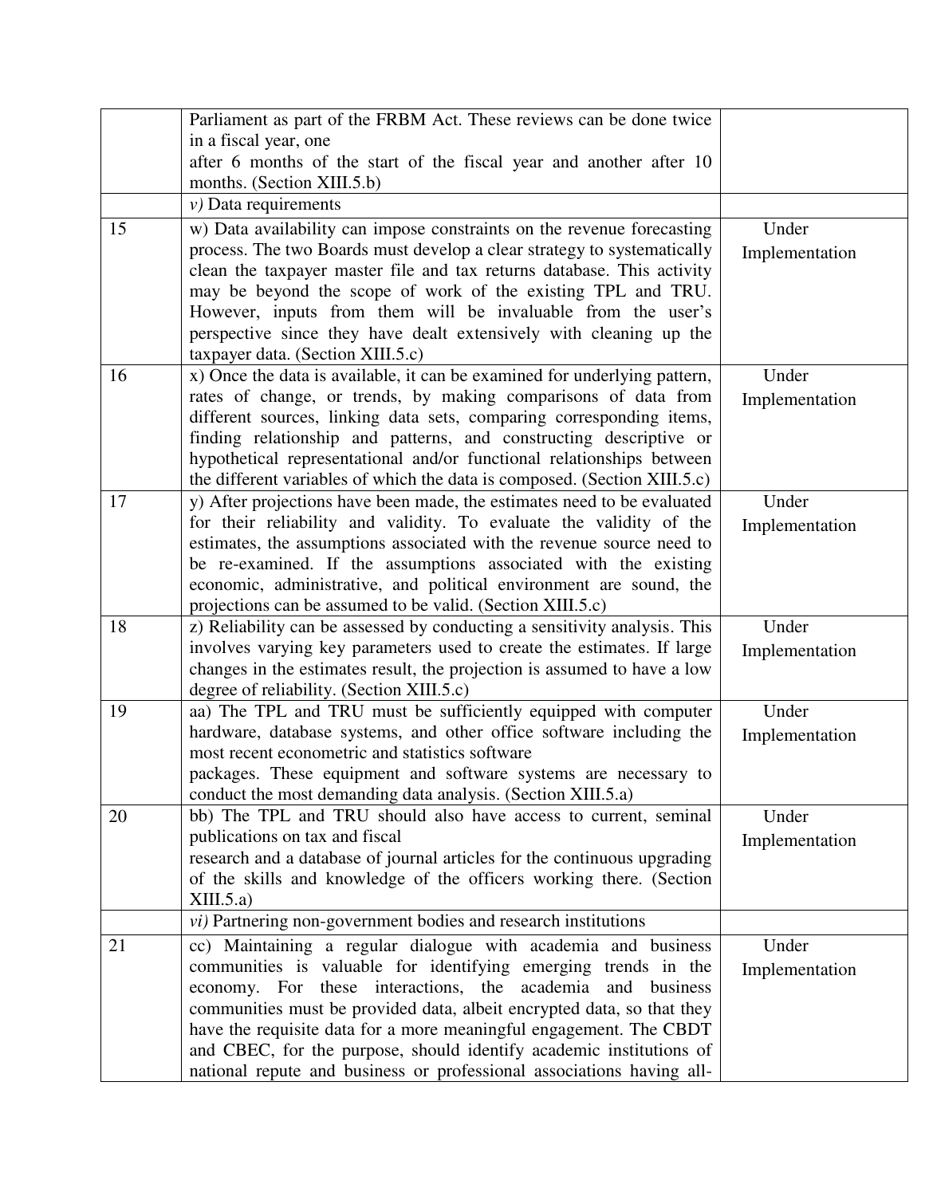| | | |
|---|---|---|
| | Parliament as part of the FRBM Act. These reviews can be done twice in a fiscal year, one after 6 months of the start of the fiscal year and another after 10 months. (Section XIII.5.b) | |
| | *v)* Data requirements | |
| 15 | w) Data availability can impose constraints on the revenue forecasting process. The two Boards must develop a clear strategy to systematically clean the taxpayer master file and tax returns database. This activity may be beyond the scope of work of the existing TPL and TRU. However, inputs from them will be invaluable from the user's perspective since they have dealt extensively with cleaning up the taxpayer data. (Section XIII.5.c) | Under Implementation |
| 16 | x) Once the data is available, it can be examined for underlying pattern, rates of change, or trends, by making comparisons of data from different sources, linking data sets, comparing corresponding items, finding relationship and patterns, and constructing descriptive or hypothetical representational and/or functional relationships between the different variables of which the data is composed. (Section XIII.5.c) | Under Implementation |
| 17 | y) After projections have been made, the estimates need to be evaluated for their reliability and validity. To evaluate the validity of the estimates, the assumptions associated with the revenue source need to be re-examined. If the assumptions associated with the existing economic, administrative, and political environment are sound, the projections can be assumed to be valid. (Section XIII.5.c) | Under Implementation |
| 18 | z) Reliability can be assessed by conducting a sensitivity analysis. This involves varying key parameters used to create the estimates. If large changes in the estimates result, the projection is assumed to have a low degree of reliability. (Section XIII.5.c) | Under Implementation |
| 19 | aa) The TPL and TRU must be sufficiently equipped with computer hardware, database systems, and other office software including the most recent econometric and statistics software packages. These equipment and software systems are necessary to conduct the most demanding data analysis. (Section XIII.5.a) | Under Implementation |
| 20 | bb) The TPL and TRU should also have access to current, seminal publications on tax and fiscal research and a database of journal articles for the continuous upgrading of the skills and knowledge of the officers working there. (Section XIII.5.a) | Under Implementation |
| | *vi)* Partnering non-government bodies and research institutions | |
| 21 | cc) Maintaining a regular dialogue with academia and business communities is valuable for identifying emerging trends in the economy. For these interactions, the academia and business communities must be provided data, albeit encrypted data, so that they have the requisite data for a more meaningful engagement. The CBDT and CBEC, for the purpose, should identify academic institutions of national repute and business or professional associations having all- | Under Implementation |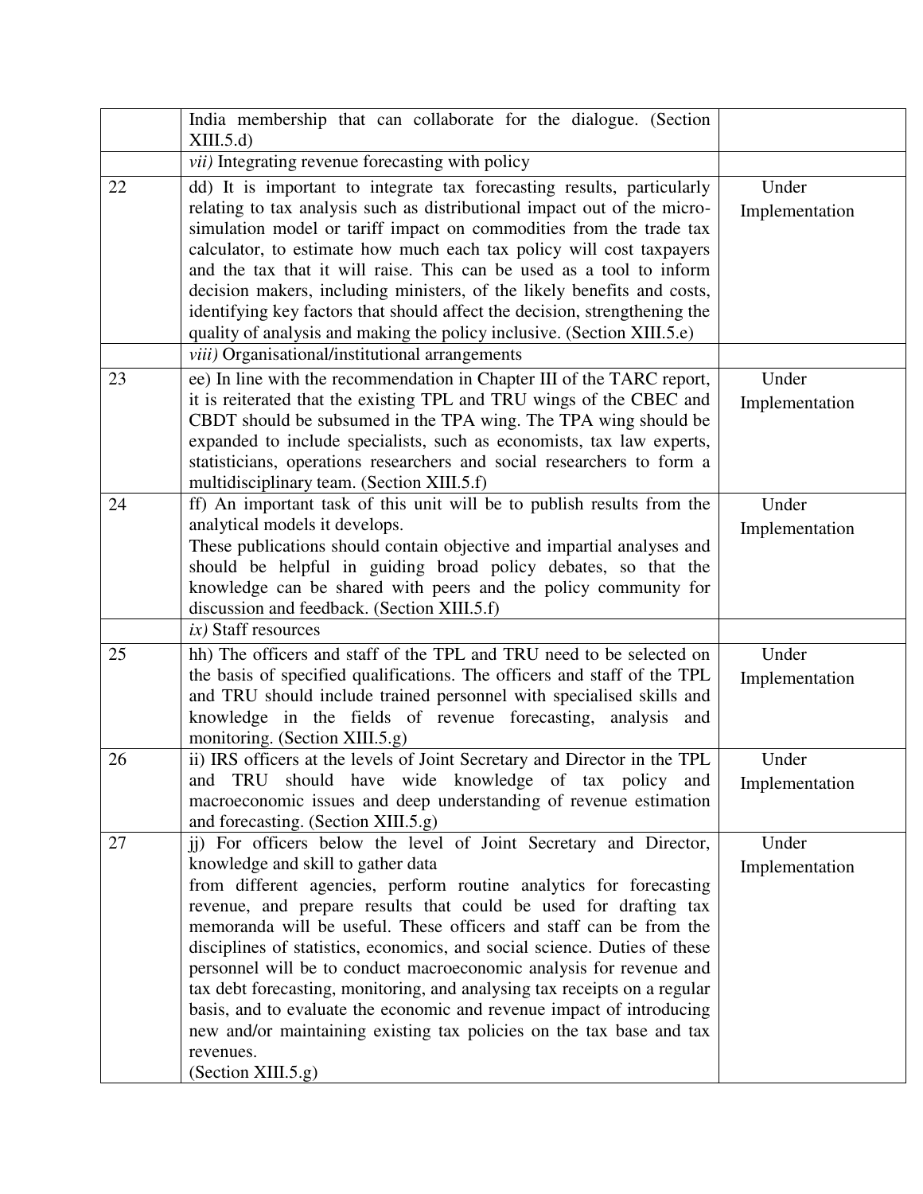| | | |
|---|---|---|
| | India membership that can collaborate for the dialogue. (Section XIII.5.d) | |
| | *vii)* Integrating revenue forecasting with policy | |
| 22 | dd) It is important to integrate tax forecasting results, particularly relating to tax analysis such as distributional impact out of the micro-simulation model or tariff impact on commodities from the trade tax calculator, to estimate how much each tax policy will cost taxpayers and the tax that it will raise. This can be used as a tool to inform decision makers, including ministers, of the likely benefits and costs, identifying key factors that should affect the decision, strengthening the quality of analysis and making the policy inclusive. (Section XIII.5.e) | Under Implementation |
| | *viii)* Organisational/institutional arrangements | |
| 23 | ee) In line with the recommendation in Chapter III of the TARC report, it is reiterated that the existing TPL and TRU wings of the CBEC and CBDT should be subsumed in the TPA wing. The TPA wing should be expanded to include specialists, such as economists, tax law experts, statisticians, operations researchers and social researchers to form a multidisciplinary team. (Section XIII.5.f) | Under Implementation |
| 24 | ff) An important task of this unit will be to publish results from the analytical models it develops.<br>These publications should contain objective and impartial analyses and should be helpful in guiding broad policy debates, so that the knowledge can be shared with peers and the policy community for discussion and feedback. (Section XIII.5.f) | Under Implementation |
| | *ix)* Staff resources | |
| 25 | hh) The officers and staff of the TPL and TRU need to be selected on the basis of specified qualifications. The officers and staff of the TPL and TRU should include trained personnel with specialised skills and knowledge in the fields of revenue forecasting, analysis and monitoring. (Section XIII.5.g) | Under Implementation |
| 26 | ii) IRS officers at the levels of Joint Secretary and Director in the TPL and TRU should have wide knowledge of tax policy and macroeconomic issues and deep understanding of revenue estimation and forecasting. (Section XIII.5.g) | Under Implementation |
| 27 | jj) For officers below the level of Joint Secretary and Director, knowledge and skill to gather data<br>from different agencies, perform routine analytics for forecasting revenue, and prepare results that could be used for drafting tax memoranda will be useful. These officers and staff can be from the disciplines of statistics, economics, and social science. Duties of these personnel will be to conduct macroeconomic analysis for revenue and tax debt forecasting, monitoring, and analysing tax receipts on a regular basis, and to evaluate the economic and revenue impact of introducing new and/or maintaining existing tax policies on the tax base and tax revenues.<br>(Section XIII.5.g) | Under Implementation |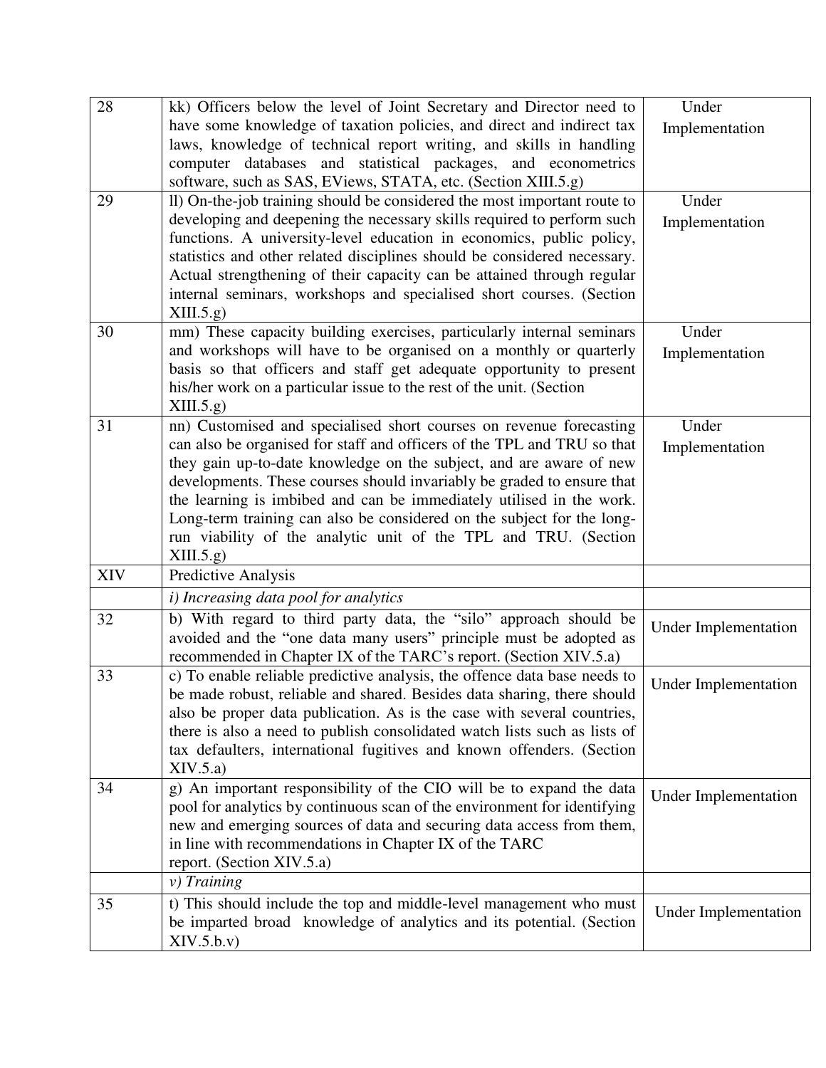| | | |
|---|---|---|
| 28 | kk) Officers below the level of Joint Secretary and Director need to have some knowledge of taxation policies, and direct and indirect tax laws, knowledge of technical report writing, and skills in handling computer databases and statistical packages, and econometrics software, such as SAS, EViews, STATA, etc. (Section XIII.5.g) | Under Implementation |
| 29 | ll) On-the-job training should be considered the most important route to developing and deepening the necessary skills required to perform such functions. A university-level education in economics, public policy, statistics and other related disciplines should be considered necessary. Actual strengthening of their capacity can be attained through regular internal seminars, workshops and specialised short courses. (Section XIII.5.g) | Under Implementation |
| 30 | mm) These capacity building exercises, particularly internal seminars and workshops will have to be organised on a monthly or quarterly basis so that officers and staff get adequate opportunity to present his/her work on a particular issue to the rest of the unit. (Section XIII.5.g) | Under Implementation |
| 31 | nn) Customised and specialised short courses on revenue forecasting can also be organised for staff and officers of the TPL and TRU so that they gain up-to-date knowledge on the subject, and are aware of new developments. These courses should invariably be graded to ensure that the learning is imbibed and can be immediately utilised in the work. Long-term training can also be considered on the subject for the long-run viability of the analytic unit of the TPL and TRU. (Section XIII.5.g) | Under Implementation |
| XIV | Predictive Analysis | |
| | *i) Increasing data pool for analytics* | |
| 32 | b) With regard to third party data, the "silo" approach should be avoided and the "one data many users" principle must be adopted as recommended in Chapter IX of the TARC's report. (Section XIV.5.a) | Under Implementation |
| 33 | c) To enable reliable predictive analysis, the offence data base needs to be made robust, reliable and shared. Besides data sharing, there should also be proper data publication. As is the case with several countries, there is also a need to publish consolidated watch lists such as lists of tax defaulters, international fugitives and known offenders. (Section XIV.5.a) | Under Implementation |
| 34 | g) An important responsibility of the CIO will be to expand the data pool for analytics by continuous scan of the environment for identifying new and emerging sources of data and securing data access from them, in line with recommendations in Chapter IX of the TARC report. (Section XIV.5.a) | Under Implementation |
| | *v) Training* | |
| 35 | t) This should include the top and middle-level management who must be imparted broad knowledge of analytics and its potential. (Section XIV.5.b.v) | Under Implementation |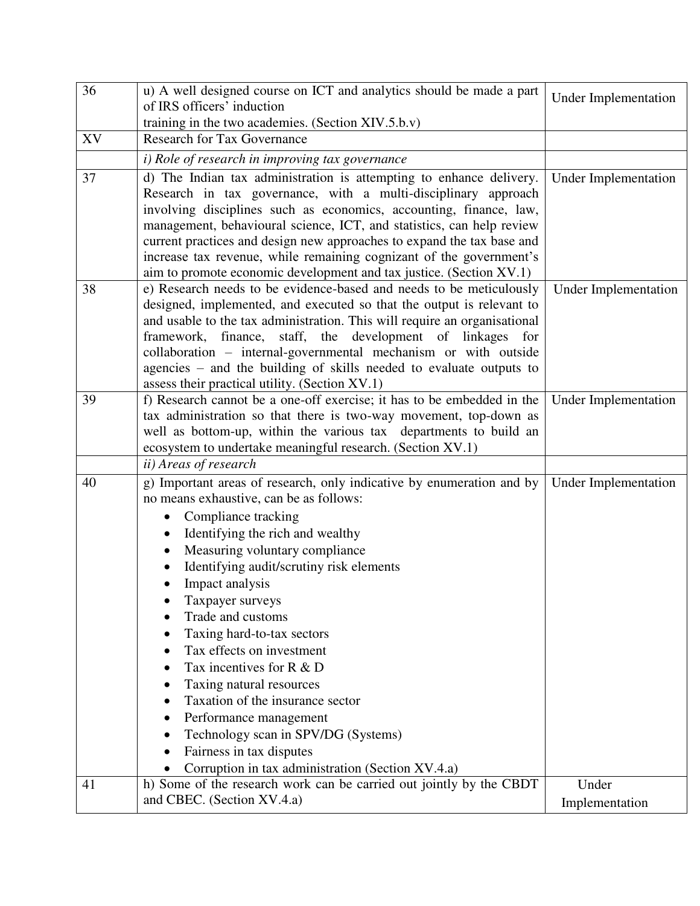| | | |
|---|---|---|
| 36 | u) A well designed course on ICT and analytics should be made a part of IRS officers' induction training in the two academies. (Section XIV.5.b.v) | Under Implementation |
| XV | Research for Tax Governance | |
| | *i) Role of research in improving tax governance* | |
| 37 | d) The Indian tax administration is attempting to enhance delivery. Research in tax governance, with a multi-disciplinary approach involving disciplines such as economics, accounting, finance, law, management, behavioural science, ICT, and statistics, can help review current practices and design new approaches to expand the tax base and increase tax revenue, while remaining cognizant of the government's aim to promote economic development and tax justice. (Section XV.1) | Under Implementation |
| 38 | e) Research needs to be evidence-based and needs to be meticulously designed, implemented, and executed so that the output is relevant to and usable to the tax administration. This will require an organisational framework, finance, staff, the development of linkages for collaboration – internal-governmental mechanism or with outside agencies – and the building of skills needed to evaluate outputs to assess their practical utility. (Section XV.1) | Under Implementation |
| 39 | f) Research cannot be a one-off exercise; it has to be embedded in the tax administration so that there is two-way movement, top-down as well as bottom-up, within the various tax departments to build an ecosystem to undertake meaningful research. (Section XV.1) | Under Implementation |
| | *ii) Areas of research* | |
| 40 | g) Important areas of research, only indicative by enumeration and by no means exhaustive, can be as follows:<br>• Compliance tracking<br>• Identifying the rich and wealthy<br>• Measuring voluntary compliance<br>• Identifying audit/scrutiny risk elements<br>• Impact analysis<br>• Taxpayer surveys<br>• Trade and customs<br>• Taxing hard-to-tax sectors<br>• Tax effects on investment<br>• Tax incentives for R & D<br>• Taxing natural resources<br>• Taxation of the insurance sector<br>• Performance management<br>• Technology scan in SPV/DG (Systems)<br>• Fairness in tax disputes<br>• Corruption in tax administration (Section XV.4.a) | Under Implementation |
| 41 | h) Some of the research work can be carried out jointly by the CBDT and CBEC. (Section XV.4.a) | Under Implementation |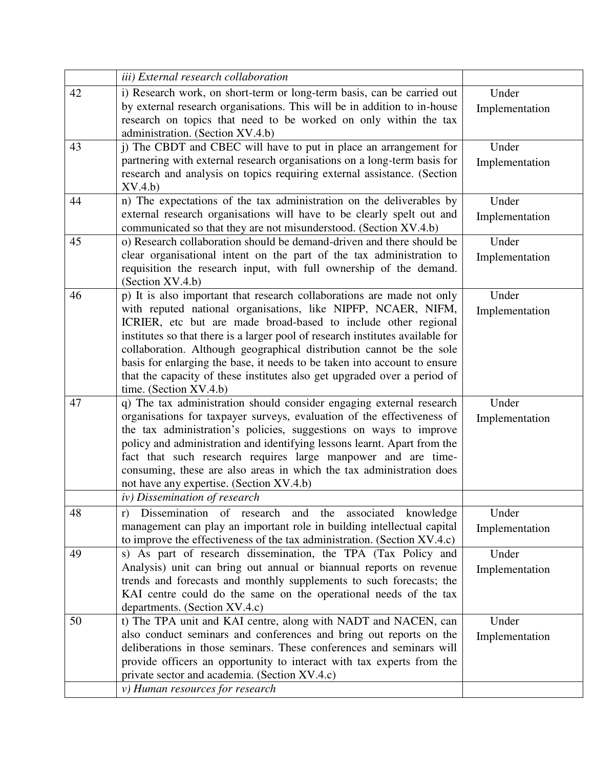| | | |
|---|---|---|
| | *iii) External research collaboration* | |
| 42 | i) Research work, on short-term or long-term basis, can be carried out by external research organisations. This will be in addition to in-house research on topics that need to be worked on only within the tax administration. (Section XV.4.b) | Under Implementation |
| 43 | j) The CBDT and CBEC will have to put in place an arrangement for partnering with external research organisations on a long-term basis for research and analysis on topics requiring external assistance. (Section XV.4.b) | Under Implementation |
| 44 | n) The expectations of the tax administration on the deliverables by external research organisations will have to be clearly spelt out and communicated so that they are not misunderstood. (Section XV.4.b) | Under Implementation |
| 45 | o) Research collaboration should be demand-driven and there should be clear organisational intent on the part of the tax administration to requisition the research input, with full ownership of the demand. (Section XV.4.b) | Under Implementation |
| 46 | p) It is also important that research collaborations are made not only with reputed national organisations, like NIPFP, NCAER, NIFM, ICRIER, etc but are made broad-based to include other regional institutes so that there is a larger pool of research institutes available for collaboration. Although geographical distribution cannot be the sole basis for enlarging the base, it needs to be taken into account to ensure that the capacity of these institutes also get upgraded over a period of time. (Section XV.4.b) | Under Implementation |
| 47 | q) The tax administration should consider engaging external research organisations for taxpayer surveys, evaluation of the effectiveness of the tax administration's policies, suggestions on ways to improve policy and administration and identifying lessons learnt. Apart from the fact that such research requires large manpower and are time-consuming, these are also areas in which the tax administration does not have any expertise. (Section XV.4.b) | Under Implementation |
| | *iv) Dissemination of research* | |
| 48 | r) Dissemination of research and the associated knowledge management can play an important role in building intellectual capital to improve the effectiveness of the tax administration. (Section XV.4.c) | Under Implementation |
| 49 | s) As part of research dissemination, the TPA (Tax Policy and Analysis) unit can bring out annual or biannual reports on revenue trends and forecasts and monthly supplements to such forecasts; the KAI centre could do the same on the operational needs of the tax departments. (Section XV.4.c) | Under Implementation |
| 50 | t) The TPA unit and KAI centre, along with NADT and NACEN, can also conduct seminars and conferences and bring out reports on the deliberations in those seminars. These conferences and seminars will provide officers an opportunity to interact with tax experts from the private sector and academia. (Section XV.4.c) | Under Implementation |
| | *v) Human resources for research* | |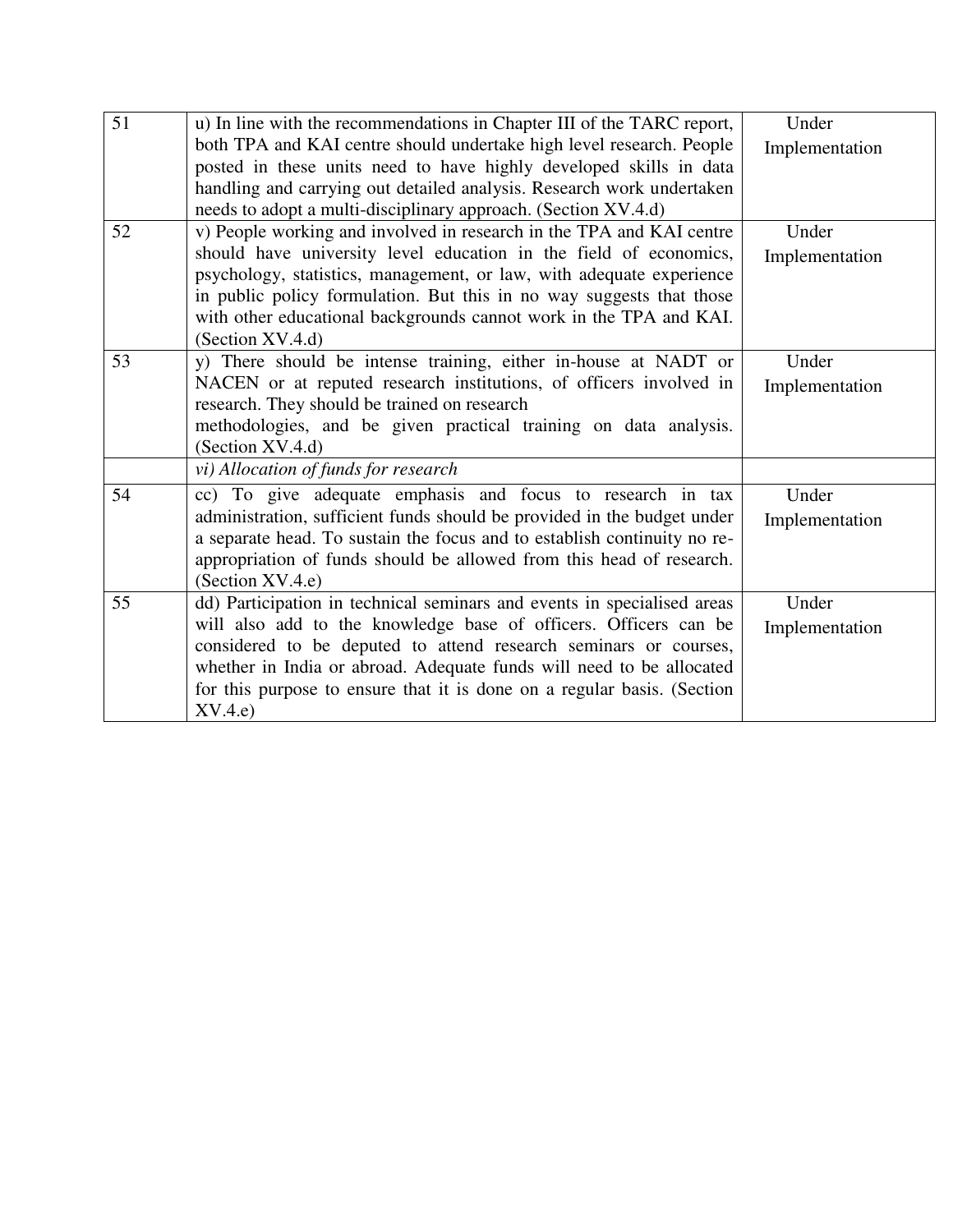| | | |
|---|---|---|
| 51 | u) In line with the recommendations in Chapter III of the TARC report, both TPA and KAI centre should undertake high level research. People posted in these units need to have highly developed skills in data handling and carrying out detailed analysis. Research work undertaken needs to adopt a multi-disciplinary approach. (Section XV.4.d) | Under Implementation |
| 52 | v) People working and involved in research in the TPA and KAI centre should have university level education in the field of economics, psychology, statistics, management, or law, with adequate experience in public policy formulation. But this in no way suggests that those with other educational backgrounds cannot work in the TPA and KAI. (Section XV.4.d) | Under Implementation |
| 53 | y) There should be intense training, either in-house at NADT or NACEN or at reputed research institutions, of officers involved in research. They should be trained on research methodologies, and be given practical training on data analysis. (Section XV.4.d) | Under Implementation |
| | *vi) Allocation of funds for research* | |
| 54 | cc) To give adequate emphasis and focus to research in tax administration, sufficient funds should be provided in the budget under a separate head. To sustain the focus and to establish continuity no re-appropriation of funds should be allowed from this head of research. (Section XV.4.e) | Under Implementation |
| 55 | dd) Participation in technical seminars and events in specialised areas will also add to the knowledge base of officers. Officers can be considered to be deputed to attend research seminars or courses, whether in India or abroad. Adequate funds will need to be allocated for this purpose to ensure that it is done on a regular basis. (Section XV.4.e) | Under Implementation |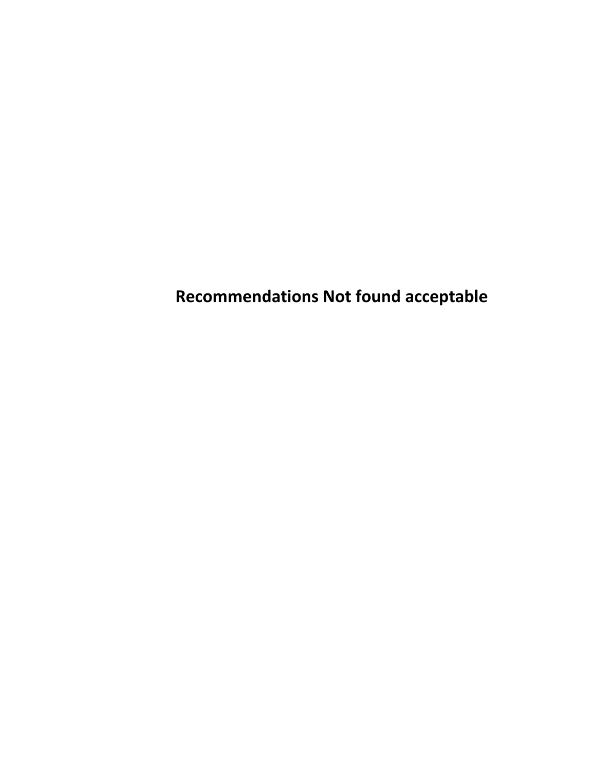# Recommendations Not found acceptable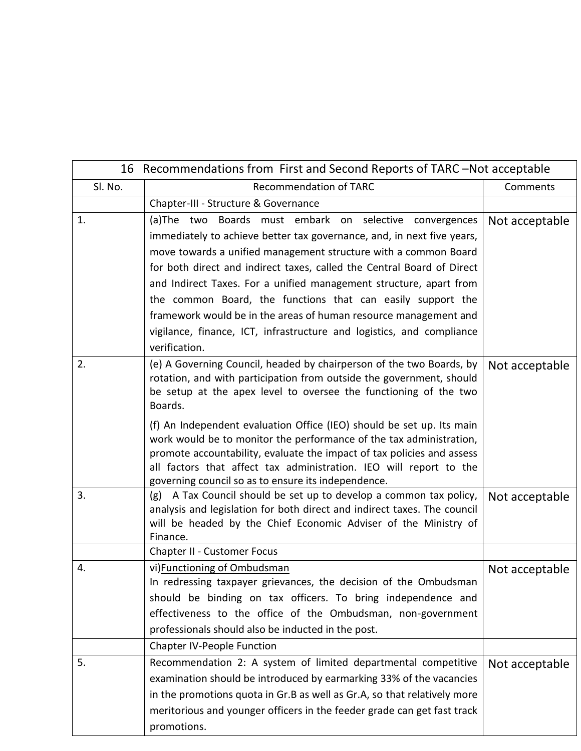| 16 Recommendations from First and Second Reports of TARC –Not acceptable | | |
|---|---|---|
| Sl. No. | Recommendation of TARC | Comments |
| | Chapter-III - Structure & Governance | |
| 1. | (a)The two Boards must embark on selective convergences immediately to achieve better tax governance, and, in next five years, move towards a unified management structure with a common Board for both direct and indirect taxes, called the Central Board of Direct and Indirect Taxes. For a unified management structure, apart from the common Board, the functions that can easily support the framework would be in the areas of human resource management and vigilance, finance, ICT, infrastructure and logistics, and compliance verification. | Not acceptable |
| 2. | (e) A Governing Council, headed by chairperson of the two Boards, by rotation, and with participation from outside the government, should be setup at the apex level to oversee the functioning of the two Boards.<br><br>(f) An Independent evaluation Office (IEO) should be set up. Its main work would be to monitor the performance of the tax administration, promote accountability, evaluate the impact of tax policies and assess all factors that affect tax administration. IEO will report to the governing council so as to ensure its independence. | Not acceptable |
| 3. | (g) A Tax Council should be set up to develop a common tax policy, analysis and legislation for both direct and indirect taxes. The council will be headed by the Chief Economic Adviser of the Ministry of Finance. | Not acceptable |
| | Chapter II - Customer Focus | |
| 4. | vi)Functioning of Ombudsman<br>In redressing taxpayer grievances, the decision of the Ombudsman should be binding on tax officers. To bring independence and effectiveness to the office of the Ombudsman, non-government professionals should also be inducted in the post. | Not acceptable |
| | Chapter IV-People Function | |
| 5. | Recommendation 2: A system of limited departmental competitive examination should be introduced by earmarking 33% of the vacancies in the promotions quota in Gr.B as well as Gr.A, so that relatively more meritorious and younger officers in the feeder grade can get fast track promotions. | Not acceptable |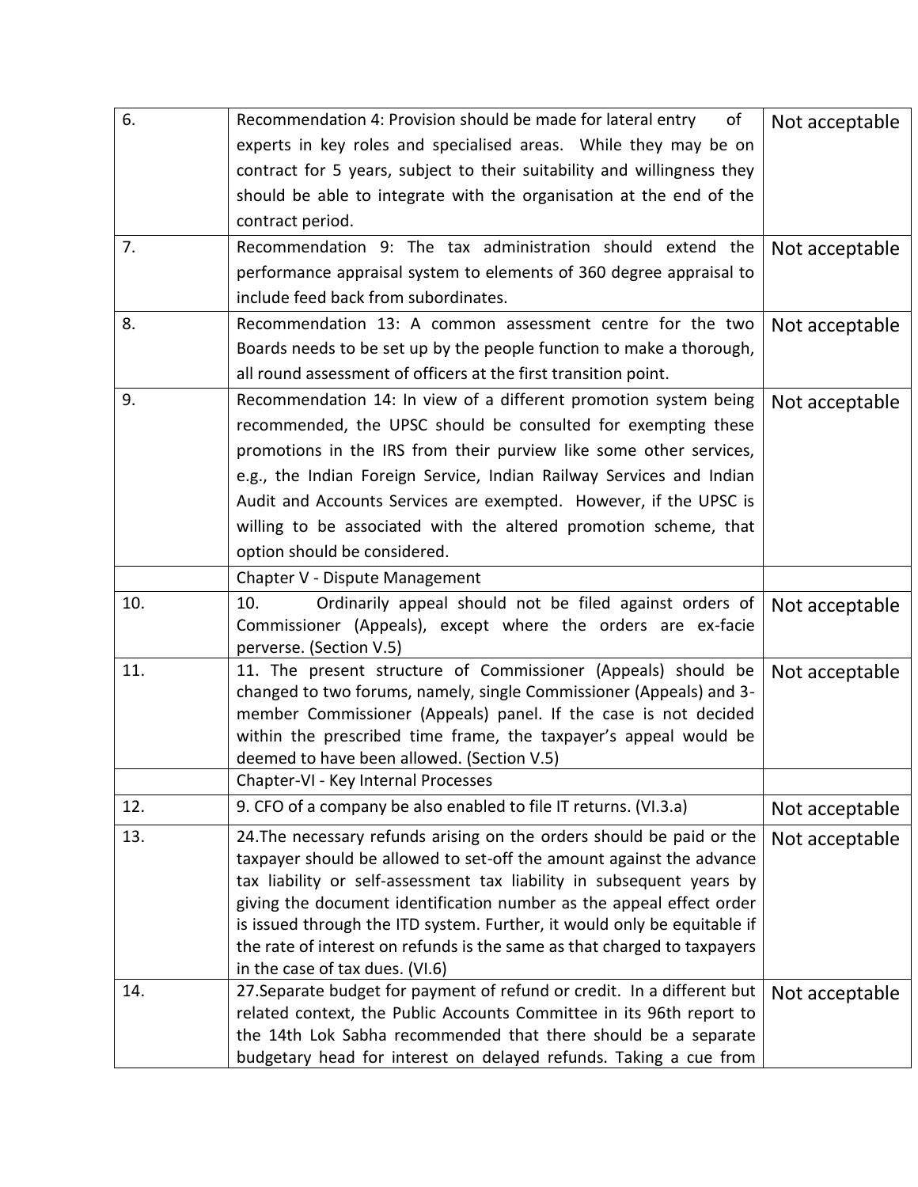| 6. | Recommendation 4: Provision should be made for lateral entry of experts in key roles and specialised areas. While they may be on contract for 5 years, subject to their suitability and willingness they should be able to integrate with the organisation at the end of the contract period. | Not acceptable |
|---|---|---|
| 7. | Recommendation 9: The tax administration should extend the performance appraisal system to elements of 360 degree appraisal to include feed back from subordinates. | Not acceptable |
| 8. | Recommendation 13: A common assessment centre for the two Boards needs to be set up by the people function to make a thorough, all round assessment of officers at the first transition point. | Not acceptable |
| 9. | Recommendation 14: In view of a different promotion system being recommended, the UPSC should be consulted for exempting these promotions in the IRS from their purview like some other services, e.g., the Indian Foreign Service, Indian Railway Services and Indian Audit and Accounts Services are exempted. However, if the UPSC is willing to be associated with the altered promotion scheme, that option should be considered. | Not acceptable |
| | Chapter V - Dispute Management | |
| 10. | 10. Ordinarily appeal should not be filed against orders of Commissioner (Appeals), except where the orders are ex-facie perverse. (Section V.5) | Not acceptable |
| 11. | 11. The present structure of Commissioner (Appeals) should be changed to two forums, namely, single Commissioner (Appeals) and 3-member Commissioner (Appeals) panel. If the case is not decided within the prescribed time frame, the taxpayer's appeal would be deemed to have been allowed. (Section V.5) | Not acceptable |
| | Chapter-VI - Key Internal Processes | |
| 12. | 9. CFO of a company be also enabled to file IT returns. (VI.3.a) | Not acceptable |
| 13. | 24.The necessary refunds arising on the orders should be paid or the taxpayer should be allowed to set-off the amount against the advance tax liability or self-assessment tax liability in subsequent years by giving the document identification number as the appeal effect order is issued through the ITD system. Further, it would only be equitable if the rate of interest on refunds is the same as that charged to taxpayers in the case of tax dues. (VI.6) | Not acceptable |
| 14. | 27.Separate budget for payment of refund or credit. In a different but related context, the Public Accounts Committee in its 96th report to the 14th Lok Sabha recommended that there should be a separate budgetary head for interest on delayed refunds. Taking a cue from | Not acceptable |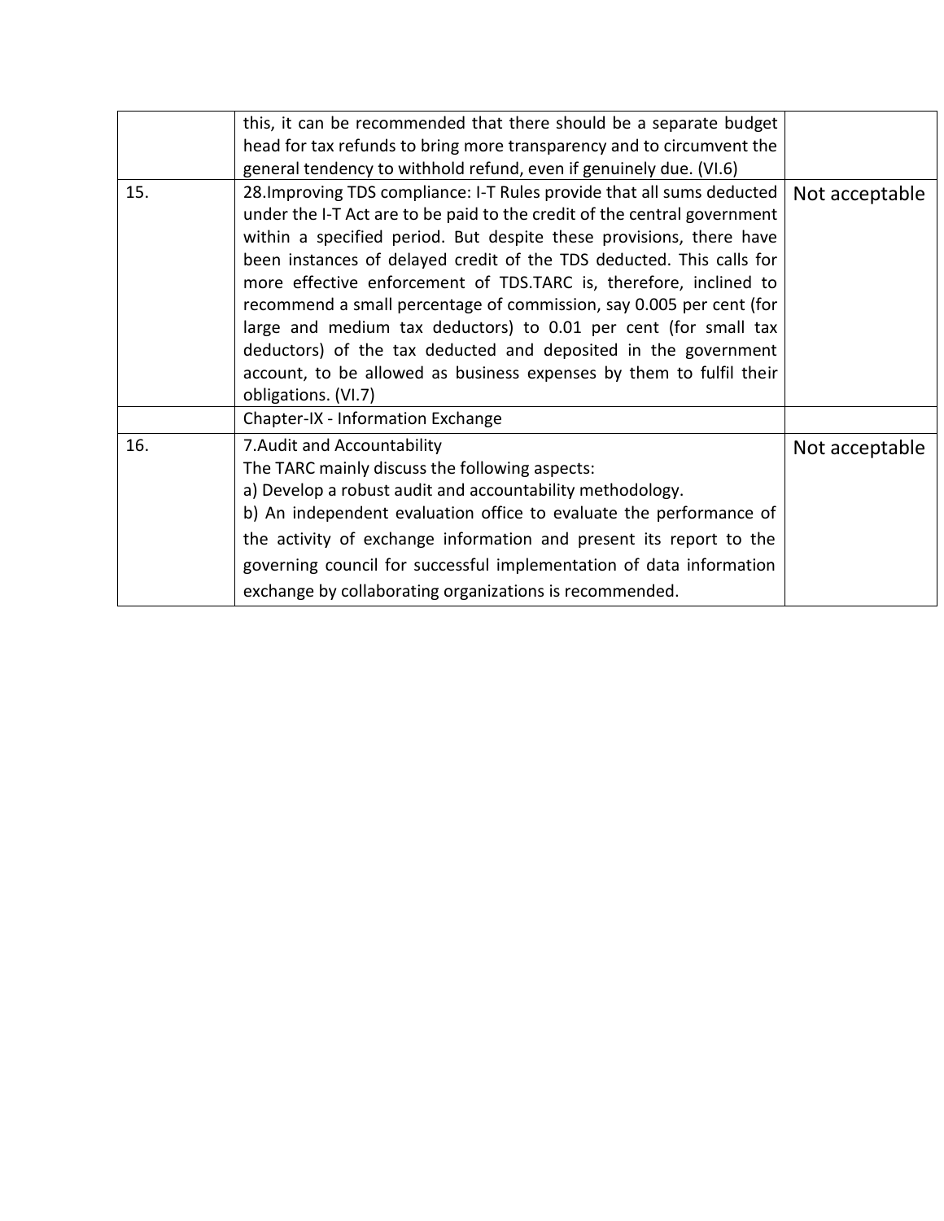| | | |
|---|---|---|
| | this, it can be recommended that there should be a separate budget head for tax refunds to bring more transparency and to circumvent the general tendency to withhold refund, even if genuinely due. (VI.6) | |
| 15. | 28.Improving TDS compliance: I-T Rules provide that all sums deducted under the I-T Act are to be paid to the credit of the central government within a specified period. But despite these provisions, there have been instances of delayed credit of the TDS deducted. This calls for more effective enforcement of TDS.TARC is, therefore, inclined to recommend a small percentage of commission, say 0.005 per cent (for large and medium tax deductors) to 0.01 per cent (for small tax deductors) of the tax deducted and deposited in the government account, to be allowed as business expenses by them to fulfil their obligations. (VI.7) | Not acceptable |
| | Chapter-IX - Information Exchange | |
| 16. | 7.Audit and Accountability<br>The TARC mainly discuss the following aspects:<br>a) Develop a robust audit and accountability methodology.<br>b) An independent evaluation office to evaluate the performance of the activity of exchange information and present its report to the governing council for successful implementation of data information exchange by collaborating organizations is recommended. | Not acceptable |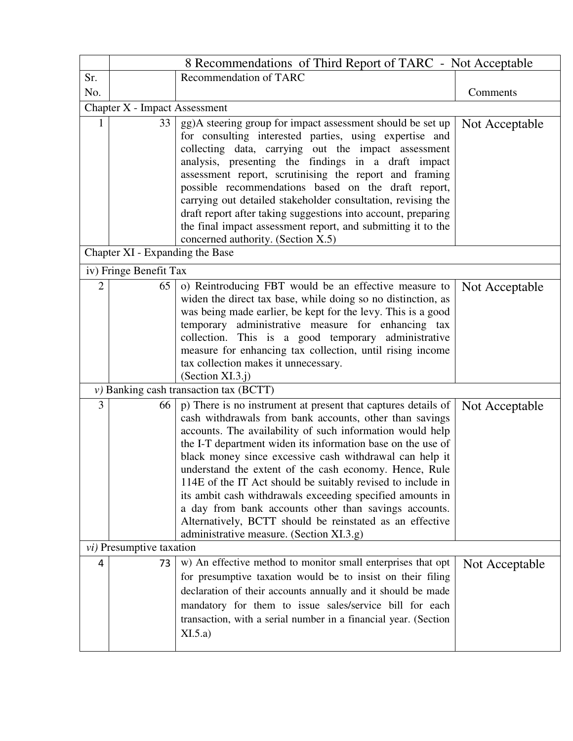| | | 8 Recommendations of Third Report of TARC - Not Acceptable | |
|---|---|---|---|
| Sr. No. | | Recommendation of TARC | Comments |
| Chapter X - Impact Assessment | | | |
| 1 | 33 | gg)A steering group for impact assessment should be set up for consulting interested parties, using expertise and collecting data, carrying out the impact assessment analysis, presenting the findings in a draft impact assessment report, scrutinising the report and framing possible recommendations based on the draft report, carrying out detailed stakeholder consultation, revising the draft report after taking suggestions into account, preparing the final impact assessment report, and submitting it to the concerned authority. (Section X.5) | Not Acceptable |
| Chapter XI - Expanding the Base | | | |
| iv) Fringe Benefit Tax | | | |
| 2 | 65 | o) Reintroducing FBT would be an effective measure to widen the direct tax base, while doing so no distinction, as was being made earlier, be kept for the levy. This is a good temporary administrative measure for enhancing tax collection. This is a good temporary administrative measure for enhancing tax collection, until rising income tax collection makes it unnecessary. (Section XI.3.j) | Not Acceptable |
| *v)* Banking cash transaction tax (BCTT) | | | |
| 3 | 66 | p) There is no instrument at present that captures details of cash withdrawals from bank accounts, other than savings accounts. The availability of such information would help the I-T department widen its information base on the use of black money since excessive cash withdrawal can help it understand the extent of the cash economy. Hence, Rule 114E of the IT Act should be suitably revised to include in its ambit cash withdrawals exceeding specified amounts in a day from bank accounts other than savings accounts. Alternatively, BCTT should be reinstated as an effective administrative measure. (Section XI.3.g) | Not Acceptable |
| *vi)* Presumptive taxation | | | |
| 4 | 73 | w) An effective method to monitor small enterprises that opt for presumptive taxation would be to insist on their filing declaration of their accounts annually and it should be made mandatory for them to issue sales/service bill for each transaction, with a serial number in a financial year. (Section XI.5.a) | Not Acceptable |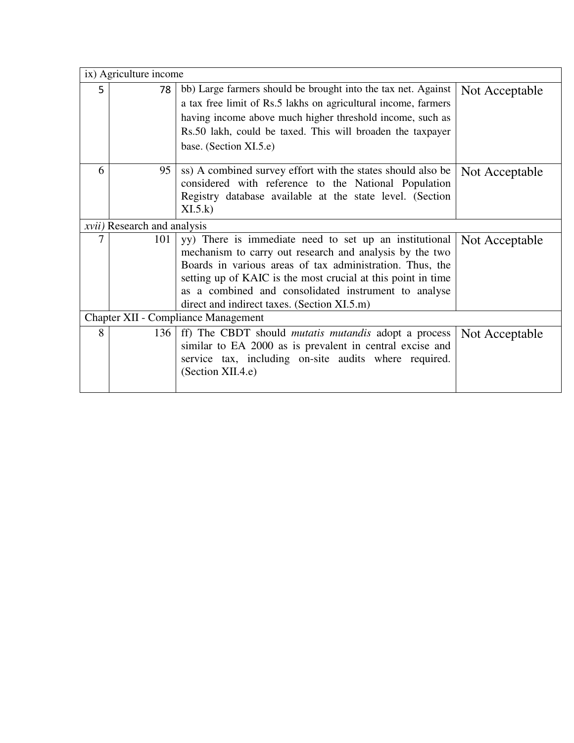| | | | |
|---|---|---|---|
| ix) Agriculture income | | | |
| 5 | 78 | bb) Large farmers should be brought into the tax net. Against a tax free limit of Rs.5 lakhs on agricultural income, farmers having income above much higher threshold income, such as Rs.50 lakh, could be taxed. This will broaden the taxpayer base. (Section XI.5.e) | Not Acceptable |
| 6 | 95 | ss) A combined survey effort with the states should also be considered with reference to the National Population Registry database available at the state level. (Section XI.5.k) | Not Acceptable |
| *xvii)* Research and analysis | | | |
| 7 | 101 | yy) There is immediate need to set up an institutional mechanism to carry out research and analysis by the two Boards in various areas of tax administration. Thus, the setting up of KAIC is the most crucial at this point in time as a combined and consolidated instrument to analyse direct and indirect taxes. (Section XI.5.m) | Not Acceptable |
| Chapter XII - Compliance Management | | | |
| 8 | 136 | ff) The CBDT should *mutatis mutandis* adopt a process similar to EA 2000 as is prevalent in central excise and service tax, including on-site audits where required. (Section XII.4.e) | Not Acceptable |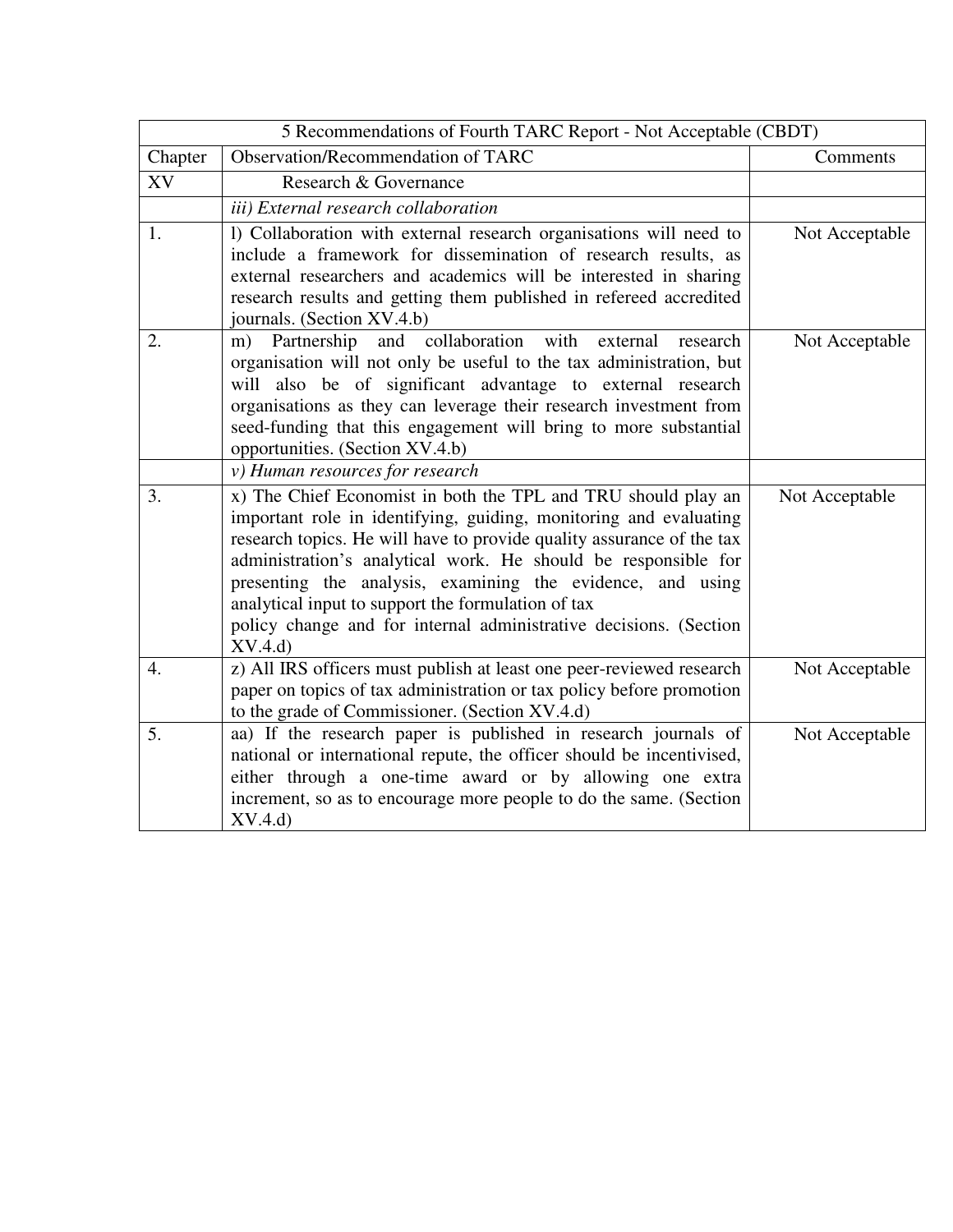| 5 Recommendations of Fourth TARC Report - Not Acceptable (CBDT) | | |
|---|---|---|
| Chapter | Observation/Recommendation of TARC | Comments |
| XV | Research & Governance | |
| | *iii) External research collaboration* | |
| 1. | l) Collaboration with external research organisations will need to include a framework for dissemination of research results, as external researchers and academics will be interested in sharing research results and getting them published in refereed accredited journals. (Section XV.4.b) | Not Acceptable |
| 2. | m) Partnership and collaboration with external research organisation will not only be useful to the tax administration, but will also be of significant advantage to external research organisations as they can leverage their research investment from seed-funding that this engagement will bring to more substantial opportunities. (Section XV.4.b) | Not Acceptable |
| | *v) Human resources for research* | |
| 3. | x) The Chief Economist in both the TPL and TRU should play an important role in identifying, guiding, monitoring and evaluating research topics. He will have to provide quality assurance of the tax administration's analytical work. He should be responsible for presenting the analysis, examining the evidence, and using analytical input to support the formulation of tax policy change and for internal administrative decisions. (Section XV.4.d) | Not Acceptable |
| 4. | z) All IRS officers must publish at least one peer-reviewed research paper on topics of tax administration or tax policy before promotion to the grade of Commissioner. (Section XV.4.d) | Not Acceptable |
| 5. | aa) If the research paper is published in research journals of national or international repute, the officer should be incentivised, either through a one-time award or by allowing one extra increment, so as to encourage more people to do the same. (Section XV.4.d) | Not Acceptable |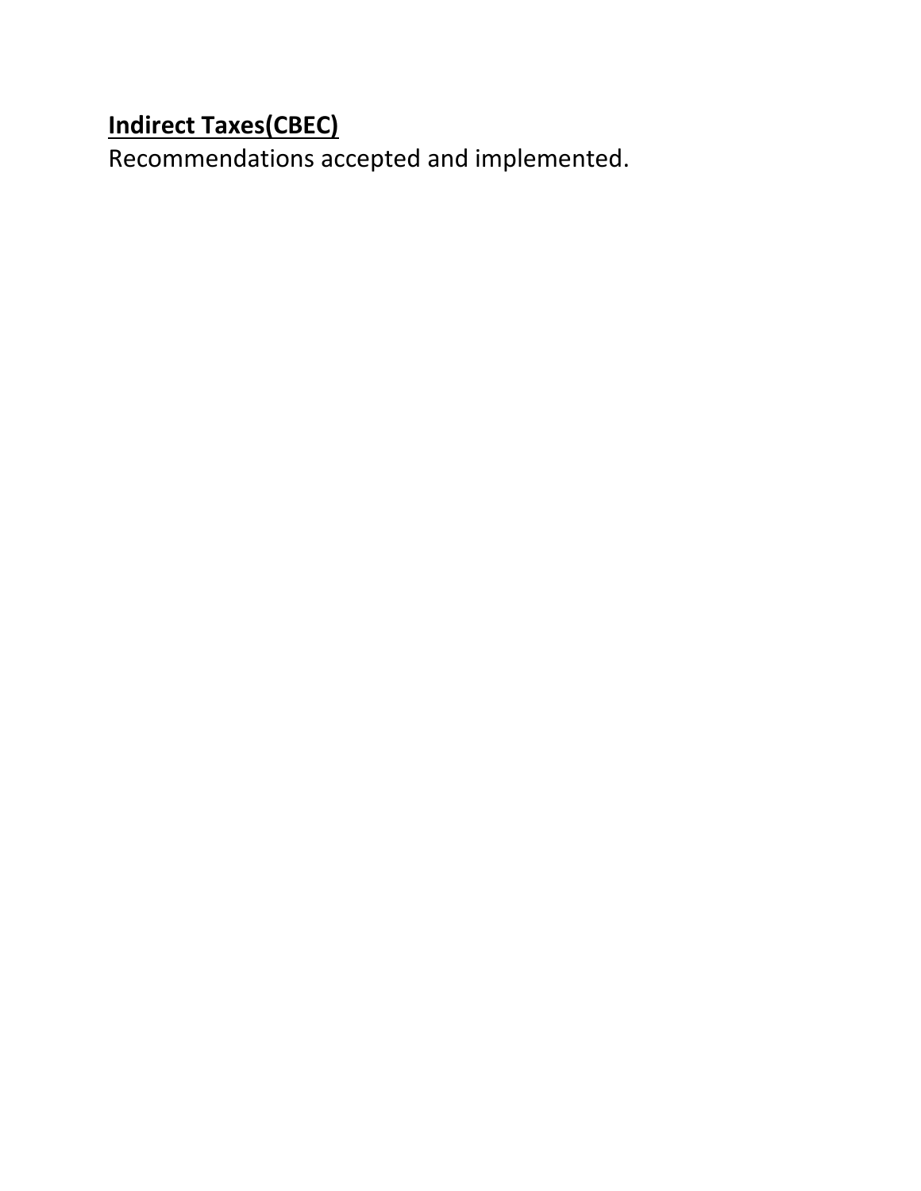**<u>Indirect Taxes(CBEC)</u>**

Recommendations accepted and implemented.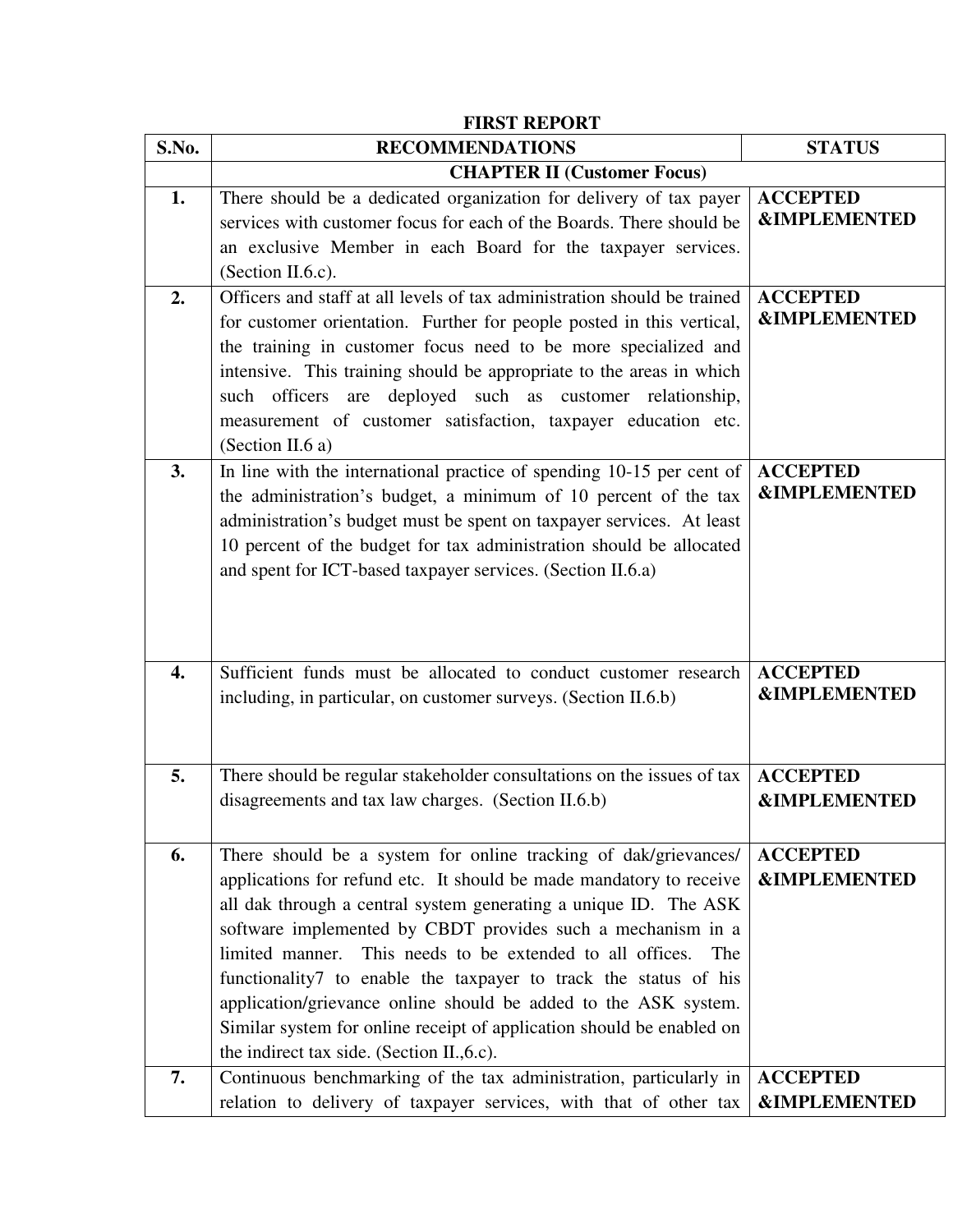## FIRST REPORT

| S.No. | RECOMMENDATIONS | STATUS |
|---|---|---|
| | **CHAPTER II (Customer Focus)** | |
| **1.** | There should be a dedicated organization for delivery of tax payer services with customer focus for each of the Boards. There should be an exclusive Member in each Board for the taxpayer services. (Section II.6.c). | **ACCEPTED &IMPLEMENTED** |
| **2.** | Officers and staff at all levels of tax administration should be trained for customer orientation. Further for people posted in this vertical, the training in customer focus need to be more specialized and intensive. This training should be appropriate to the areas in which such officers are deployed such as customer relationship, measurement of customer satisfaction, taxpayer education etc. (Section II.6 a) | **ACCEPTED &IMPLEMENTED** |
| **3.** | In line with the international practice of spending 10-15 per cent of the administration's budget, a minimum of 10 percent of the tax administration's budget must be spent on taxpayer services. At least 10 percent of the budget for tax administration should be allocated and spent for ICT-based taxpayer services. (Section II.6.a) | **ACCEPTED &IMPLEMENTED** |
| **4.** | Sufficient funds must be allocated to conduct customer research including, in particular, on customer surveys. (Section II.6.b) | **ACCEPTED &IMPLEMENTED** |
| **5.** | There should be regular stakeholder consultations on the issues of tax disagreements and tax law charges. (Section II.6.b) | **ACCEPTED &IMPLEMENTED** |
| **6.** | There should be a system for online tracking of dak/grievances/ applications for refund etc. It should be made mandatory to receive all dak through a central system generating a unique ID. The ASK software implemented by CBDT provides such a mechanism in a limited manner. This needs to be extended to all offices. The functionality7 to enable the taxpayer to track the status of his application/grievance online should be added to the ASK system. Similar system for online receipt of application should be enabled on the indirect tax side. (Section II.,6.c). | **ACCEPTED &IMPLEMENTED** |
| **7.** | Continuous benchmarking of the tax administration, particularly in relation to delivery of taxpayer services, with that of other tax | **ACCEPTED &IMPLEMENTED** |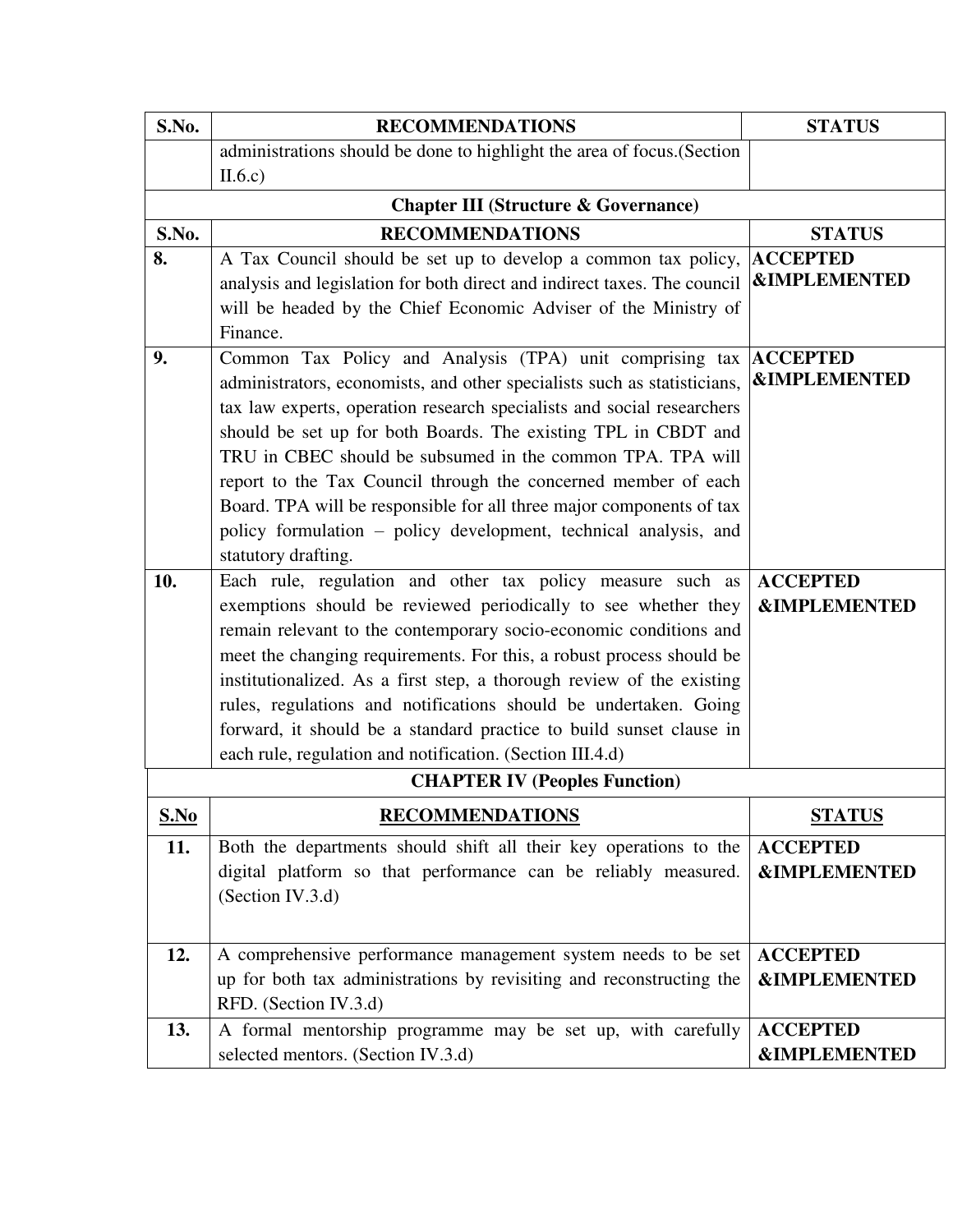| S.No. | RECOMMENDATIONS | STATUS |
|---|---|---|
| | administrations should be done to highlight the area of focus.(Section II.6.c) | |
| | **Chapter III (Structure & Governance)** | |
| **S.No.** | **RECOMMENDATIONS** | **STATUS** |
| **8.** | A Tax Council should be set up to develop a common tax policy, analysis and legislation for both direct and indirect taxes. The council will be headed by the Chief Economic Adviser of the Ministry of Finance. | **ACCEPTED &IMPLEMENTED** |
| **9.** | Common Tax Policy and Analysis (TPA) unit comprising tax administrators, economists, and other specialists such as statisticians, tax law experts, operation research specialists and social researchers should be set up for both Boards. The existing TPL in CBDT and TRU in CBEC should be subsumed in the common TPA. TPA will report to the Tax Council through the concerned member of each Board. TPA will be responsible for all three major components of tax policy formulation – policy development, technical analysis, and statutory drafting. | **ACCEPTED &IMPLEMENTED** |
| **10.** | Each rule, regulation and other tax policy measure such as exemptions should be reviewed periodically to see whether they remain relevant to the contemporary socio-economic conditions and meet the changing requirements. For this, a robust process should be institutionalized. As a first step, a thorough review of the existing rules, regulations and notifications should be undertaken. Going forward, it should be a standard practice to build sunset clause in each rule, regulation and notification. (Section III.4.d) | **ACCEPTED &IMPLEMENTED** |
| | **CHAPTER IV (Peoples Function)** | |
| **S.No** | **RECOMMENDATIONS** | **STATUS** |
| **11.** | Both the departments should shift all their key operations to the digital platform so that performance can be reliably measured. (Section IV.3.d) | **ACCEPTED &IMPLEMENTED** |
| **12.** | A comprehensive performance management system needs to be set up for both tax administrations by revisiting and reconstructing the RFD. (Section IV.3.d) | **ACCEPTED &IMPLEMENTED** |
| **13.** | A formal mentorship programme may be set up, with carefully selected mentors. (Section IV.3.d) | **ACCEPTED &IMPLEMENTED** |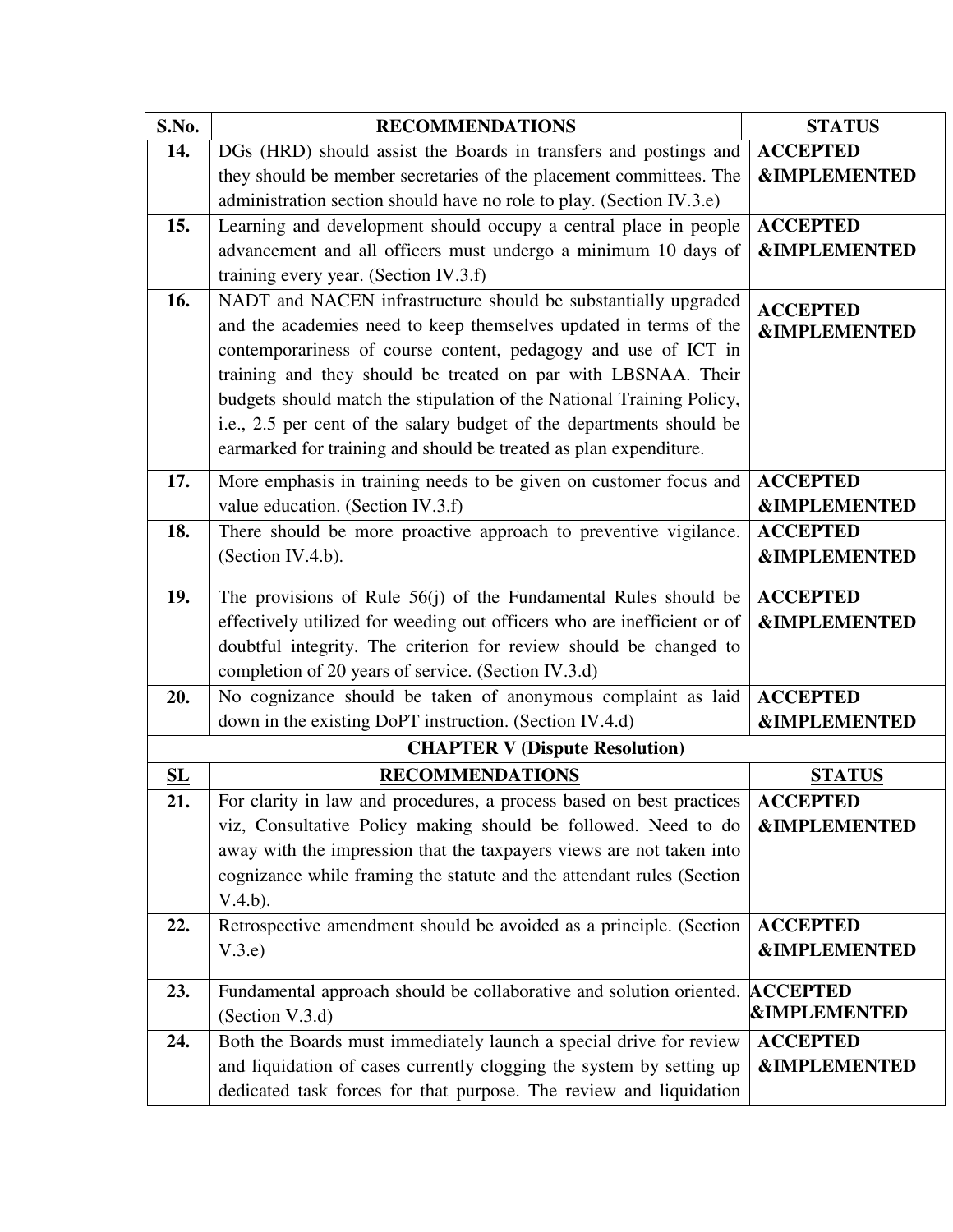| S.No. | RECOMMENDATIONS | STATUS |
|---|---|---|
| **14.** | DGs (HRD) should assist the Boards in transfers and postings and they should be member secretaries of the placement committees. The administration section should have no role to play. (Section IV.3.e) | **ACCEPTED &IMPLEMENTED** |
| **15.** | Learning and development should occupy a central place in people advancement and all officers must undergo a minimum 10 days of training every year. (Section IV.3.f) | **ACCEPTED &IMPLEMENTED** |
| **16.** | NADT and NACEN infrastructure should be substantially upgraded and the academies need to keep themselves updated in terms of the contemporariness of course content, pedagogy and use of ICT in training and they should be treated on par with LBSNAA. Their budgets should match the stipulation of the National Training Policy, i.e., 2.5 per cent of the salary budget of the departments should be earmarked for training and should be treated as plan expenditure. | **ACCEPTED &IMPLEMENTED** |
| **17.** | More emphasis in training needs to be given on customer focus and value education. (Section IV.3.f) | **ACCEPTED &IMPLEMENTED** |
| **18.** | There should be more proactive approach to preventive vigilance. (Section IV.4.b). | **ACCEPTED &IMPLEMENTED** |
| **19.** | The provisions of Rule 56(j) of the Fundamental Rules should be effectively utilized for weeding out officers who are inefficient or of doubtful integrity. The criterion for review should be changed to completion of 20 years of service. (Section IV.3.d) | **ACCEPTED &IMPLEMENTED** |
| **20.** | No cognizance should be taken of anonymous complaint as laid down in the existing DoPT instruction. (Section IV.4.d) | **ACCEPTED &IMPLEMENTED** |
| | **CHAPTER V (Dispute Resolution)** | |
| **SL** | **RECOMMENDATIONS** | **STATUS** |
| **21.** | For clarity in law and procedures, a process based on best practices viz, Consultative Policy making should be followed. Need to do away with the impression that the taxpayers views are not taken into cognizance while framing the statute and the attendant rules (Section V.4.b). | **ACCEPTED &IMPLEMENTED** |
| **22.** | Retrospective amendment should be avoided as a principle. (Section V.3.e) | **ACCEPTED &IMPLEMENTED** |
| **23.** | Fundamental approach should be collaborative and solution oriented. (Section V.3.d) | **ACCEPTED &IMPLEMENTED** |
| **24.** | Both the Boards must immediately launch a special drive for review and liquidation of cases currently clogging the system by setting up dedicated task forces for that purpose. The review and liquidation | **ACCEPTED &IMPLEMENTED** |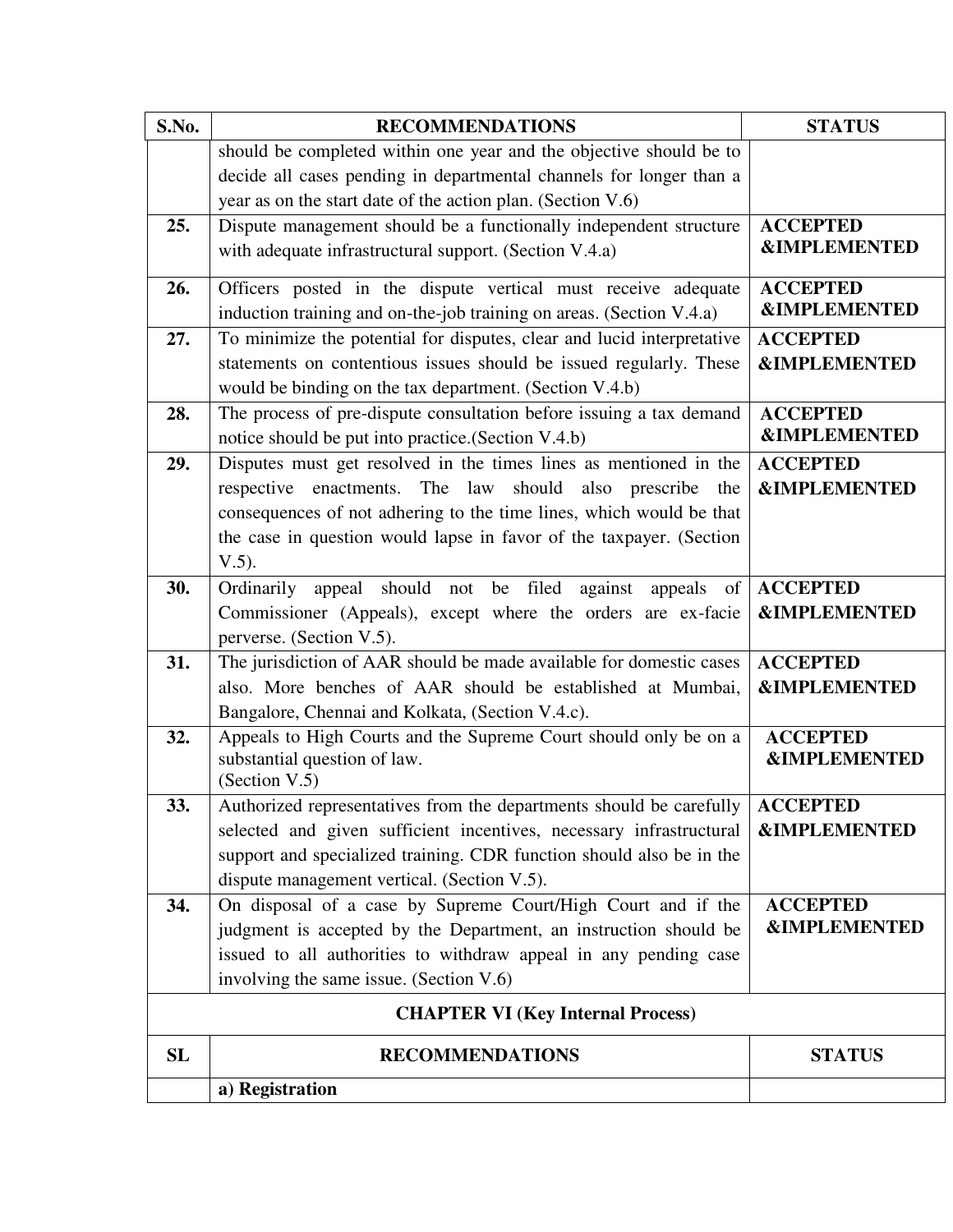| S.No. | RECOMMENDATIONS | STATUS |
|---|---|---|
| | should be completed within one year and the objective should be to decide all cases pending in departmental channels for longer than a year as on the start date of the action plan. (Section V.6) | |
| **25.** | Dispute management should be a functionally independent structure with adequate infrastructural support. (Section V.4.a) | **ACCEPTED &IMPLEMENTED** |
| **26.** | Officers posted in the dispute vertical must receive adequate induction training and on-the-job training on areas. (Section V.4.a) | **ACCEPTED &IMPLEMENTED** |
| **27.** | To minimize the potential for disputes, clear and lucid interpretative statements on contentious issues should be issued regularly. These would be binding on the tax department. (Section V.4.b) | **ACCEPTED &IMPLEMENTED** |
| **28.** | The process of pre-dispute consultation before issuing a tax demand notice should be put into practice.(Section V.4.b) | **ACCEPTED &IMPLEMENTED** |
| **29.** | Disputes must get resolved in the times lines as mentioned in the respective enactments. The law should also prescribe the consequences of not adhering to the time lines, which would be that the case in question would lapse in favor of the taxpayer. (Section V.5). | **ACCEPTED &IMPLEMENTED** |
| **30.** | Ordinarily appeal should not be filed against appeals of Commissioner (Appeals), except where the orders are ex-facie perverse. (Section V.5). | **ACCEPTED &IMPLEMENTED** |
| **31.** | The jurisdiction of AAR should be made available for domestic cases also. More benches of AAR should be established at Mumbai, Bangalore, Chennai and Kolkata, (Section V.4.c). | **ACCEPTED &IMPLEMENTED** |
| **32.** | Appeals to High Courts and the Supreme Court should only be on a substantial question of law. (Section V.5) | **ACCEPTED &IMPLEMENTED** |
| **33.** | Authorized representatives from the departments should be carefully selected and given sufficient incentives, necessary infrastructural support and specialized training. CDR function should also be in the dispute management vertical. (Section V.5). | **ACCEPTED &IMPLEMENTED** |
| **34.** | On disposal of a case by Supreme Court/High Court and if the judgment is accepted by the Department, an instruction should be issued to all authorities to withdraw appeal in any pending case involving the same issue. (Section V.6) | **ACCEPTED &IMPLEMENTED** |
| | **CHAPTER VI (Key Internal Process)** | |
| **SL** | **RECOMMENDATIONS** | **STATUS** |
| | **a) Registration** | |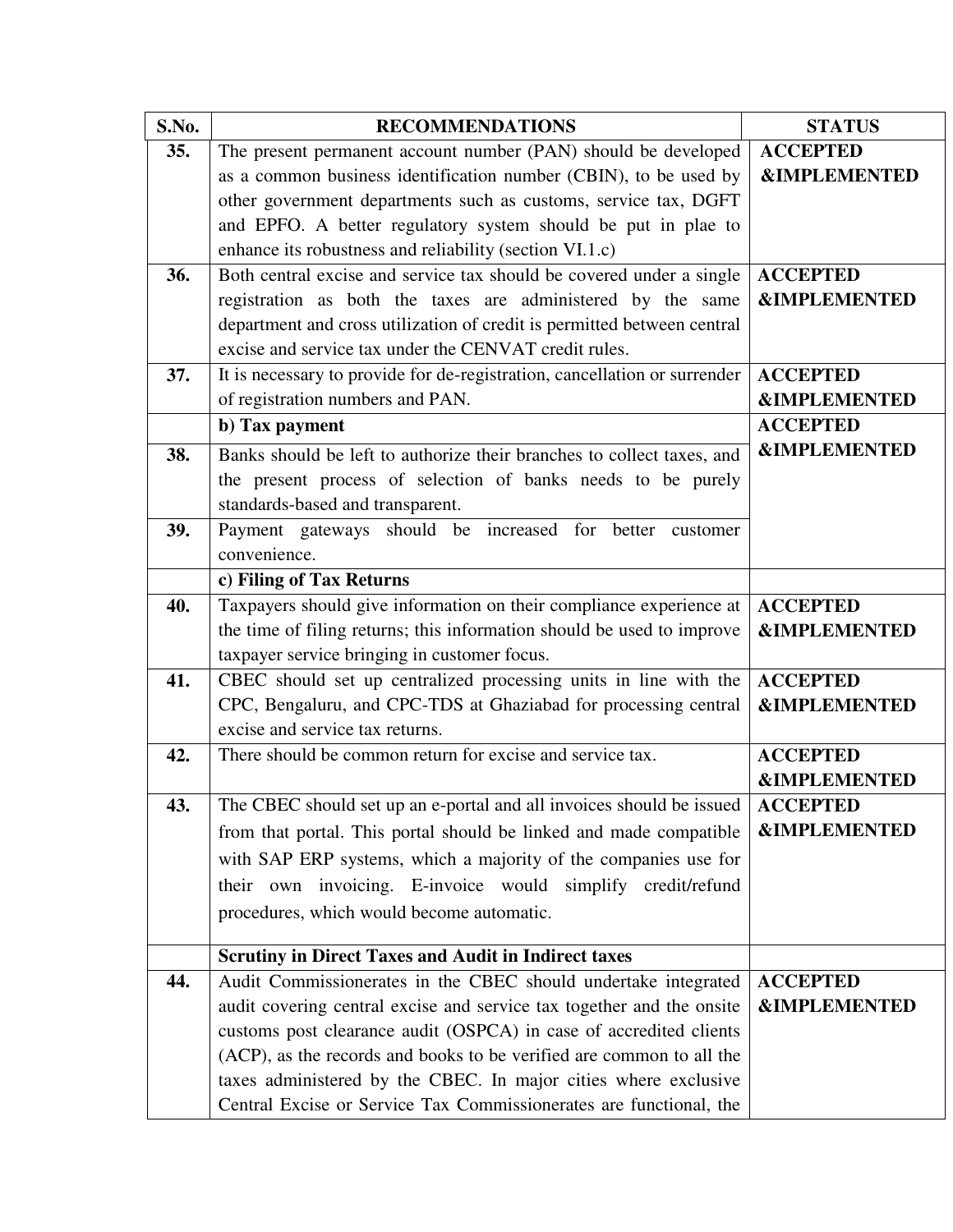| S.No. | RECOMMENDATIONS | STATUS |
|---|---|---|
| **35.** | The present permanent account number (PAN) should be developed as a common business identification number (CBIN), to be used by other government departments such as customs, service tax, DGFT and EPFO. A better regulatory system should be put in plae to enhance its robustness and reliability (section VI.1.c) | **ACCEPTED &IMPLEMENTED** |
| **36.** | Both central excise and service tax should be covered under a single registration as both the taxes are administered by the same department and cross utilization of credit is permitted between central excise and service tax under the CENVAT credit rules. | **ACCEPTED &IMPLEMENTED** |
| **37.** | It is necessary to provide for de-registration, cancellation or surrender of registration numbers and PAN. | **ACCEPTED &IMPLEMENTED** |
| | **b) Tax payment** | **ACCEPTED &IMPLEMENTED** |
| **38.** | Banks should be left to authorize their branches to collect taxes, and the present process of selection of banks needs to be purely standards-based and transparent. | |
| **39.** | Payment gateways should be increased for better customer convenience. | |
| | **c) Filing of Tax Returns** | |
| **40.** | Taxpayers should give information on their compliance experience at the time of filing returns; this information should be used to improve taxpayer service bringing in customer focus. | **ACCEPTED &IMPLEMENTED** |
| **41.** | CBEC should set up centralized processing units in line with the CPC, Bengaluru, and CPC-TDS at Ghaziabad for processing central excise and service tax returns. | **ACCEPTED &IMPLEMENTED** |
| **42.** | There should be common return for excise and service tax. | **ACCEPTED &IMPLEMENTED** |
| **43.** | The CBEC should set up an e-portal and all invoices should be issued from that portal. This portal should be linked and made compatible with SAP ERP systems, which a majority of the companies use for their own invoicing. E-invoice would simplify credit/refund procedures, which would become automatic. | **ACCEPTED &IMPLEMENTED** |
| | **Scrutiny in Direct Taxes and Audit in Indirect taxes** | |
| **44.** | Audit Commissionerates in the CBEC should undertake integrated audit covering central excise and service tax together and the onsite customs post clearance audit (OSPCA) in case of accredited clients (ACP), as the records and books to be verified are common to all the taxes administered by the CBEC. In major cities where exclusive Central Excise or Service Tax Commissionerates are functional, the | **ACCEPTED &IMPLEMENTED** |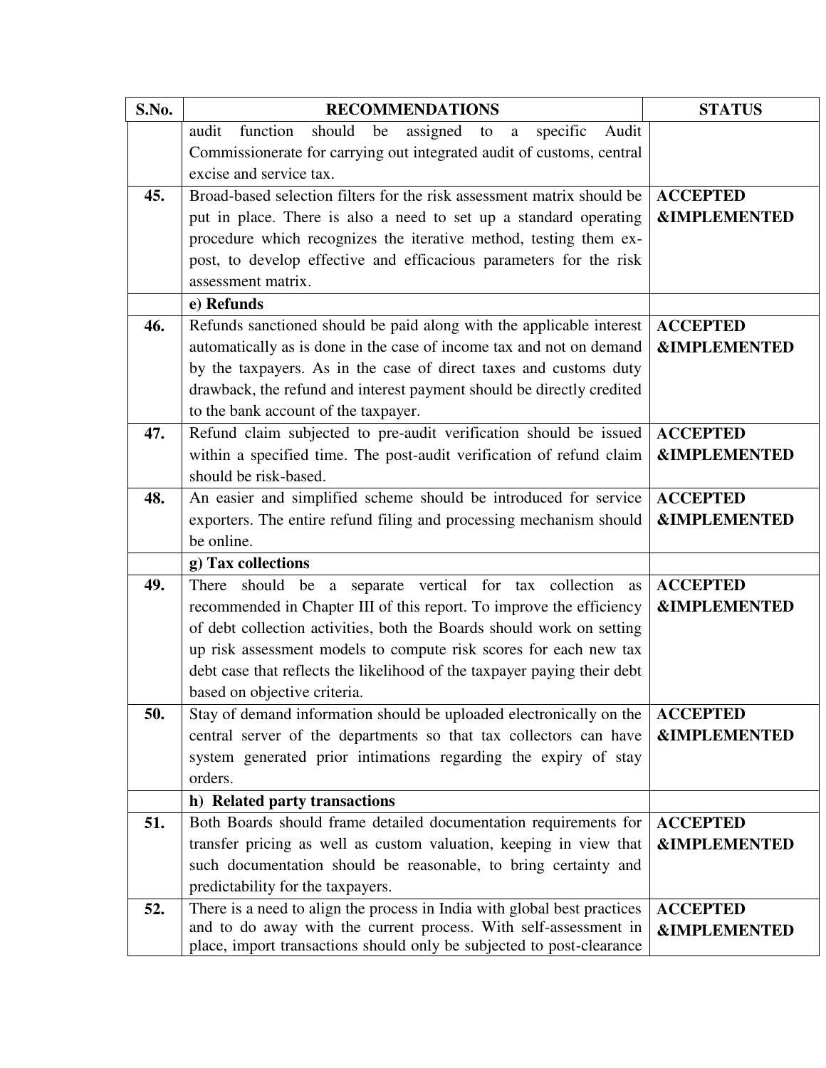| S.No. | RECOMMENDATIONS | STATUS |
|---|---|---|
| | audit function should be assigned to a specific Audit Commissionerate for carrying out integrated audit of customs, central excise and service tax. | |
| **45.** | Broad-based selection filters for the risk assessment matrix should be put in place. There is also a need to set up a standard operating procedure which recognizes the iterative method, testing them ex-post, to develop effective and efficacious parameters for the risk assessment matrix. | **ACCEPTED &IMPLEMENTED** |
| | **e) Refunds** | |
| **46.** | Refunds sanctioned should be paid along with the applicable interest automatically as is done in the case of income tax and not on demand by the taxpayers. As in the case of direct taxes and customs duty drawback, the refund and interest payment should be directly credited to the bank account of the taxpayer. | **ACCEPTED &IMPLEMENTED** |
| **47.** | Refund claim subjected to pre-audit verification should be issued within a specified time. The post-audit verification of refund claim should be risk-based. | **ACCEPTED &IMPLEMENTED** |
| **48.** | An easier and simplified scheme should be introduced for service exporters. The entire refund filing and processing mechanism should be online. | **ACCEPTED &IMPLEMENTED** |
| | **g) Tax collections** | |
| **49.** | There should be a separate vertical for tax collection as recommended in Chapter III of this report. To improve the efficiency of debt collection activities, both the Boards should work on setting up risk assessment models to compute risk scores for each new tax debt case that reflects the likelihood of the taxpayer paying their debt based on objective criteria. | **ACCEPTED &IMPLEMENTED** |
| **50.** | Stay of demand information should be uploaded electronically on the central server of the departments so that tax collectors can have system generated prior intimations regarding the expiry of stay orders. | **ACCEPTED &IMPLEMENTED** |
| | **h) Related party transactions** | |
| **51.** | Both Boards should frame detailed documentation requirements for transfer pricing as well as custom valuation, keeping in view that such documentation should be reasonable, to bring certainty and predictability for the taxpayers. | **ACCEPTED &IMPLEMENTED** |
| **52.** | There is a need to align the process in India with global best practices and to do away with the current process. With self-assessment in place, import transactions should only be subjected to post-clearance | **ACCEPTED &IMPLEMENTED** |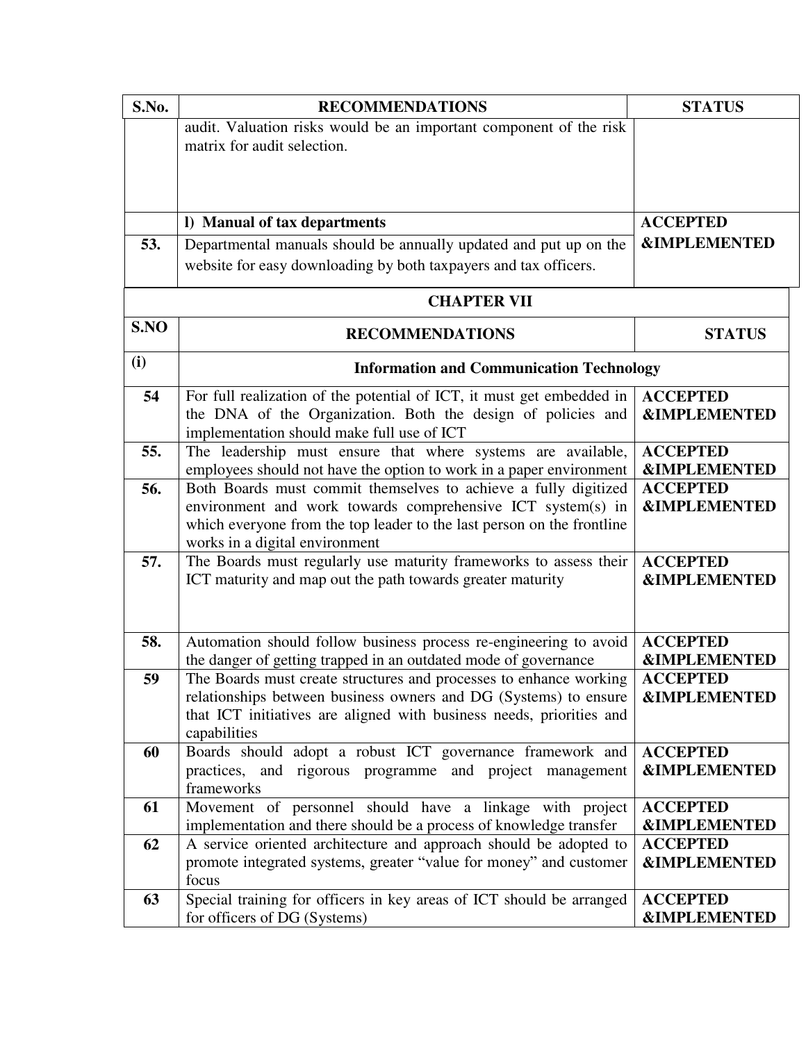| S.No. | RECOMMENDATIONS | STATUS |
|---|---|---|
| | audit. Valuation risks would be an important component of the risk matrix for audit selection. | |
| | **l) Manual of tax departments** | **ACCEPTED &IMPLEMENTED** |
| **53.** | Departmental manuals should be annually updated and put up on the website for easy downloading by both taxpayers and tax officers. | |

**CHAPTER VII**

| S.NO | RECOMMENDATIONS | STATUS |
|---|---|---|
| **(i)** | **Information and Communication Technology** | |
| **54** | For full realization of the potential of ICT, it must get embedded in the DNA of the Organization. Both the design of policies and implementation should make full use of ICT | **ACCEPTED &IMPLEMENTED** |
| **55.** | The leadership must ensure that where systems are available, employees should not have the option to work in a paper environment | **ACCEPTED &IMPLEMENTED** |
| **56.** | Both Boards must commit themselves to achieve a fully digitized environment and work towards comprehensive ICT system(s) in which everyone from the top leader to the last person on the frontline works in a digital environment | **ACCEPTED &IMPLEMENTED** |
| **57.** | The Boards must regularly use maturity frameworks to assess their ICT maturity and map out the path towards greater maturity | **ACCEPTED &IMPLEMENTED** |
| **58.** | Automation should follow business process re-engineering to avoid the danger of getting trapped in an outdated mode of governance | **ACCEPTED &IMPLEMENTED** |
| **59** | The Boards must create structures and processes to enhance working relationships between business owners and DG (Systems) to ensure that ICT initiatives are aligned with business needs, priorities and capabilities | **ACCEPTED &IMPLEMENTED** |
| **60** | Boards should adopt a robust ICT governance framework and practices, and rigorous programme and project management frameworks | **ACCEPTED &IMPLEMENTED** |
| **61** | Movement of personnel should have a linkage with project implementation and there should be a process of knowledge transfer | **ACCEPTED &IMPLEMENTED** |
| **62** | A service oriented architecture and approach should be adopted to promote integrated systems, greater "value for money" and customer focus | **ACCEPTED &IMPLEMENTED** |
| **63** | Special training for officers in key areas of ICT should be arranged for officers of DG (Systems) | **ACCEPTED &IMPLEMENTED** |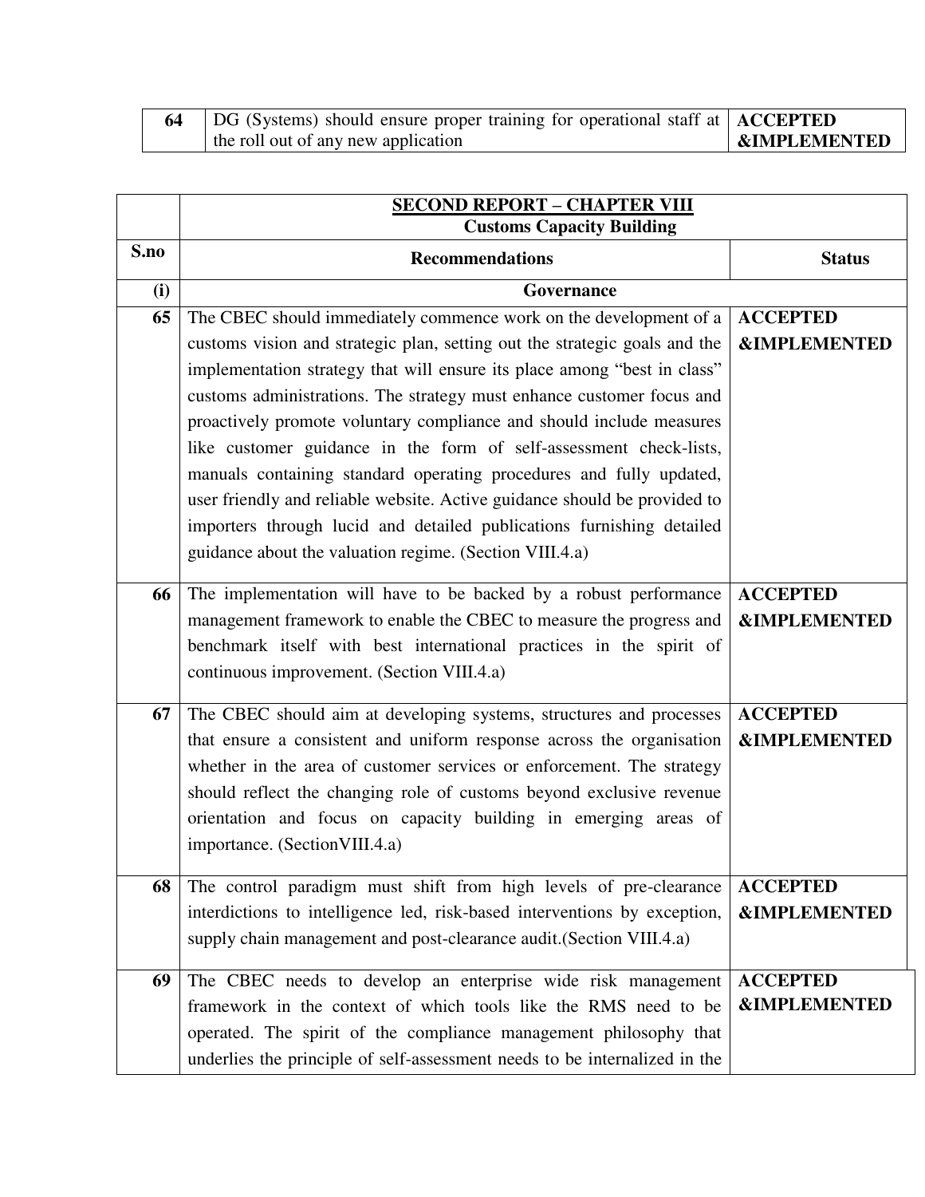| 64 | DG (Systems) should ensure proper training for operational staff at the roll out of any new application | **ACCEPTED &IMPLEMENTED** |
|---|---|---|

| | **SECOND REPORT – CHAPTER VIII** **Customs Capacity Building** | |
|---|---|---|
| **S.no** | **Recommendations** | **Status** |
| **(i)** | **Governance** | |
| **65** | The CBEC should immediately commence work on the development of a customs vision and strategic plan, setting out the strategic goals and the implementation strategy that will ensure its place among "best in class" customs administrations. The strategy must enhance customer focus and proactively promote voluntary compliance and should include measures like customer guidance in the form of self-assessment check-lists, manuals containing standard operating procedures and fully updated, user friendly and reliable website. Active guidance should be provided to importers through lucid and detailed publications furnishing detailed guidance about the valuation regime. (Section VIII.4.a) | **ACCEPTED &IMPLEMENTED** |
| **66** | The implementation will have to be backed by a robust performance management framework to enable the CBEC to measure the progress and benchmark itself with best international practices in the spirit of continuous improvement. (Section VIII.4.a) | **ACCEPTED &IMPLEMENTED** |
| **67** | The CBEC should aim at developing systems, structures and processes that ensure a consistent and uniform response across the organisation whether in the area of customer services or enforcement. The strategy should reflect the changing role of customs beyond exclusive revenue orientation and focus on capacity building in emerging areas of importance. (SectionVIII.4.a) | **ACCEPTED &IMPLEMENTED** |
| **68** | The control paradigm must shift from high levels of pre-clearance interdictions to intelligence led, risk-based interventions by exception, supply chain management and post-clearance audit.(Section VIII.4.a) | **ACCEPTED &IMPLEMENTED** |
| **69** | The CBEC needs to develop an enterprise wide risk management framework in the context of which tools like the RMS need to be operated. The spirit of the compliance management philosophy that underlies the principle of self-assessment needs to be internalized in the | **ACCEPTED &IMPLEMENTED** |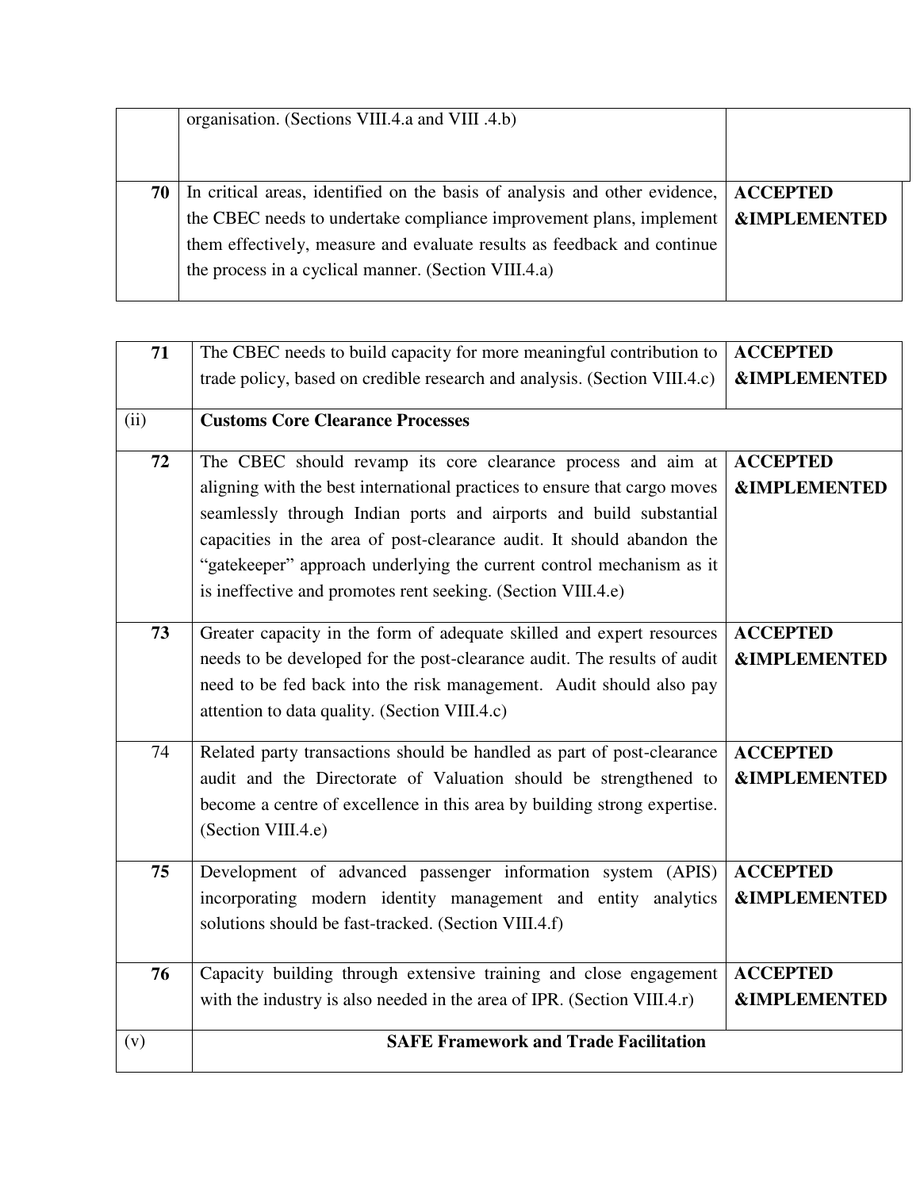| | | |
|---|---|---|
| | organisation. (Sections VIII.4.a and VIII .4.b) | |
| **70** | In critical areas, identified on the basis of analysis and other evidence, the CBEC needs to undertake compliance improvement plans, implement them effectively, measure and evaluate results as feedback and continue the process in a cyclical manner. (Section VIII.4.a) | **ACCEPTED &IMPLEMENTED** |

| | | |
|---|---|---|
| **71** | The CBEC needs to build capacity for more meaningful contribution to trade policy, based on credible research and analysis. (Section VIII.4.c) | **ACCEPTED &IMPLEMENTED** |
| (ii) | **Customs Core Clearance Processes** | |
| **72** | The CBEC should revamp its core clearance process and aim at aligning with the best international practices to ensure that cargo moves seamlessly through Indian ports and airports and build substantial capacities in the area of post-clearance audit. It should abandon the "gatekeeper" approach underlying the current control mechanism as it is ineffective and promotes rent seeking. (Section VIII.4.e) | **ACCEPTED &IMPLEMENTED** |
| **73** | Greater capacity in the form of adequate skilled and expert resources needs to be developed for the post-clearance audit. The results of audit need to be fed back into the risk management. Audit should also pay attention to data quality. (Section VIII.4.c) | **ACCEPTED &IMPLEMENTED** |
| 74 | Related party transactions should be handled as part of post-clearance audit and the Directorate of Valuation should be strengthened to become a centre of excellence in this area by building strong expertise. (Section VIII.4.e) | **ACCEPTED &IMPLEMENTED** |
| **75** | Development of advanced passenger information system (APIS) incorporating modern identity management and entity analytics solutions should be fast-tracked. (Section VIII.4.f) | **ACCEPTED &IMPLEMENTED** |
| **76** | Capacity building through extensive training and close engagement with the industry is also needed in the area of IPR. (Section VIII.4.r) | **ACCEPTED &IMPLEMENTED** |
| (v) | **SAFE Framework and Trade Facilitation** | |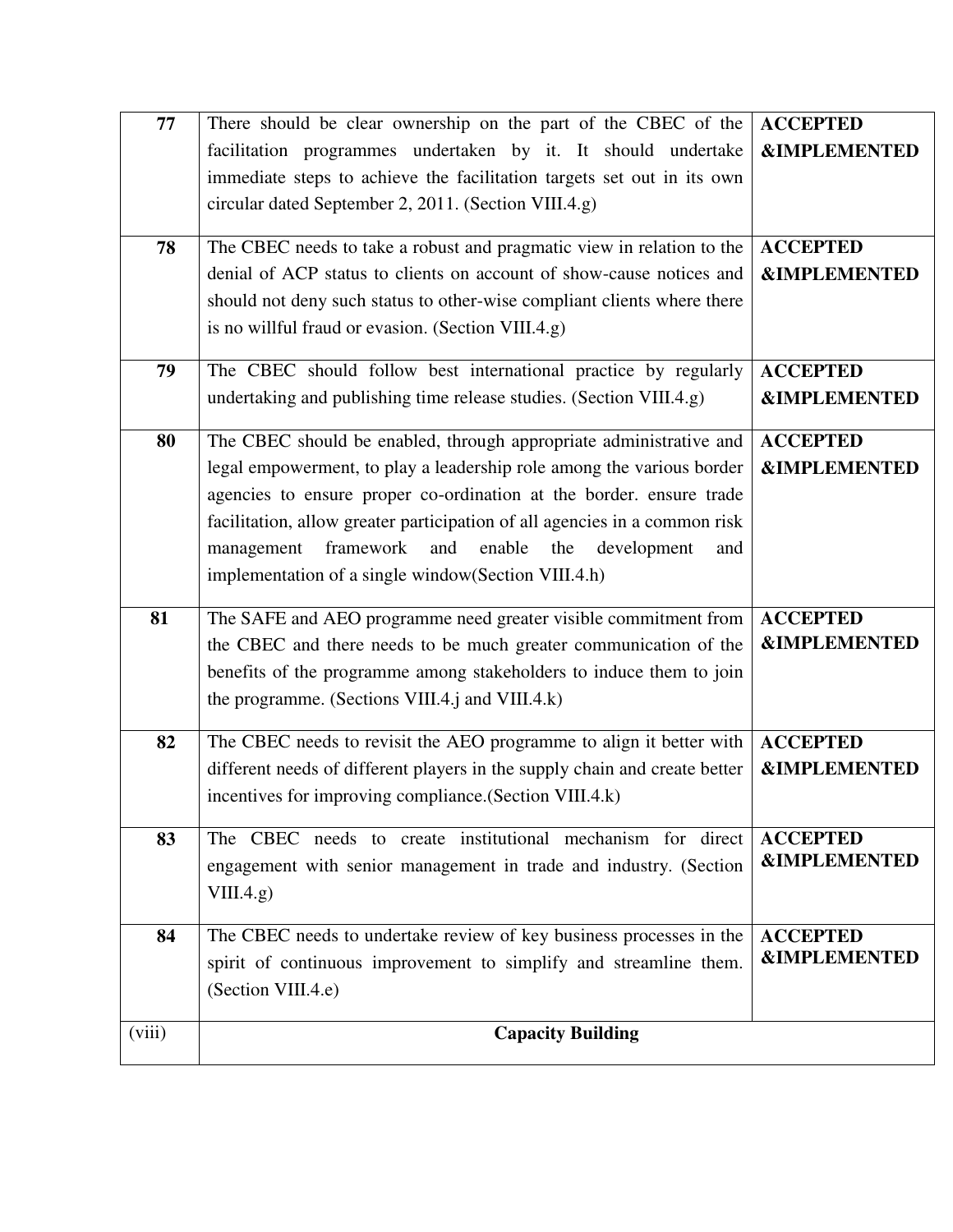| | | |
|---|---|---|
| **77** | There should be clear ownership on the part of the CBEC of the facilitation programmes undertaken by it. It should undertake immediate steps to achieve the facilitation targets set out in its own circular dated September 2, 2011. (Section VIII.4.g) | **ACCEPTED &IMPLEMENTED** |
| **78** | The CBEC needs to take a robust and pragmatic view in relation to the denial of ACP status to clients on account of show-cause notices and should not deny such status to other-wise compliant clients where there is no willful fraud or evasion. (Section VIII.4.g) | **ACCEPTED &IMPLEMENTED** |
| **79** | The CBEC should follow best international practice by regularly undertaking and publishing time release studies. (Section VIII.4.g) | **ACCEPTED &IMPLEMENTED** |
| **80** | The CBEC should be enabled, through appropriate administrative and legal empowerment, to play a leadership role among the various border agencies to ensure proper co-ordination at the border. ensure trade facilitation, allow greater participation of all agencies in a common risk management framework and enable the development and implementation of a single window(Section VIII.4.h) | **ACCEPTED &IMPLEMENTED** |
| **81** | The SAFE and AEO programme need greater visible commitment from the CBEC and there needs to be much greater communication of the benefits of the programme among stakeholders to induce them to join the programme. (Sections VIII.4.j and VIII.4.k) | **ACCEPTED &IMPLEMENTED** |
| **82** | The CBEC needs to revisit the AEO programme to align it better with different needs of different players in the supply chain and create better incentives for improving compliance.(Section VIII.4.k) | **ACCEPTED &IMPLEMENTED** |
| **83** | The CBEC needs to create institutional mechanism for direct engagement with senior management in trade and industry. (Section VIII.4.g) | **ACCEPTED &IMPLEMENTED** |
| **84** | The CBEC needs to undertake review of key business processes in the spirit of continuous improvement to simplify and streamline them. (Section VIII.4.e) | **ACCEPTED &IMPLEMENTED** |
| (viii) | **Capacity Building** | |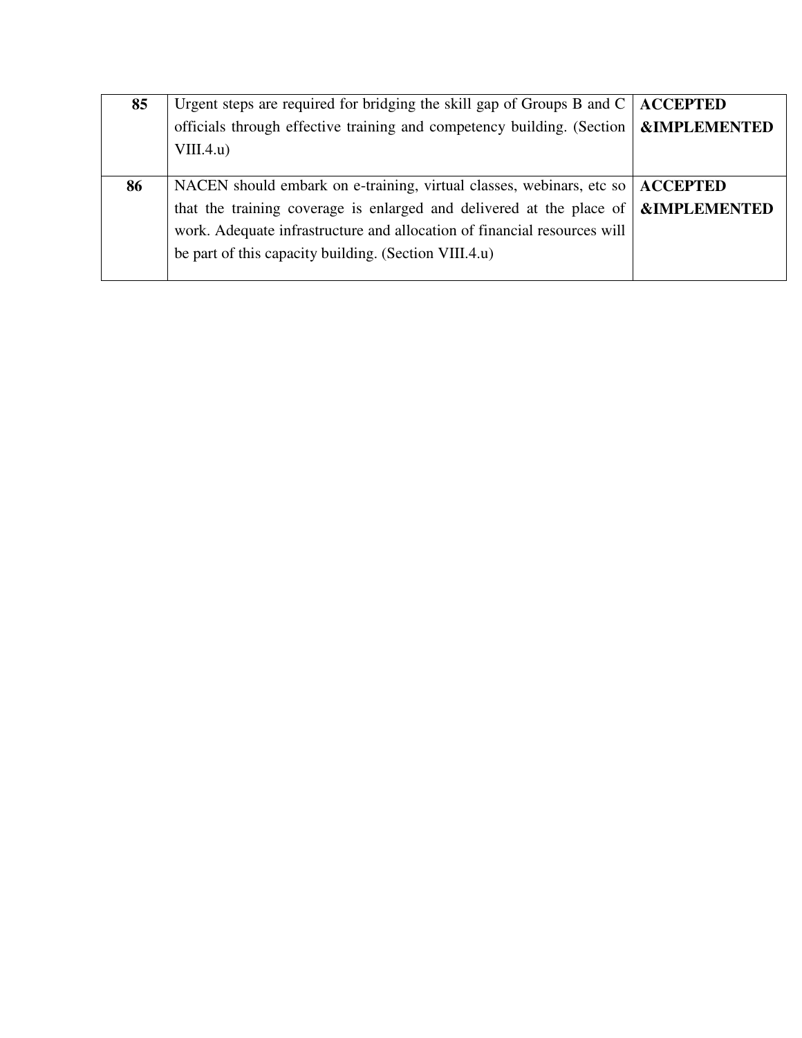| | | |
|---|---|---|
| **85** | Urgent steps are required for bridging the skill gap of Groups B and C officials through effective training and competency building. (Section VIII.4.u) | **ACCEPTED &IMPLEMENTED** |
| **86** | NACEN should embark on e-training, virtual classes, webinars, etc so that the training coverage is enlarged and delivered at the place of work. Adequate infrastructure and allocation of financial resources will be part of this capacity building. (Section VIII.4.u) | **ACCEPTED &IMPLEMENTED** |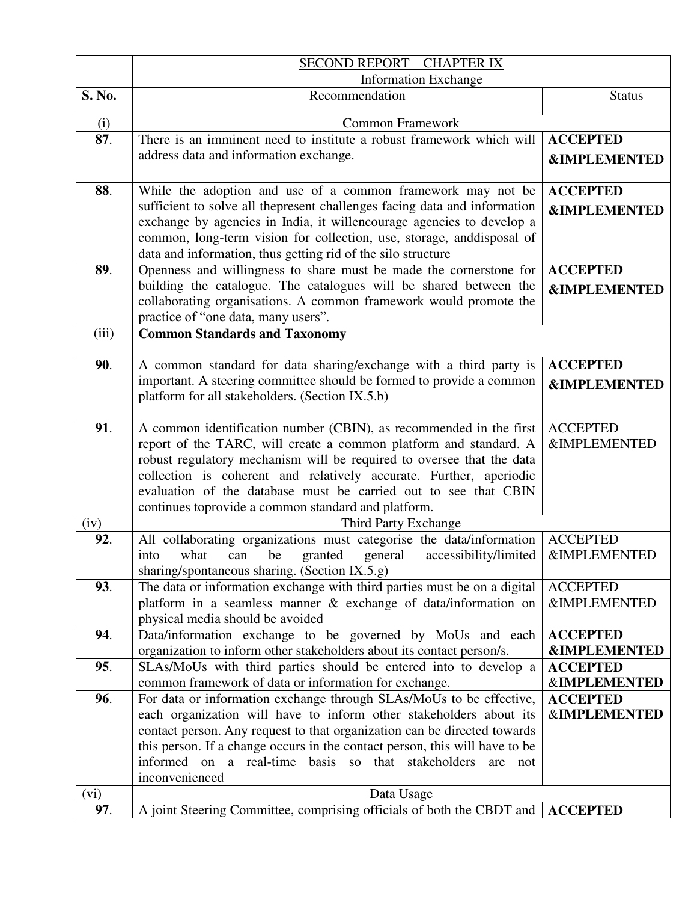| | SECOND REPORT – CHAPTER IX<br>Information Exchange | |
|---|---|---|
| **S. No.** | Recommendation | Status |
| (i) | Common Framework | |
| **87**. | There is an imminent need to institute a robust framework which will address data and information exchange. | **ACCEPTED &IMPLEMENTED** |
| **88**. | While the adoption and use of a common framework may not be sufficient to solve all thepresent challenges facing data and information exchange by agencies in India, it willencourage agencies to develop a common, long-term vision for collection, use, storage, anddisposal of data and information, thus getting rid of the silo structure | **ACCEPTED &IMPLEMENTED** |
| **89**. | Openness and willingness to share must be made the cornerstone for building the catalogue. The catalogues will be shared between the collaborating organisations. A common framework would promote the practice of "one data, many users". | **ACCEPTED &IMPLEMENTED** |
| (iii) | **Common Standards and Taxonomy** | |
| **90**. | A common standard for data sharing/exchange with a third party is important. A steering committee should be formed to provide a common platform for all stakeholders. (Section IX.5.b) | **ACCEPTED &IMPLEMENTED** |
| **91**. | A common identification number (CBIN), as recommended in the first report of the TARC, will create a common platform and standard. A robust regulatory mechanism will be required to oversee that the data collection is coherent and relatively accurate. Further, aperiodic evaluation of the database must be carried out to see that CBIN continues toprovide a common standard and platform. | ACCEPTED &IMPLEMENTED |
| (iv) | Third Party Exchange | |
| **92**. | All collaborating organizations must categorise the data/information into what can be granted general accessibility/limited sharing/spontaneous sharing. (Section IX.5.g) | ACCEPTED &IMPLEMENTED |
| **93**. | The data or information exchange with third parties must be on a digital platform in a seamless manner & exchange of data/information on physical media should be avoided | ACCEPTED &IMPLEMENTED |
| **94**. | Data/information exchange to be governed by MoUs and each organization to inform other stakeholders about its contact person/s. | **ACCEPTED &IMPLEMENTED** |
| **95**. | SLAs/MoUs with third parties should be entered into to develop a common framework of data or information for exchange. | **ACCEPTED &IMPLEMENTED** |
| **96**. | For data or information exchange through SLAs/MoUs to be effective, each organization will have to inform other stakeholders about its contact person. Any request to that organization can be directed towards this person. If a change occurs in the contact person, this will have to be informed on a real-time basis so that stakeholders are not inconvenienced | **ACCEPTED &IMPLEMENTED** |
| (vi) | Data Usage | |
| **97**. | A joint Steering Committee, comprising officials of both the CBDT and | **ACCEPTED** |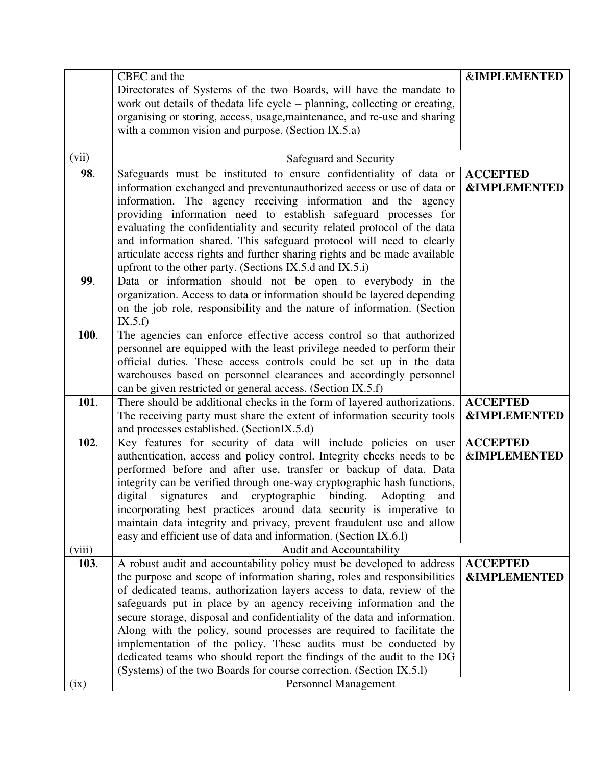| | | |
|---|---|---|
| | CBEC and the Directorates of Systems of the two Boards, will have the mandate to work out details of thedata life cycle – planning, collecting or creating, organising or storing, access, usage,maintenance, and re-use and sharing with a common vision and purpose. (Section IX.5.a) | &IMPLEMENTED |
| (vii) | Safeguard and Security | |
| **98**. | Safeguards must be instituted to ensure confidentiality of data or information exchanged and preventunauthorized access or use of data or information. The agency receiving information and the agency providing information need to establish safeguard processes for evaluating the confidentiality and security related protocol of the data and information shared. This safeguard protocol will need to clearly articulate access rights and further sharing rights and be made available upfront to the other party. (Sections IX.5.d and IX.5.i) | **ACCEPTED &IMPLEMENTED** |
| **99**. | Data or information should not be open to everybody in the organization. Access to data or information should be layered depending on the job role, responsibility and the nature of information. (Section IX.5.f) | |
| **100**. | The agencies can enforce effective access control so that authorized personnel are equipped with the least privilege needed to perform their official duties. These access controls could be set up in the data warehouses based on personnel clearances and accordingly personnel can be given restricted or general access. (Section IX.5.f) | |
| **101**. | There should be additional checks in the form of layered authorizations. The receiving party must share the extent of information security tools and processes established. (SectionIX.5.d) | **ACCEPTED &IMPLEMENTED** |
| **102**. | Key features for security of data will include policies on user authentication, access and policy control. Integrity checks needs to be performed before and after use, transfer or backup of data. Data integrity can be verified through one-way cryptographic hash functions, digital signatures and cryptographic binding. Adopting and incorporating best practices around data security is imperative to maintain data integrity and privacy, prevent fraudulent use and allow easy and efficient use of data and information. (Section IX.6.l) | **ACCEPTED** &**IMPLEMENTED** |
| (viii) | Audit and Accountability | |
| **103**. | A robust audit and accountability policy must be developed to address the purpose and scope of information sharing, roles and responsibilities of dedicated teams, authorization layers access to data, review of the safeguards put in place by an agency receiving information and the secure storage, disposal and confidentiality of the data and information. Along with the policy, sound processes are required to facilitate the implementation of the policy. These audits must be conducted by dedicated teams who should report the findings of the audit to the DG (Systems) of the two Boards for course correction. (Section IX.5.l) | **ACCEPTED &IMPLEMENTED** |
| (ix) | Personnel Management | |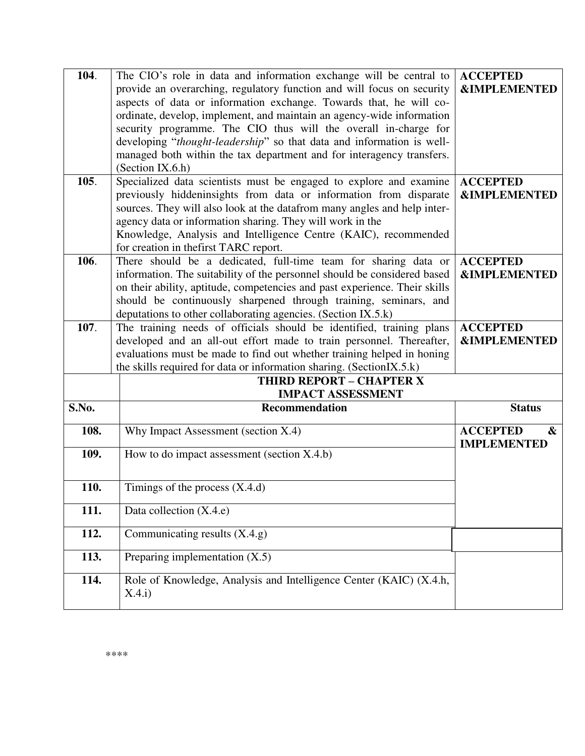| S.No. | Recommendation | Status |
|---|---|---|
| **104**. | The CIO's role in data and information exchange will be central to provide an overarching, regulatory function and will focus on security aspects of data or information exchange. Towards that, he will co-ordinate, develop, implement, and maintain an agency-wide information security programme. The CIO thus will the overall in-charge for developing "*thought-leadership*" so that data and information is well-managed both within the tax department and for interagency transfers. (Section IX.6.h) | **ACCEPTED &IMPLEMENTED** |
| **105**. | Specialized data scientists must be engaged to explore and examine previously hiddeninsights from data or information from disparate sources. They will also look at the datafrom many angles and help inter-agency data or information sharing. They will work in the Knowledge, Analysis and Intelligence Centre (KAIC), recommended for creation in thefirst TARC report. | **ACCEPTED &IMPLEMENTED** |
| **106**. | There should be a dedicated, full-time team for sharing data or information. The suitability of the personnel should be considered based on their ability, aptitude, competencies and past experience. Their skills should be continuously sharpened through training, seminars, and deputations to other collaborating agencies. (Section IX.5.k) | **ACCEPTED &IMPLEMENTED** |
| **107**. | The training needs of officials should be identified, training plans developed and an all-out effort made to train personnel. Thereafter, evaluations must be made to find out whether training helped in honing the skills required for data or information sharing. (SectionIX.5.k) | **ACCEPTED &IMPLEMENTED** |
| | **THIRD REPORT – CHAPTER X IMPACT ASSESSMENT** | |
| **S.No.** | **Recommendation** | **Status** |
| **108.** | Why Impact Assessment (section X.4) | **ACCEPTED & IMPLEMENTED** |
| **109.** | How to do impact assessment (section X.4.b) | |
| **110.** | Timings of the process (X.4.d) | |
| **111.** | Data collection (X.4.e) | |
| **112.** | Communicating results (X.4.g) | |
| **113.** | Preparing implementation (X.5) | |
| **114.** | Role of Knowledge, Analysis and Intelligence Center (KAIC) (X.4.h, X.4.i) | |

****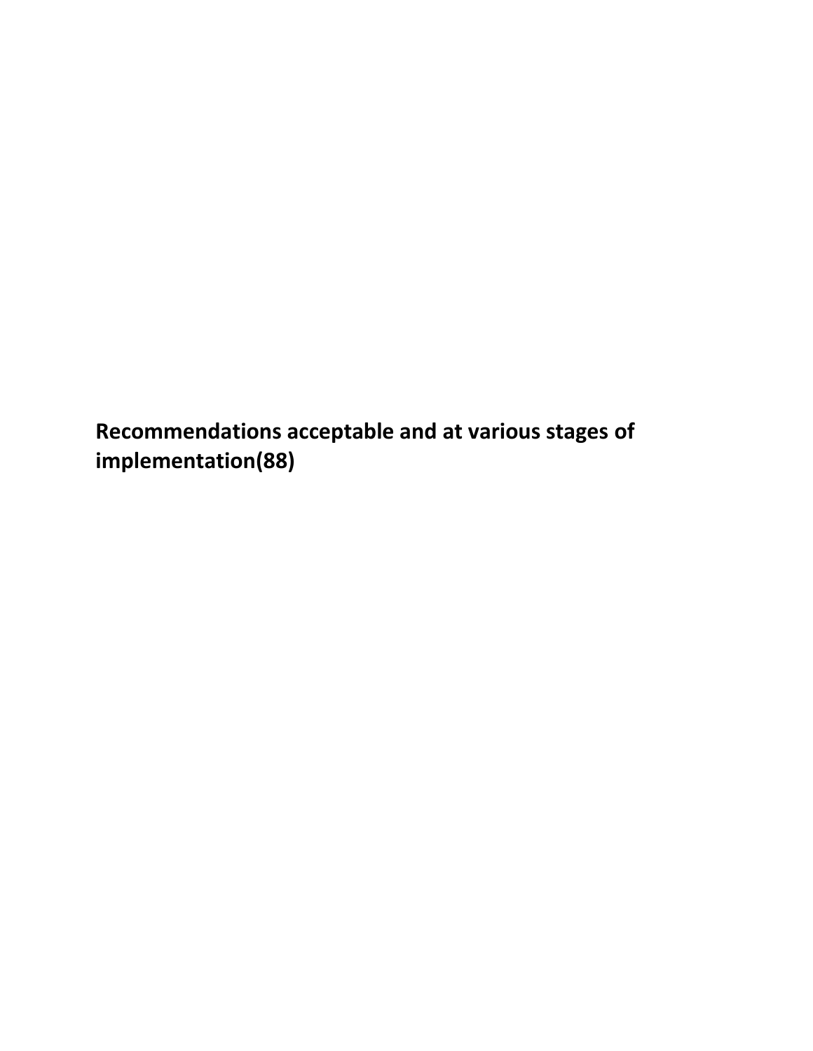**Recommendations acceptable and at various stages of implementation(88)**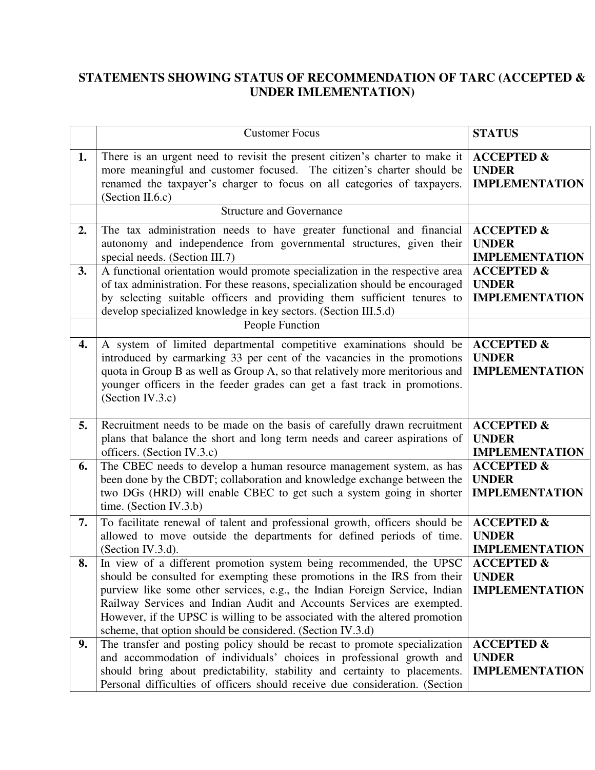# STATEMENTS SHOWING STATUS OF RECOMMENDATION OF TARC (ACCEPTED & UNDER IMLEMENTATION)

| | Customer Focus | STATUS |
|---|---|---|
| 1. | There is an urgent need to revisit the present citizen's charter to make it more meaningful and customer focused. The citizen's charter should be renamed the taxpayer's charger to focus on all categories of taxpayers. (Section II.6.c) | **ACCEPTED & UNDER IMPLEMENTATION** |
| | Structure and Governance | |
| 2. | The tax administration needs to have greater functional and financial autonomy and independence from governmental structures, given their special needs. (Section III.7) | **ACCEPTED & UNDER IMPLEMENTATION** |
| 3. | A functional orientation would promote specialization in the respective area of tax administration. For these reasons, specialization should be encouraged by selecting suitable officers and providing them sufficient tenures to develop specialized knowledge in key sectors. (Section III.5.d) | **ACCEPTED & UNDER IMPLEMENTATION** |
| | People Function | |
| 4. | A system of limited departmental competitive examinations should be introduced by earmarking 33 per cent of the vacancies in the promotions quota in Group B as well as Group A, so that relatively more meritorious and younger officers in the feeder grades can get a fast track in promotions. (Section IV.3.c) | **ACCEPTED & UNDER IMPLEMENTATION** |
| 5. | Recruitment needs to be made on the basis of carefully drawn recruitment plans that balance the short and long term needs and career aspirations of officers. (Section IV.3.c) | **ACCEPTED & UNDER IMPLEMENTATION** |
| 6. | The CBEC needs to develop a human resource management system, as has been done by the CBDT; collaboration and knowledge exchange between the two DGs (HRD) will enable CBEC to get such a system going in shorter time. (Section IV.3.b) | **ACCEPTED & UNDER IMPLEMENTATION** |
| 7. | To facilitate renewal of talent and professional growth, officers should be allowed to move outside the departments for defined periods of time. (Section IV.3.d). | **ACCEPTED & UNDER IMPLEMENTATION** |
| 8. | In view of a different promotion system being recommended, the UPSC should be consulted for exempting these promotions in the IRS from their purview like some other services, e.g., the Indian Foreign Service, Indian Railway Services and Indian Audit and Accounts Services are exempted. However, if the UPSC is willing to be associated with the altered promotion scheme, that option should be considered. (Section IV.3.d) | **ACCEPTED & UNDER IMPLEMENTATION** |
| 9. | The transfer and posting policy should be recast to promote specialization and accommodation of individuals' choices in professional growth and should bring about predictability, stability and certainty to placements. Personal difficulties of officers should receive due consideration. (Section | **ACCEPTED & UNDER IMPLEMENTATION** |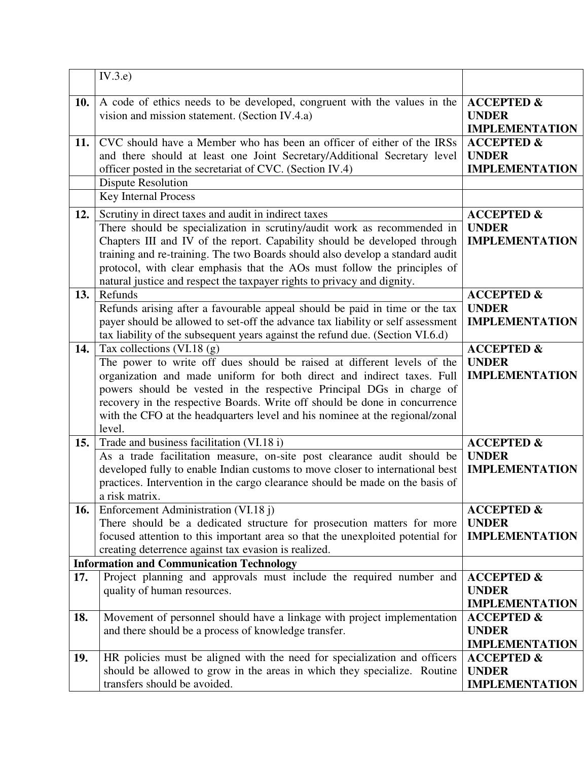| | | |
|---|---|---|
| | IV.3.e) | |
| **10.** | A code of ethics needs to be developed, congruent with the values in the vision and mission statement. (Section IV.4.a) | **ACCEPTED & UNDER IMPLEMENTATION** |
| **11.** | CVC should have a Member who has been an officer of either of the IRSs and there should at least one Joint Secretary/Additional Secretary level officer posted in the secretariat of CVC. (Section IV.4) | **ACCEPTED & UNDER IMPLEMENTATION** |
| | Dispute Resolution | |
| | Key Internal Process | |
| **12.** | Scrutiny in direct taxes and audit in indirect taxes<br>There should be specialization in scrutiny/audit work as recommended in Chapters III and IV of the report. Capability should be developed through training and re-training. The two Boards should also develop a standard audit protocol, with clear emphasis that the AOs must follow the principles of natural justice and respect the taxpayer rights to privacy and dignity. | **ACCEPTED & UNDER IMPLEMENTATION** |
| **13.** | Refunds<br>Refunds arising after a favourable appeal should be paid in time or the tax payer should be allowed to set-off the advance tax liability or self assessment tax liability of the subsequent years against the refund due. (Section VI.6.d) | **ACCEPTED & UNDER IMPLEMENTATION** |
| **14.** | Tax collections (VI.18 (g)<br>The power to write off dues should be raised at different levels of the organization and made uniform for both direct and indirect taxes. Full powers should be vested in the respective Principal DGs in charge of recovery in the respective Boards. Write off should be done in concurrence with the CFO at the headquarters level and his nominee at the regional/zonal level. | **ACCEPTED & UNDER IMPLEMENTATION** |
| **15.** | Trade and business facilitation (VI.18 i)<br>As a trade facilitation measure, on-site post clearance audit should be developed fully to enable Indian customs to move closer to international best practices. Intervention in the cargo clearance should be made on the basis of a risk matrix. | **ACCEPTED & UNDER IMPLEMENTATION** |
| **16.** | Enforcement Administration (VI.18 j)<br>There should be a dedicated structure for prosecution matters for more focused attention to this important area so that the unexploited potential for creating deterrence against tax evasion is realized. | **ACCEPTED & UNDER IMPLEMENTATION** |
| **Information and Communication Technology** | | |
| **17.** | Project planning and approvals must include the required number and quality of human resources. | **ACCEPTED & UNDER IMPLEMENTATION** |
| **18.** | Movement of personnel should have a linkage with project implementation and there should be a process of knowledge transfer. | **ACCEPTED & UNDER IMPLEMENTATION** |
| **19.** | HR policies must be aligned with the need for specialization and officers should be allowed to grow in the areas in which they specialize. Routine transfers should be avoided. | **ACCEPTED & UNDER IMPLEMENTATION** |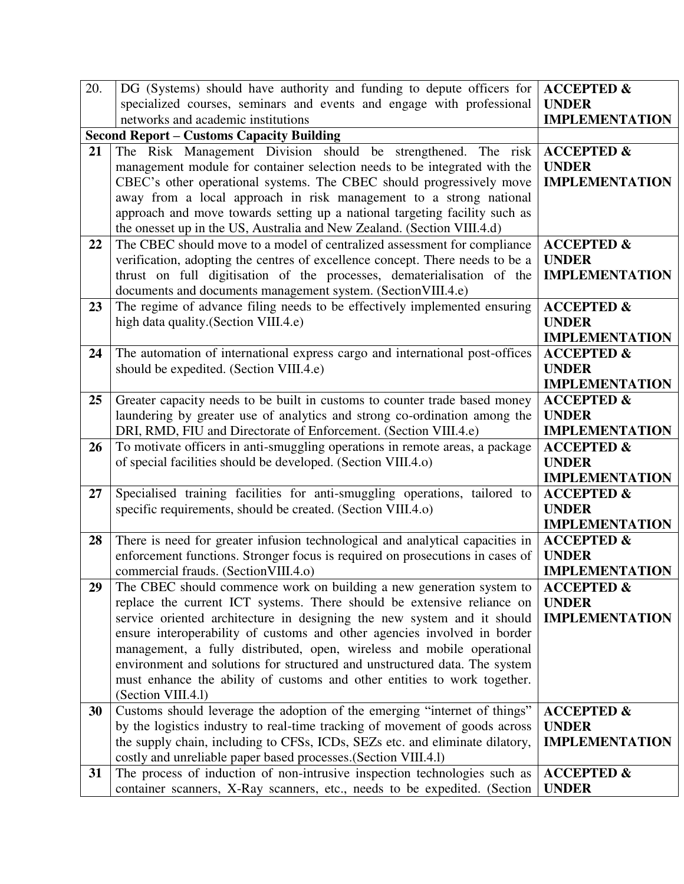| 20. | DG (Systems) should have authority and funding to depute officers for specialized courses, seminars and events and engage with professional networks and academic institutions | **ACCEPTED & UNDER IMPLEMENTATION** |
|---|---|---|
| **Second Report – Customs Capacity Building** | | |
| **21** | The Risk Management Division should be strengthened. The risk management module for container selection needs to be integrated with the CBEC's other operational systems. The CBEC should progressively move away from a local approach in risk management to a strong national approach and move towards setting up a national targeting facility such as the onesset up in the US, Australia and New Zealand. (Section VIII.4.d) | **ACCEPTED & UNDER IMPLEMENTATION** |
| **22** | The CBEC should move to a model of centralized assessment for compliance verification, adopting the centres of excellence concept. There needs to be a thrust on full digitisation of the processes, dematerialisation of the documents and documents management system. (SectionVIII.4.e) | **ACCEPTED & UNDER IMPLEMENTATION** |
| **23** | The regime of advance filing needs to be effectively implemented ensuring high data quality.(Section VIII.4.e) | **ACCEPTED & UNDER IMPLEMENTATION** |
| **24** | The automation of international express cargo and international post-offices should be expedited. (Section VIII.4.e) | **ACCEPTED & UNDER IMPLEMENTATION** |
| **25** | Greater capacity needs to be built in customs to counter trade based money laundering by greater use of analytics and strong co-ordination among the DRI, RMD, FIU and Directorate of Enforcement. (Section VIII.4.e) | **ACCEPTED & UNDER IMPLEMENTATION** |
| **26** | To motivate officers in anti-smuggling operations in remote areas, a package of special facilities should be developed. (Section VIII.4.o) | **ACCEPTED & UNDER IMPLEMENTATION** |
| **27** | Specialised training facilities for anti-smuggling operations, tailored to specific requirements, should be created. (Section VIII.4.o) | **ACCEPTED & UNDER IMPLEMENTATION** |
| **28** | There is need for greater infusion technological and analytical capacities in enforcement functions. Stronger focus is required on prosecutions in cases of commercial frauds. (SectionVIII.4.o) | **ACCEPTED & UNDER IMPLEMENTATION** |
| **29** | The CBEC should commence work on building a new generation system to replace the current ICT systems. There should be extensive reliance on service oriented architecture in designing the new system and it should ensure interoperability of customs and other agencies involved in border management, a fully distributed, open, wireless and mobile operational environment and solutions for structured and unstructured data. The system must enhance the ability of customs and other entities to work together. (Section VIII.4.l) | **ACCEPTED & UNDER IMPLEMENTATION** |
| **30** | Customs should leverage the adoption of the emerging "internet of things" by the logistics industry to real-time tracking of movement of goods across the supply chain, including to CFSs, ICDs, SEZs etc. and eliminate dilatory, costly and unreliable paper based processes.(Section VIII.4.l) | **ACCEPTED & UNDER IMPLEMENTATION** |
| **31** | The process of induction of non-intrusive inspection technologies such as container scanners, X-Ray scanners, etc., needs to be expedited. (Section | **ACCEPTED & UNDER** |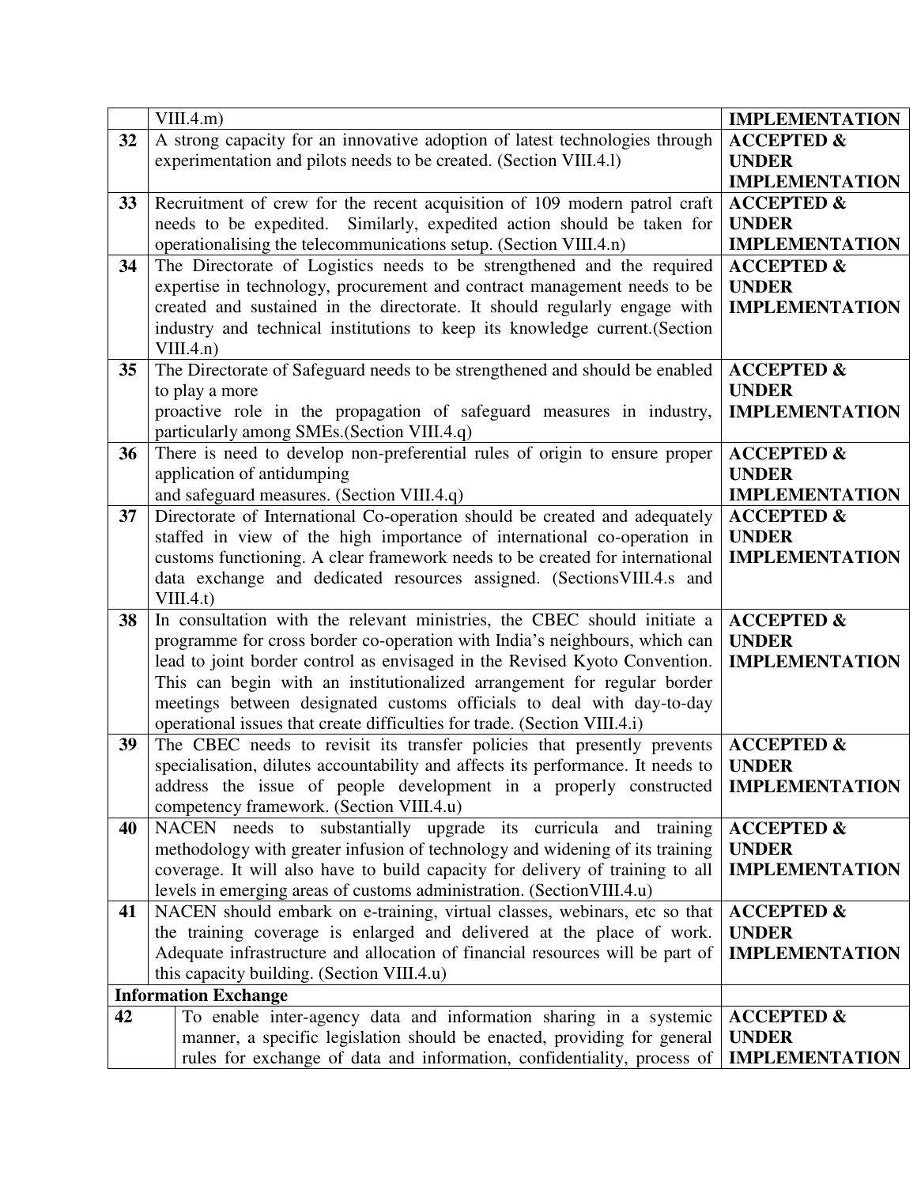| | | |
|---|---|---|
| | VIII.4.m) | IMPLEMENTATION |
| **32** | A strong capacity for an innovative adoption of latest technologies through experimentation and pilots needs to be created. (Section VIII.4.l) | **ACCEPTED & UNDER IMPLEMENTATION** |
| **33** | Recruitment of crew for the recent acquisition of 109 modern patrol craft needs to be expedited. Similarly, expedited action should be taken for operationalising the telecommunications setup. (Section VIII.4.n) | **ACCEPTED & UNDER IMPLEMENTATION** |
| **34** | The Directorate of Logistics needs to be strengthened and the required expertise in technology, procurement and contract management needs to be created and sustained in the directorate. It should regularly engage with industry and technical institutions to keep its knowledge current.(Section VIII.4.n) | **ACCEPTED & UNDER IMPLEMENTATION** |
| **35** | The Directorate of Safeguard needs to be strengthened and should be enabled to play a more proactive role in the propagation of safeguard measures in industry, particularly among SMEs.(Section VIII.4.q) | **ACCEPTED & UNDER IMPLEMENTATION** |
| **36** | There is need to develop non-preferential rules of origin to ensure proper application of antidumping and safeguard measures. (Section VIII.4.q) | **ACCEPTED & UNDER IMPLEMENTATION** |
| **37** | Directorate of International Co-operation should be created and adequately staffed in view of the high importance of international co-operation in customs functioning. A clear framework needs to be created for international data exchange and dedicated resources assigned. (SectionsVIII.4.s and VIII.4.t) | **ACCEPTED & UNDER IMPLEMENTATION** |
| **38** | In consultation with the relevant ministries, the CBEC should initiate a programme for cross border co-operation with India's neighbours, which can lead to joint border control as envisaged in the Revised Kyoto Convention. This can begin with an institutionalized arrangement for regular border meetings between designated customs officials to deal with day-to-day operational issues that create difficulties for trade. (Section VIII.4.i) | **ACCEPTED & UNDER IMPLEMENTATION** |
| **39** | The CBEC needs to revisit its transfer policies that presently prevents specialisation, dilutes accountability and affects its performance. It needs to address the issue of people development in a properly constructed competency framework. (Section VIII.4.u) | **ACCEPTED & UNDER IMPLEMENTATION** |
| **40** | NACEN needs to substantially upgrade its curricula and training methodology with greater infusion of technology and widening of its training coverage. It will also have to build capacity for delivery of training to all levels in emerging areas of customs administration. (SectionVIII.4.u) | **ACCEPTED & UNDER IMPLEMENTATION** |
| **41** | NACEN should embark on e-training, virtual classes, webinars, etc so that the training coverage is enlarged and delivered at the place of work. Adequate infrastructure and allocation of financial resources will be part of this capacity building. (Section VIII.4.u) | **ACCEPTED & UNDER IMPLEMENTATION** |
| **Information Exchange** | | |
| **42** | To enable inter-agency data and information sharing in a systemic manner, a specific legislation should be enacted, providing for general rules for exchange of data and information, confidentiality, process of | **ACCEPTED & UNDER IMPLEMENTATION** |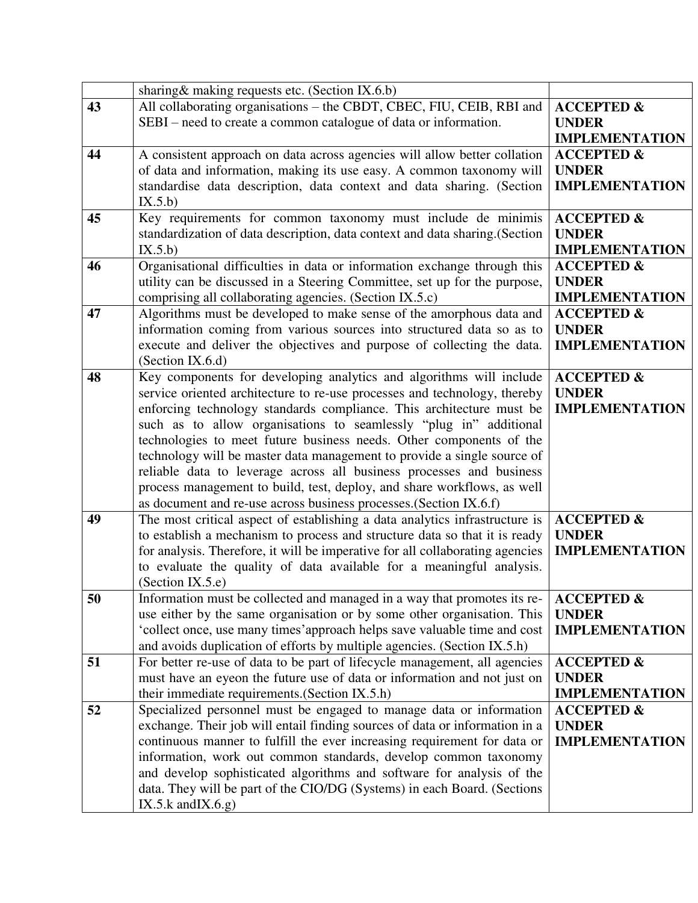| | | |
|---|---|---|
| | sharing& making requests etc. (Section IX.6.b) | |
| **43** | All collaborating organisations – the CBDT, CBEC, FIU, CEIB, RBI and SEBI – need to create a common catalogue of data or information. | **ACCEPTED & UNDER IMPLEMENTATION** |
| **44** | A consistent approach on data across agencies will allow better collation of data and information, making its use easy. A common taxonomy will standardise data description, data context and data sharing. (Section IX.5.b) | **ACCEPTED & UNDER IMPLEMENTATION** |
| **45** | Key requirements for common taxonomy must include de minimis standardization of data description, data context and data sharing.(Section IX.5.b) | **ACCEPTED & UNDER IMPLEMENTATION** |
| **46** | Organisational difficulties in data or information exchange through this utility can be discussed in a Steering Committee, set up for the purpose, comprising all collaborating agencies. (Section IX.5.c) | **ACCEPTED & UNDER IMPLEMENTATION** |
| **47** | Algorithms must be developed to make sense of the amorphous data and information coming from various sources into structured data so as to execute and deliver the objectives and purpose of collecting the data. (Section IX.6.d) | **ACCEPTED & UNDER IMPLEMENTATION** |
| **48** | Key components for developing analytics and algorithms will include service oriented architecture to re-use processes and technology, thereby enforcing technology standards compliance. This architecture must be such as to allow organisations to seamlessly "plug in" additional technologies to meet future business needs. Other components of the technology will be master data management to provide a single source of reliable data to leverage across all business processes and business process management to build, test, deploy, and share workflows, as well as document and re-use across business processes.(Section IX.6.f) | **ACCEPTED & UNDER IMPLEMENTATION** |
| **49** | The most critical aspect of establishing a data analytics infrastructure is to establish a mechanism to process and structure data so that it is ready for analysis. Therefore, it will be imperative for all collaborating agencies to evaluate the quality of data available for a meaningful analysis. (Section IX.5.e) | **ACCEPTED & UNDER IMPLEMENTATION** |
| **50** | Information must be collected and managed in a way that promotes its re-use either by the same organisation or by some other organisation. This 'collect once, use many times'approach helps save valuable time and cost and avoids duplication of efforts by multiple agencies. (Section IX.5.h) | **ACCEPTED & UNDER IMPLEMENTATION** |
| **51** | For better re-use of data to be part of lifecycle management, all agencies must have an eyeon the future use of data or information and not just on their immediate requirements.(Section IX.5.h) | **ACCEPTED & UNDER IMPLEMENTATION** |
| **52** | Specialized personnel must be engaged to manage data or information exchange. Their job will entail finding sources of data or information in a continuous manner to fulfill the ever increasing requirement for data or information, work out common standards, develop common taxonomy and develop sophisticated algorithms and software for analysis of the data. They will be part of the CIO/DG (Systems) in each Board. (Sections IX.5.k andIX.6.g) | **ACCEPTED & UNDER IMPLEMENTATION** |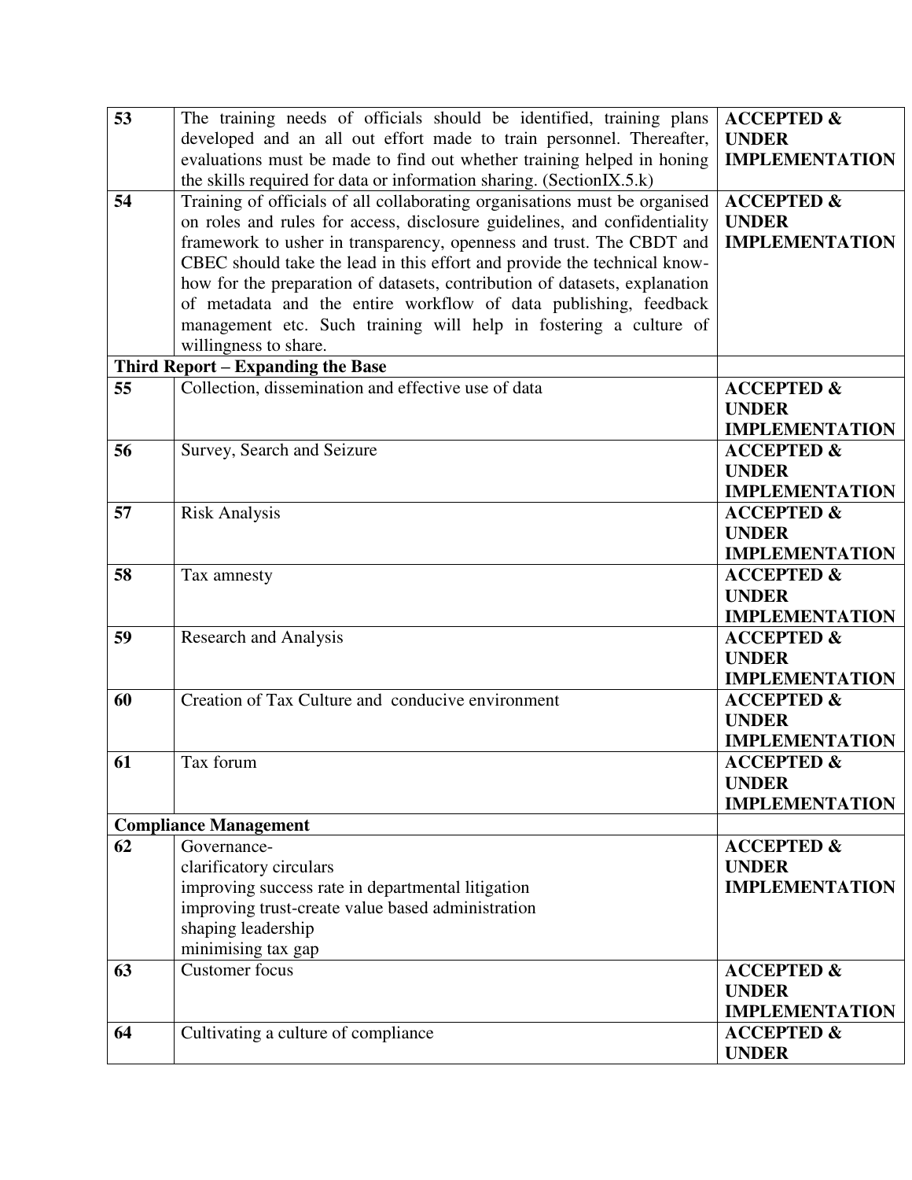| | | |
|---|---|---|
| **53** | The training needs of officials should be identified, training plans developed and an all out effort made to train personnel. Thereafter, evaluations must be made to find out whether training helped in honing the skills required for data or information sharing. (SectionIX.5.k) | **ACCEPTED & UNDER IMPLEMENTATION** |
| **54** | Training of officials of all collaborating organisations must be organised on roles and rules for access, disclosure guidelines, and confidentiality framework to usher in transparency, openness and trust. The CBDT and CBEC should take the lead in this effort and provide the technical know-how for the preparation of datasets, contribution of datasets, explanation of metadata and the entire workflow of data publishing, feedback management etc. Such training will help in fostering a culture of willingness to share. | **ACCEPTED & UNDER IMPLEMENTATION** |
| **Third Report – Expanding the Base** | | |
| **55** | Collection, dissemination and effective use of data | **ACCEPTED & UNDER IMPLEMENTATION** |
| **56** | Survey, Search and Seizure | **ACCEPTED & UNDER IMPLEMENTATION** |
| **57** | Risk Analysis | **ACCEPTED & UNDER IMPLEMENTATION** |
| **58** | Tax amnesty | **ACCEPTED & UNDER IMPLEMENTATION** |
| **59** | Research and Analysis | **ACCEPTED & UNDER IMPLEMENTATION** |
| **60** | Creation of Tax Culture and conducive environment | **ACCEPTED & UNDER IMPLEMENTATION** |
| **61** | Tax forum | **ACCEPTED & UNDER IMPLEMENTATION** |
| **Compliance Management** | | |
| **62** | Governance-<br>clarificatory circulars<br>improving success rate in departmental litigation<br>improving trust-create value based administration<br>shaping leadership<br>minimising tax gap | **ACCEPTED & UNDER IMPLEMENTATION** |
| **63** | Customer focus | **ACCEPTED & UNDER IMPLEMENTATION** |
| **64** | Cultivating a culture of compliance | **ACCEPTED & UNDER** |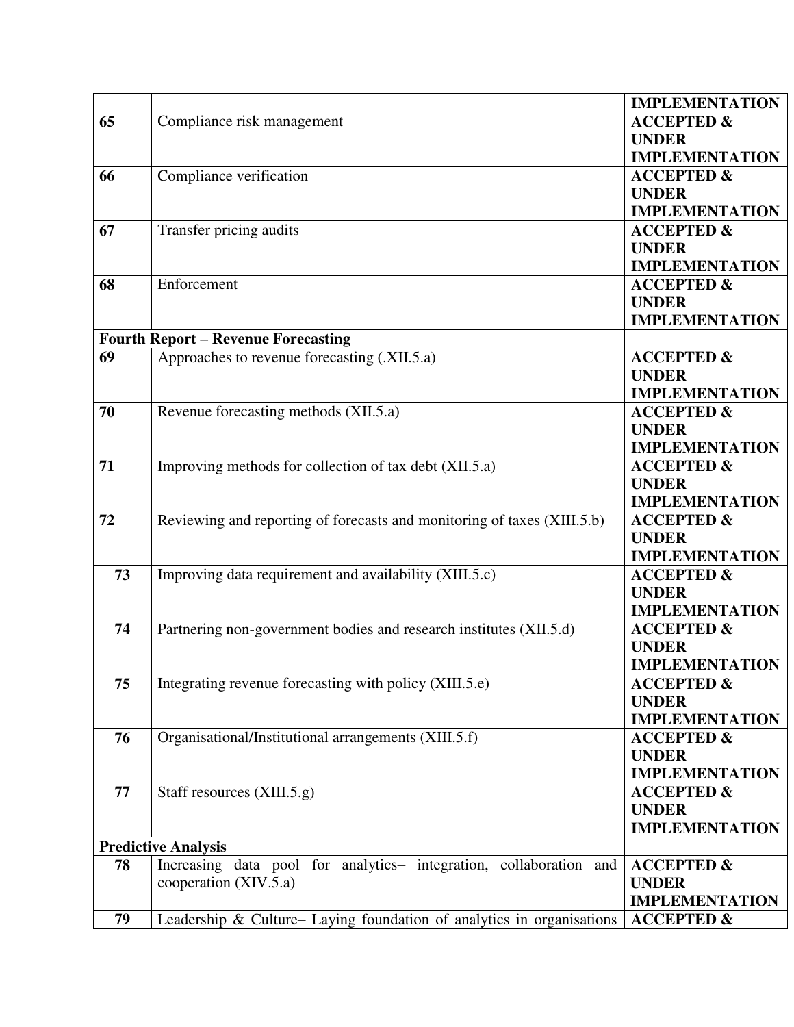| | | |
|---|---|---|
| | | **IMPLEMENTATION** |
| **65** | Compliance risk management | **ACCEPTED & UNDER IMPLEMENTATION** |
| **66** | Compliance verification | **ACCEPTED & UNDER IMPLEMENTATION** |
| **67** | Transfer pricing audits | **ACCEPTED & UNDER IMPLEMENTATION** |
| **68** | Enforcement | **ACCEPTED & UNDER IMPLEMENTATION** |
| **Fourth Report – Revenue Forecasting** | | |
| **69** | Approaches to revenue forecasting (.XII.5.a) | **ACCEPTED & UNDER IMPLEMENTATION** |
| **70** | Revenue forecasting methods (XII.5.a) | **ACCEPTED & UNDER IMPLEMENTATION** |
| **71** | Improving methods for collection of tax debt (XII.5.a) | **ACCEPTED & UNDER IMPLEMENTATION** |
| **72** | Reviewing and reporting of forecasts and monitoring of taxes (XIII.5.b) | **ACCEPTED & UNDER IMPLEMENTATION** |
| **73** | Improving data requirement and availability (XIII.5.c) | **ACCEPTED & UNDER IMPLEMENTATION** |
| **74** | Partnering non-government bodies and research institutes (XII.5.d) | **ACCEPTED & UNDER IMPLEMENTATION** |
| **75** | Integrating revenue forecasting with policy (XIII.5.e) | **ACCEPTED & UNDER IMPLEMENTATION** |
| **76** | Organisational/Institutional arrangements (XIII.5.f) | **ACCEPTED & UNDER IMPLEMENTATION** |
| **77** | Staff resources (XIII.5.g) | **ACCEPTED & UNDER IMPLEMENTATION** |
| **Predictive Analysis** | | |
| **78** | Increasing data pool for analytics– integration, collaboration and cooperation (XIV.5.a) | **ACCEPTED & UNDER IMPLEMENTATION** |
| **79** | Leadership & Culture– Laying foundation of analytics in organisations | **ACCEPTED &** |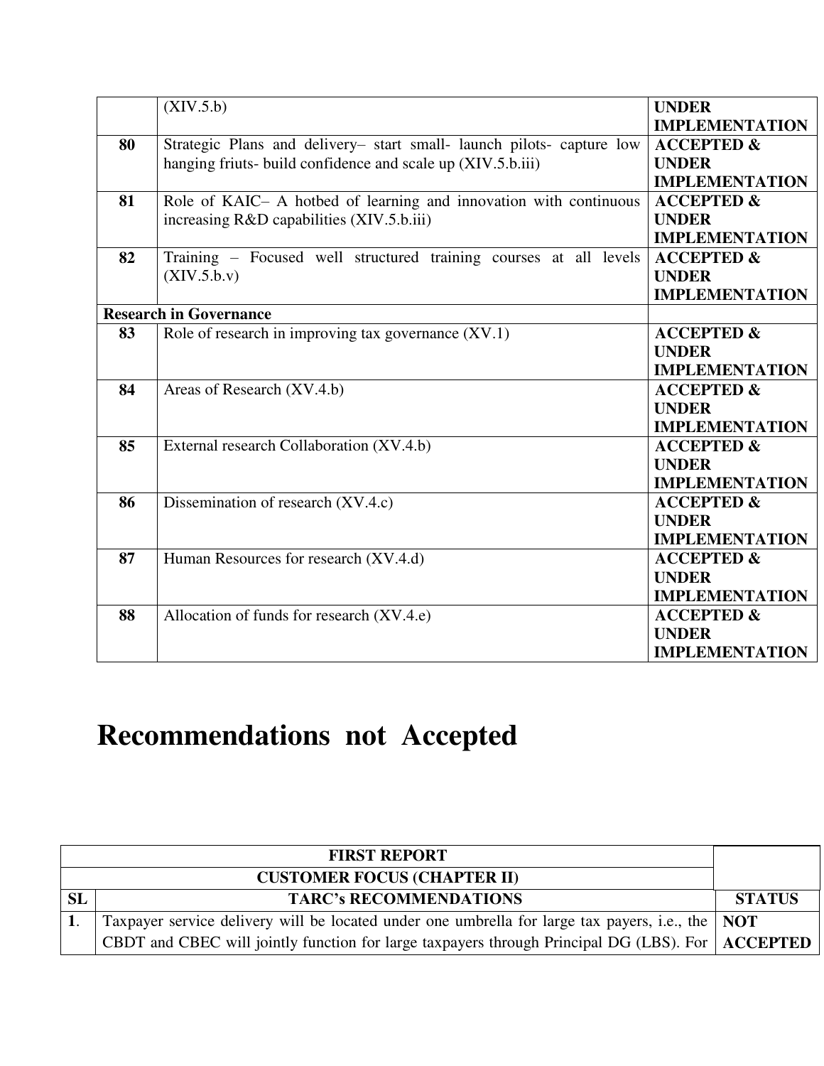| | | |
|---|---|---|
| | (XIV.5.b) | **UNDER IMPLEMENTATION** |
| **80** | Strategic Plans and delivery– start small- launch pilots- capture low hanging friuts- build confidence and scale up (XIV.5.b.iii) | **ACCEPTED & UNDER IMPLEMENTATION** |
| **81** | Role of KAIC– A hotbed of learning and innovation with continuous increasing R&D capabilities (XIV.5.b.iii) | **ACCEPTED & UNDER IMPLEMENTATION** |
| **82** | Training – Focused well structured training courses at all levels (XIV.5.b.v) | **ACCEPTED & UNDER IMPLEMENTATION** |
| **Research in Governance** | | |
| **83** | Role of research in improving tax governance (XV.1) | **ACCEPTED & UNDER IMPLEMENTATION** |
| **84** | Areas of Research (XV.4.b) | **ACCEPTED & UNDER IMPLEMENTATION** |
| **85** | External research Collaboration (XV.4.b) | **ACCEPTED & UNDER IMPLEMENTATION** |
| **86** | Dissemination of research (XV.4.c) | **ACCEPTED & UNDER IMPLEMENTATION** |
| **87** | Human Resources for research (XV.4.d) | **ACCEPTED & UNDER IMPLEMENTATION** |
| **88** | Allocation of funds for research (XV.4.e) | **ACCEPTED & UNDER IMPLEMENTATION** |

# Recommendations not Accepted

| **FIRST REPORT** | | |
|---|---|---|
| **CUSTOMER FOCUS (CHAPTER II)** | | |
| **SL** | **TARC's RECOMMENDATIONS** | **STATUS** |
| **1**. | Taxpayer service delivery will be located under one umbrella for large tax payers, i.e., the CBDT and CBEC will jointly function for large taxpayers through Principal DG (LBS). For | **NOT ACCEPTED** |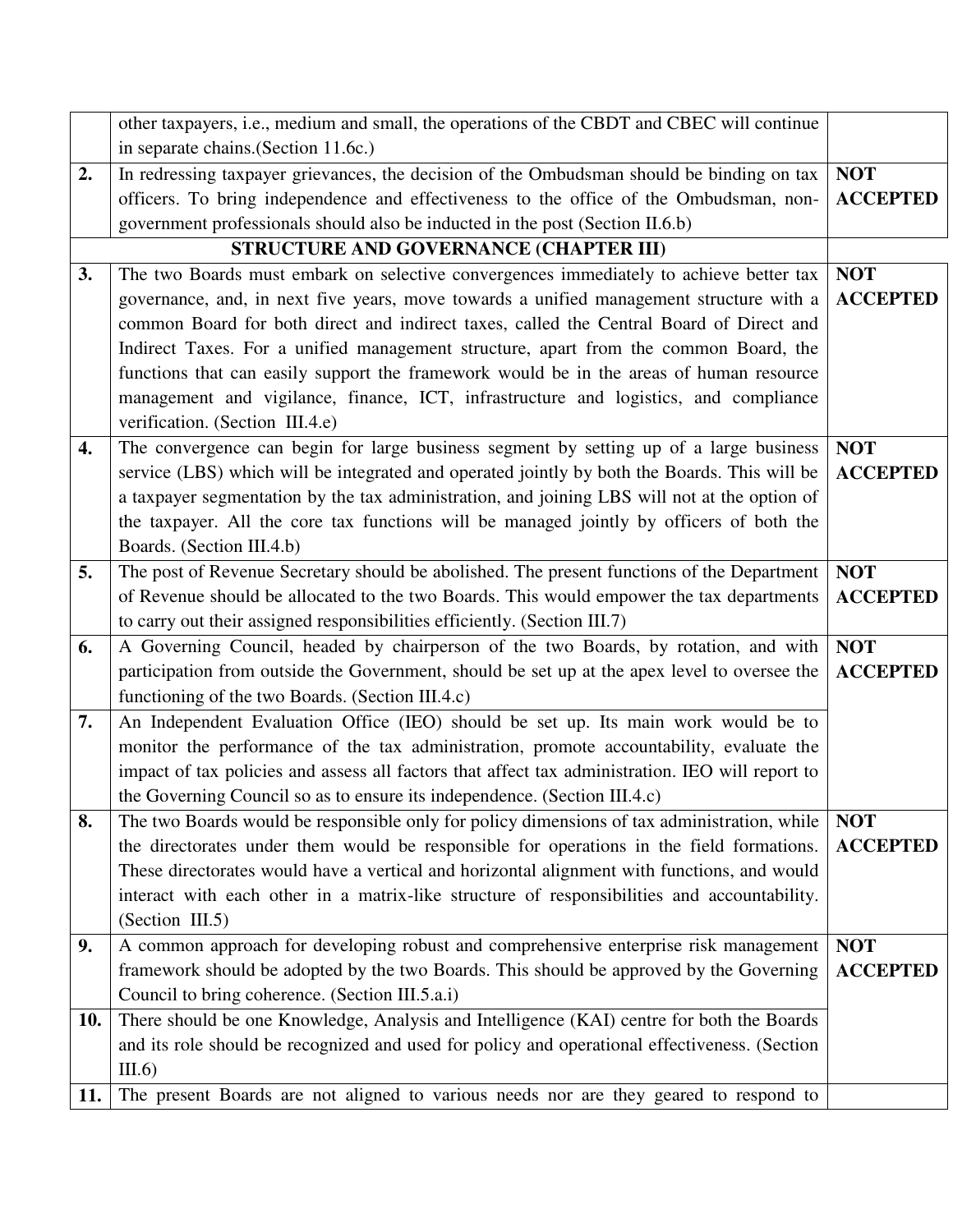| | | |
|---|---|---|
| | other taxpayers, i.e., medium and small, the operations of the CBDT and CBEC will continue in separate chains.(Section 11.6c.) | |
| **2.** | In redressing taxpayer grievances, the decision of the Ombudsman should be binding on tax officers. To bring independence and effectiveness to the office of the Ombudsman, non-government professionals should also be inducted in the post (Section II.6.b) | **NOT ACCEPTED** |
| | **STRUCTURE AND GOVERNANCE (CHAPTER III)** | |
| **3.** | The two Boards must embark on selective convergences immediately to achieve better tax governance, and, in next five years, move towards a unified management structure with a common Board for both direct and indirect taxes, called the Central Board of Direct and Indirect Taxes. For a unified management structure, apart from the common Board, the functions that can easily support the framework would be in the areas of human resource management and vigilance, finance, ICT, infrastructure and logistics, and compliance verification. (Section III.4.e) | **NOT ACCEPTED** |
| **4.** | The convergence can begin for large business segment by setting up of a large business service (LBS) which will be integrated and operated jointly by both the Boards. This will be a taxpayer segmentation by the tax administration, and joining LBS will not at the option of the taxpayer. All the core tax functions will be managed jointly by officers of both the Boards. (Section III.4.b) | **NOT ACCEPTED** |
| **5.** | The post of Revenue Secretary should be abolished. The present functions of the Department of Revenue should be allocated to the two Boards. This would empower the tax departments to carry out their assigned responsibilities efficiently. (Section III.7) | **NOT ACCEPTED** |
| **6.** | A Governing Council, headed by chairperson of the two Boards, by rotation, and with participation from outside the Government, should be set up at the apex level to oversee the functioning of the two Boards. (Section III.4.c) | **NOT ACCEPTED** |
| **7.** | An Independent Evaluation Office (IEO) should be set up. Its main work would be to monitor the performance of the tax administration, promote accountability, evaluate the impact of tax policies and assess all factors that affect tax administration. IEO will report to the Governing Council so as to ensure its independence. (Section III.4.c) | |
| **8.** | The two Boards would be responsible only for policy dimensions of tax administration, while the directorates under them would be responsible for operations in the field formations. These directorates would have a vertical and horizontal alignment with functions, and would interact with each other in a matrix-like structure of responsibilities and accountability. (Section III.5) | **NOT ACCEPTED** |
| **9.** | A common approach for developing robust and comprehensive enterprise risk management framework should be adopted by the two Boards. This should be approved by the Governing Council to bring coherence. (Section III.5.a.i) | **NOT ACCEPTED** |
| **10.** | There should be one Knowledge, Analysis and Intelligence (KAI) centre for both the Boards and its role should be recognized and used for policy and operational effectiveness. (Section III.6) | |
| **11.** | The present Boards are not aligned to various needs nor are they geared to respond to | |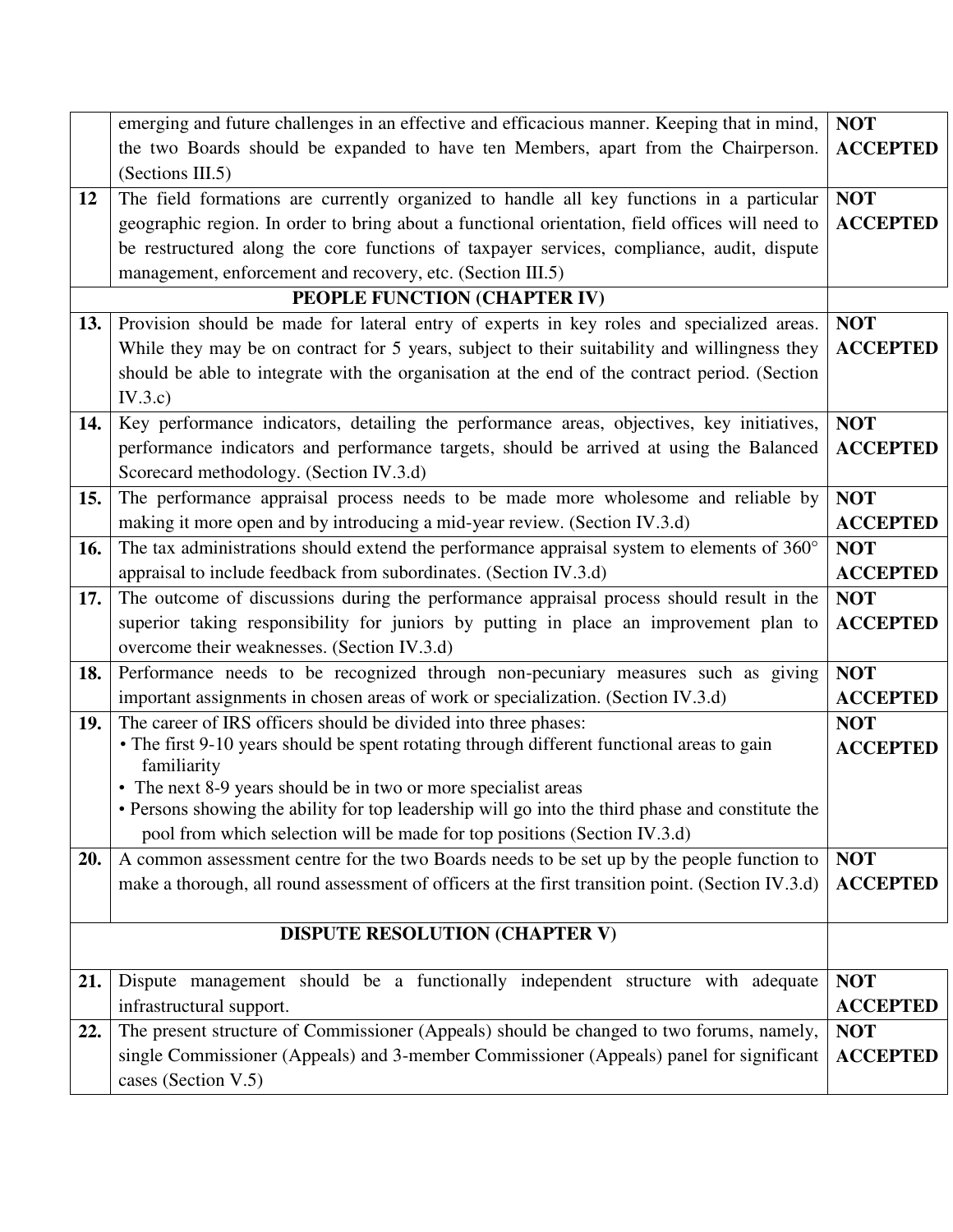| | | |
|---|---|---|
| | emerging and future challenges in an effective and efficacious manner. Keeping that in mind, the two Boards should be expanded to have ten Members, apart from the Chairperson. (Sections III.5) | **NOT ACCEPTED** |
| **12** | The field formations are currently organized to handle all key functions in a particular geographic region. In order to bring about a functional orientation, field offices will need to be restructured along the core functions of taxpayer services, compliance, audit, dispute management, enforcement and recovery, etc. (Section III.5) | **NOT ACCEPTED** |
| | **PEOPLE FUNCTION (CHAPTER IV)** | |
| **13.** | Provision should be made for lateral entry of experts in key roles and specialized areas. While they may be on contract for 5 years, subject to their suitability and willingness they should be able to integrate with the organisation at the end of the contract period. (Section IV.3.c) | **NOT ACCEPTED** |
| **14.** | Key performance indicators, detailing the performance areas, objectives, key initiatives, performance indicators and performance targets, should be arrived at using the Balanced Scorecard methodology. (Section IV.3.d) | **NOT ACCEPTED** |
| **15.** | The performance appraisal process needs to be made more wholesome and reliable by making it more open and by introducing a mid-year review. (Section IV.3.d) | **NOT ACCEPTED** |
| **16.** | The tax administrations should extend the performance appraisal system to elements of 360° appraisal to include feedback from subordinates. (Section IV.3.d) | **NOT ACCEPTED** |
| **17.** | The outcome of discussions during the performance appraisal process should result in the superior taking responsibility for juniors by putting in place an improvement plan to overcome their weaknesses. (Section IV.3.d) | **NOT ACCEPTED** |
| **18.** | Performance needs to be recognized through non-pecuniary measures such as giving important assignments in chosen areas of work or specialization. (Section IV.3.d) | **NOT ACCEPTED** |
| **19.** | The career of IRS officers should be divided into three phases:<br>• The first 9-10 years should be spent rotating through different functional areas to gain familiarity<br>• The next 8-9 years should be in two or more specialist areas<br>• Persons showing the ability for top leadership will go into the third phase and constitute the pool from which selection will be made for top positions (Section IV.3.d) | **NOT ACCEPTED** |
| **20.** | A common assessment centre for the two Boards needs to be set up by the people function to make a thorough, all round assessment of officers at the first transition point. (Section IV.3.d) | **NOT ACCEPTED** |
| | **DISPUTE RESOLUTION (CHAPTER V)** | |
| **21.** | Dispute management should be a functionally independent structure with adequate infrastructural support. | **NOT ACCEPTED** |
| **22.** | The present structure of Commissioner (Appeals) should be changed to two forums, namely, single Commissioner (Appeals) and 3-member Commissioner (Appeals) panel for significant cases (Section V.5) | **NOT ACCEPTED** |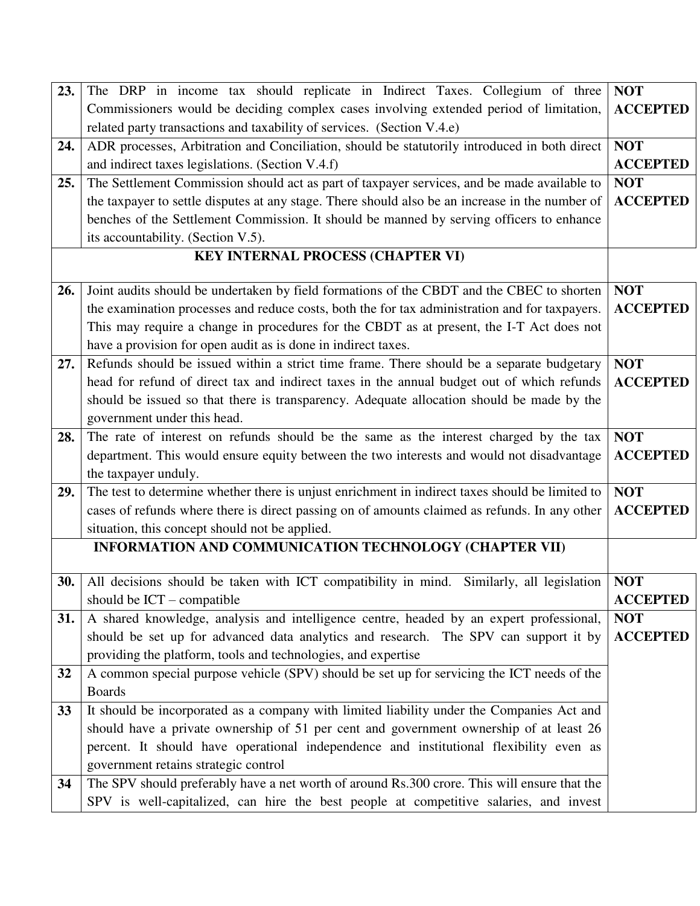| | | |
|---|---|---|
| **23.** | The DRP in income tax should replicate in Indirect Taxes. Collegium of three Commissioners would be deciding complex cases involving extended period of limitation, related party transactions and taxability of services. (Section V.4.e) | **NOT ACCEPTED** |
| **24.** | ADR processes, Arbitration and Conciliation, should be statutorily introduced in both direct and indirect taxes legislations. (Section V.4.f) | **NOT ACCEPTED** |
| **25.** | The Settlement Commission should act as part of taxpayer services, and be made available to the taxpayer to settle disputes at any stage. There should also be an increase in the number of benches of the Settlement Commission. It should be manned by serving officers to enhance its accountability. (Section V.5). | **NOT ACCEPTED** |
| | **KEY INTERNAL PROCESS (CHAPTER VI)** | |
| **26.** | Joint audits should be undertaken by field formations of the CBDT and the CBEC to shorten the examination processes and reduce costs, both the for tax administration and for taxpayers. This may require a change in procedures for the CBDT as at present, the I-T Act does not have a provision for open audit as is done in indirect taxes. | **NOT ACCEPTED** |
| **27.** | Refunds should be issued within a strict time frame. There should be a separate budgetary head for refund of direct tax and indirect taxes in the annual budget out of which refunds should be issued so that there is transparency. Adequate allocation should be made by the government under this head. | **NOT ACCEPTED** |
| **28.** | The rate of interest on refunds should be the same as the interest charged by the tax department. This would ensure equity between the two interests and would not disadvantage the taxpayer unduly. | **NOT ACCEPTED** |
| **29.** | The test to determine whether there is unjust enrichment in indirect taxes should be limited to cases of refunds where there is direct passing on of amounts claimed as refunds. In any other situation, this concept should not be applied. | **NOT ACCEPTED** |
| | **INFORMATION AND COMMUNICATION TECHNOLOGY (CHAPTER VII)** | |
| **30.** | All decisions should be taken with ICT compatibility in mind. Similarly, all legislation should be ICT – compatible | **NOT ACCEPTED** |
| **31.** | A shared knowledge, analysis and intelligence centre, headed by an expert professional, should be set up for advanced data analytics and research. The SPV can support it by providing the platform, tools and technologies, and expertise | **NOT ACCEPTED** |
| **32** | A common special purpose vehicle (SPV) should be set up for servicing the ICT needs of the Boards | |
| **33** | It should be incorporated as a company with limited liability under the Companies Act and should have a private ownership of 51 per cent and government ownership of at least 26 percent. It should have operational independence and institutional flexibility even as government retains strategic control | |
| **34** | The SPV should preferably have a net worth of around Rs.300 crore. This will ensure that the SPV is well-capitalized, can hire the best people at competitive salaries, and invest | |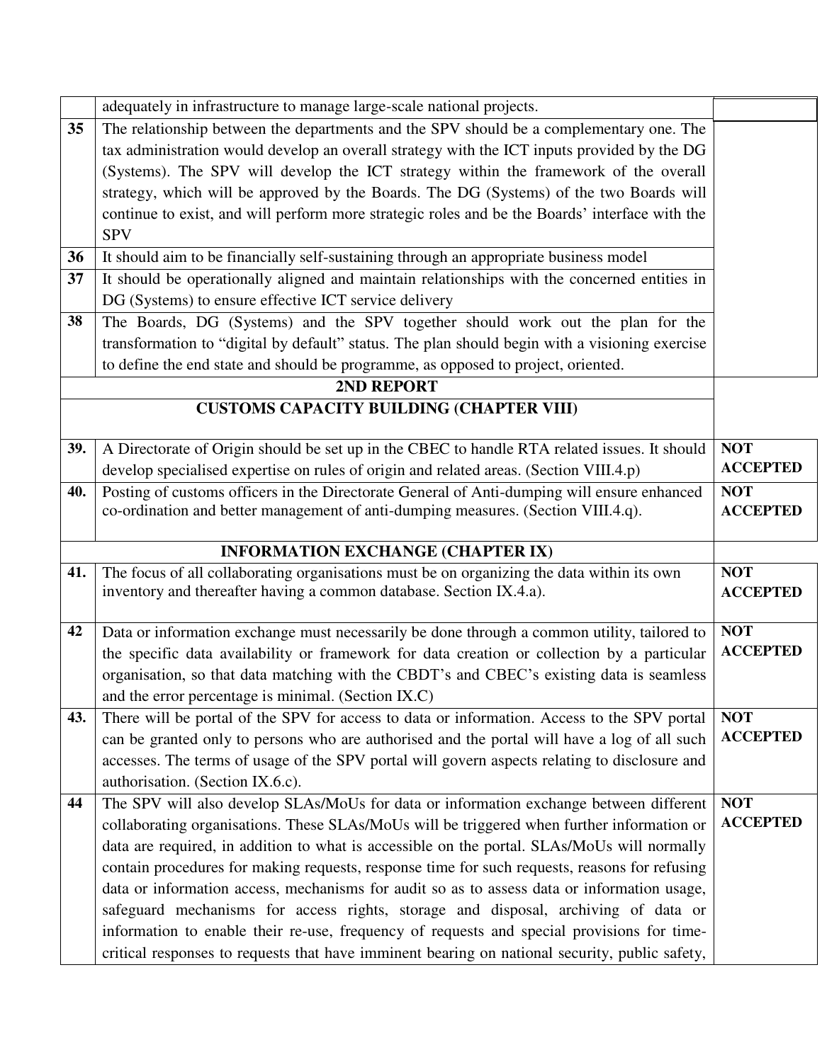| | | |
|---|---|---|
| | adequately in infrastructure to manage large-scale national projects. | |
| **35** | The relationship between the departments and the SPV should be a complementary one. The tax administration would develop an overall strategy with the ICT inputs provided by the DG (Systems). The SPV will develop the ICT strategy within the framework of the overall strategy, which will be approved by the Boards. The DG (Systems) of the two Boards will continue to exist, and will perform more strategic roles and be the Boards' interface with the SPV | |
| **36** | It should aim to be financially self-sustaining through an appropriate business model | |
| **37** | It should be operationally aligned and maintain relationships with the concerned entities in DG (Systems) to ensure effective ICT service delivery | |
| **38** | The Boards, DG (Systems) and the SPV together should work out the plan for the transformation to "digital by default" status. The plan should begin with a visioning exercise to define the end state and should be programme, as opposed to project, oriented. | |
| | **2ND REPORT** | |
| | **CUSTOMS CAPACITY BUILDING (CHAPTER VIII)** | |
| **39.** | A Directorate of Origin should be set up in the CBEC to handle RTA related issues. It should develop specialised expertise on rules of origin and related areas. (Section VIII.4.p) | **NOT ACCEPTED** |
| **40.** | Posting of customs officers in the Directorate General of Anti-dumping will ensure enhanced co-ordination and better management of anti-dumping measures. (Section VIII.4.q). | **NOT ACCEPTED** |
| | **INFORMATION EXCHANGE (CHAPTER IX)** | |
| **41.** | The focus of all collaborating organisations must be on organizing the data within its own inventory and thereafter having a common database. Section IX.4.a). | **NOT ACCEPTED** |
| **42** | Data or information exchange must necessarily be done through a common utility, tailored to the specific data availability or framework for data creation or collection by a particular organisation, so that data matching with the CBDT's and CBEC's existing data is seamless and the error percentage is minimal. (Section IX.C) | **NOT ACCEPTED** |
| **43.** | There will be portal of the SPV for access to data or information. Access to the SPV portal can be granted only to persons who are authorised and the portal will have a log of all such accesses. The terms of usage of the SPV portal will govern aspects relating to disclosure and authorisation. (Section IX.6.c). | **NOT ACCEPTED** |
| **44** | The SPV will also develop SLAs/MoUs for data or information exchange between different collaborating organisations. These SLAs/MoUs will be triggered when further information or data are required, in addition to what is accessible on the portal. SLAs/MoUs will normally contain procedures for making requests, response time for such requests, reasons for refusing data or information access, mechanisms for audit so as to assess data or information usage, safeguard mechanisms for access rights, storage and disposal, archiving of data or information to enable their re-use, frequency of requests and special provisions for time-critical responses to requests that have imminent bearing on national security, public safety, | **NOT ACCEPTED** |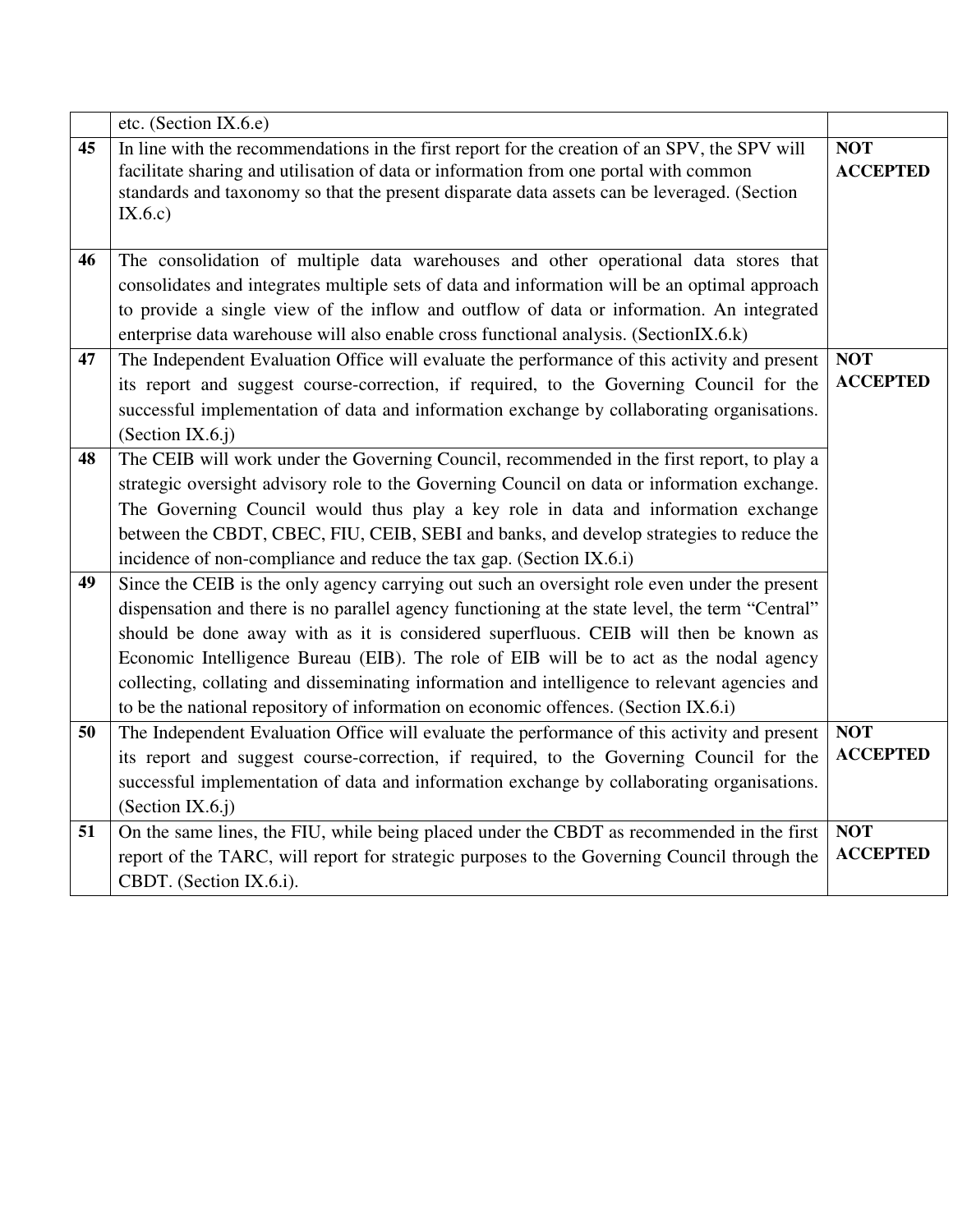| | | |
|---|---|---|
| | etc. (Section IX.6.e) | |
| **45** | In line with the recommendations in the first report for the creation of an SPV, the SPV will facilitate sharing and utilisation of data or information from one portal with common standards and taxonomy so that the present disparate data assets can be leveraged. (Section IX.6.c) | **NOT ACCEPTED** |
| **46** | The consolidation of multiple data warehouses and other operational data stores that consolidates and integrates multiple sets of data and information will be an optimal approach to provide a single view of the inflow and outflow of data or information. An integrated enterprise data warehouse will also enable cross functional analysis. (SectionIX.6.k) | |
| **47** | The Independent Evaluation Office will evaluate the performance of this activity and present its report and suggest course-correction, if required, to the Governing Council for the successful implementation of data and information exchange by collaborating organisations. (Section IX.6.j) | **NOT ACCEPTED** |
| **48** | The CEIB will work under the Governing Council, recommended in the first report, to play a strategic oversight advisory role to the Governing Council on data or information exchange. The Governing Council would thus play a key role in data and information exchange between the CBDT, CBEC, FIU, CEIB, SEBI and banks, and develop strategies to reduce the incidence of non-compliance and reduce the tax gap. (Section IX.6.i) | |
| **49** | Since the CEIB is the only agency carrying out such an oversight role even under the present dispensation and there is no parallel agency functioning at the state level, the term "Central" should be done away with as it is considered superfluous. CEIB will then be known as Economic Intelligence Bureau (EIB). The role of EIB will be to act as the nodal agency collecting, collating and disseminating information and intelligence to relevant agencies and to be the national repository of information on economic offences. (Section IX.6.i) | |
| **50** | The Independent Evaluation Office will evaluate the performance of this activity and present its report and suggest course-correction, if required, to the Governing Council for the successful implementation of data and information exchange by collaborating organisations. (Section IX.6.j) | **NOT ACCEPTED** |
| **51** | On the same lines, the FIU, while being placed under the CBDT as recommended in the first report of the TARC, will report for strategic purposes to the Governing Council through the CBDT. (Section IX.6.i). | **NOT ACCEPTED** |